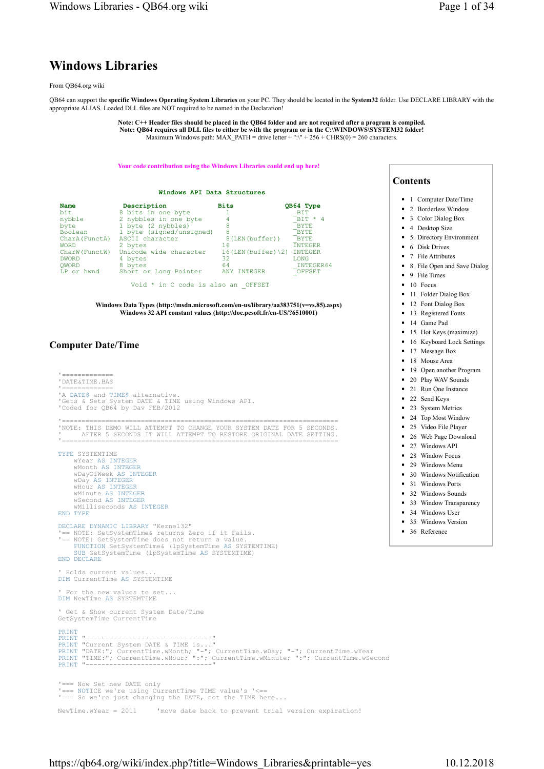# Windows Libraries

From QB64.org wiki

QB64 can support the **specific Windows Operating System Libraries** on your PC. They should be located in the **System32** folder. Use DECLARE LIBRARY with the appropriate ALIAS. Loaded DLL files are NOT required to be named in the Declaration!

**Note: C++ Header files should be placed in the QB64 folder and are not required after a program is compiled.**
**Note: QB64 requires all DLL files to either be with the program or in the C:\WINDOWS\SYSTEM32 folder!**
Maximum Windows path: MAX_PATH = drive letter + ":\" + 256 + CHR$(0) = 260 characters.

**Your code contribution using the Windows Libraries could end up here!**

## Contents

- 1 Computer Date/Time
- 2 Borderless Window
- 3 Color Dialog Box
- 4 Desktop Size
- 5 Directory Environment
- 6 Disk Drives
- 7 File Attributes
- 8 File Open and Save Dialog
- 9 File Times
- 10 Focus
- 11 Folder Dialog Box
- 12 Font Dialog Box
- 13 Registered Fonts
- 14 Game Pad
- 15 Hot Keys (maximize)
- 16 Keyboard Lock Settings
- 17 Message Box
- 18 Mouse Area
- 19 Open another Program
- 20 Play WAV Sounds
- 21 Run One Instance
- 22 Send Keys
- 23 System Metrics
- 24 Top Most Window
- 25 Video File Player
- 26 Web Page Download
- 27 Windows API
- 28 Window Focus
- 29 Windows Menu
- 30 Windows Notification
- 31 Windows Ports
- 32 Windows Sounds
- 33 Window Transparency
- 34 Windows User
- 35 Windows Version
- 36 Reference

**Windows API Data Structures**

| Name | Description | Bits | QB64 Type |
|---|---|---|---|
| bit | 8 bits in one byte | 1 | _BIT |
| nybble | 2 nybbles in one byte | 4 | _BIT * 4 |
| byte | 1 byte (2 nybbles) | 8 | _BYTE |
| Boolean | 1 byte (signed/unsigned) | 8 | _BYTE |
| CharA(FunctA) | ASCII character | 8(LEN(buffer)) | _BYTE |
| WORD | 2 bytes | 16 | INTEGER |
| CharW(FunctW) | Unicode wide character | 16(LEN(buffer)\2) | INTEGER |
| DWORD | 4 bytes | 32 | LONG |
| QWORD | 8 bytes | 64 | _INTEGER64 |
| LP or hwnd | Short or Long Pointer | ANY INTEGER | _OFFSET |

Void * in C code is also an _OFFSET

**Windows Data Types (http://msdn.microsoft.com/en-us/library/aa383751(v=vs.85).aspx)**
**Windows 32 API constant values (http://doc.pcsoft.fr/en-US/?6510001)**

## Computer Date/Time

```
'=============
'DATE&TIME.BAS
'=============
'A DATE$ and TIME$ alternative.
'Gets & Sets System DATE & TIME using Windows API.
'Coded for QB64 by Dav FEB/2012

'=====================================================================
'NOTE: THIS DEMO WILL ATTEMPT TO CHANGE YOUR SYSTEM DATE FOR 5 SECONDS.
'      AFTER 5 SECONDS IT WILL ATTEMPT TO RESTORE ORIGINAL DATE SETTING.
'=====================================================================

TYPE SYSTEMTIME
    wYear AS INTEGER
    wMonth AS INTEGER
    wDayOfWeek AS INTEGER
    wDay AS INTEGER
    wHour AS INTEGER
    wMinute AS INTEGER
    wSecond AS INTEGER
    wMilliseconds AS INTEGER
END TYPE

DECLARE DYNAMIC LIBRARY "Kernel32"
'== NOTE: SetSystemTime& returns Zero if it Fails.
'== NOTE: GetSystemTime does not return a value.
    FUNCTION SetSystemTime& (lpSystemTime AS SYSTEMTIME)
    SUB GetSystemTime (lpSystemTime AS SYSTEMTIME)
END DECLARE

' Holds current values...
DIM CurrentTime AS SYSTEMTIME

' For the new values to set...
DIM NewTime AS SYSTEMTIME

' Get & Show current System Date/Time
GetSystemTime CurrentTime

PRINT
PRINT "---------------------------------"
PRINT "Current System DATE & TIME is..."
PRINT "DATE:"; CurrentTime.wMonth; "-"; CurrentTime.wDay; "-"; CurrentTime.wYear
PRINT "TIME:"; CurrentTime.wHour; ":"; CurrentTime.wMinute; ":"; CurrentTime.wSecond
PRINT "---------------------------------"

'=== Now Set new DATE only
'=== NOTICE we're using CurrentTime TIME value's '<==
'=== So we're just changing the DATE, not the TIME here...

NewTime.wYear = 2011     'move date back to prevent trial version expiration!
```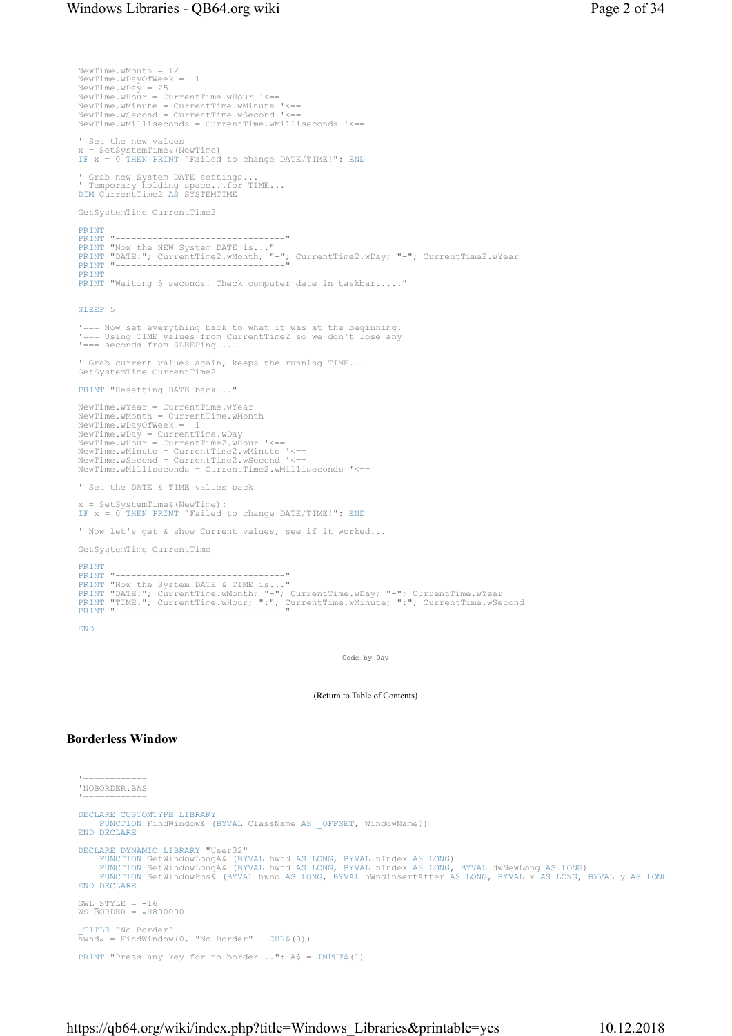```
NewTime.wMonth = 12
NewTime.wDayOfWeek = -1
NewTime.wDay = 25
NewTime.wHour = CurrentTime.wHour '<==
NewTime.wMinute = CurrentTime.wMinute '<==
NewTime.wSecond = CurrentTime.wSecond '<==
NewTime.wMilliseconds = CurrentTime.wMilliseconds '<==

' Set the new values
x = SetSystemTime&(NewTime)
IF x = 0 THEN PRINT "Failed to change DATE/TIME!": END

' Grab new System DATE settings...
' Temporary holding space...for TIME...
DIM CurrentTime2 AS SYSTEMTIME

GetSystemTime CurrentTime2

PRINT
PRINT "--------------------------------"
PRINT "Now the NEW System DATE is..."
PRINT "DATE:"; CurrentTime2.wMonth; "-"; CurrentTime2.wDay; "-"; CurrentTime2.wYear
PRINT "--------------------------------"
PRINT
PRINT "Waiting 5 seconds! Check computer date in taskbar....."


SLEEP 5

'=== Now set everything back to what it was at the beginning.
'=== Using TIME values from CurrentTime2 so we don't lose any
'=== seconds from SLEEPing....

' Grab current values again, keeps the running TIME...
GetSystemTime CurrentTime2

PRINT "Resetting DATE back..."

NewTime.wYear = CurrentTime.wYear
NewTime.wMonth = CurrentTime.wMonth
NewTime.wDayOfWeek = -1
NewTime.wDay = CurrentTime.wDay
NewTime.wHour = CurrentTime2.wHour '<==
NewTime.wMinute = CurrentTime2.wMinute '<==
NewTime.wSecond = CurrentTime2.wSecond '<==
NewTime.wMilliseconds = CurrentTime2.wMilliseconds '<==

' Set the DATE & TIME values back

x = SetSystemTime&(NewTime):
IF x = 0 THEN PRINT "Failed to change DATE/TIME!": END

' Now let's get & show Current values, see if it worked...

GetSystemTime CurrentTime

PRINT
PRINT "--------------------------------"
PRINT "Now the System DATE & TIME is..."
PRINT "DATE:"; CurrentTime.wMonth; "-"; CurrentTime.wDay; "-"; CurrentTime.wYear
PRINT "TIME:"; CurrentTime.wHour; ":"; CurrentTime.wMinute; ":"; CurrentTime.wSecond
PRINT "--------------------------------"

END
```

Code by Dav

(Return to Table of Contents)

## Borderless Window

```
'============
'NOBORDER.BAS
'============

DECLARE CUSTOMTYPE LIBRARY
    FUNCTION FindWindow& (BYVAL ClassName AS _OFFSET, WindowName$)
END DECLARE

DECLARE DYNAMIC LIBRARY "User32"
    FUNCTION GetWindowLongA& (BYVAL hwnd AS LONG, BYVAL nIndex AS LONG)
    FUNCTION SetWindowLongA& (BYVAL hwnd AS LONG, BYVAL nIndex AS LONG, BYVAL dwNewLong AS LONG)
    FUNCTION SetWindowPos& (BYVAL hwnd AS LONG, BYVAL hWndInsertAfter AS LONG, BYVAL x AS LONG, BYVAL y AS LONG
END DECLARE

GWL_STYLE = -16
WS_BORDER = &H800000

_TITLE "No Border"
hwnd& = FindWindow(0, "No Border" + CHR$(0))

PRINT "Press any key for no border...": A$ = INPUT$(1)
```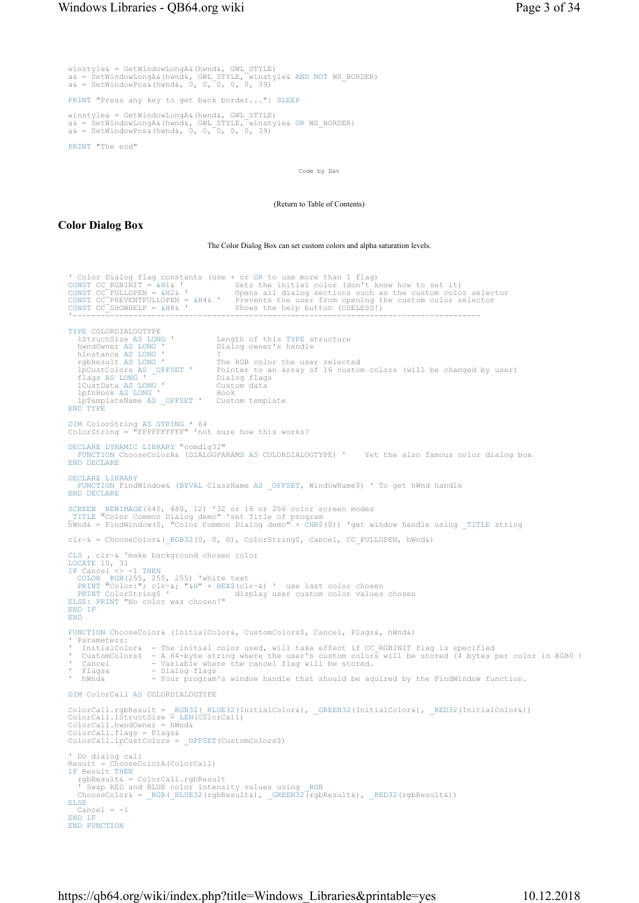```
winstyle& = GetWindowLongA&(hwnd&, GWL_STYLE)
a& = SetWindowLongA&(hwnd&, GWL_STYLE, winstyle& AND NOT WS_BORDER)
a& = SetWindowPos&(hwnd&, 0, 0, 0, 0, 0, 39)

PRINT "Press any key to get back border...": SLEEP

winstyle& = GetWindowLongA&(hwnd&, GWL_STYLE)
a& = SetWindowLongA&(hwnd&, GWL_STYLE, winstyle& OR WS_BORDER)
a& = SetWindowPos&(hwnd&, 0, 0, 0, 0, 0, 39)

PRINT "The end"
```

Code by Dav

(Return to Table of Contents)

## Color Dialog Box

The Color Dialog Box can set custom colors and alpha saturation levels.

```
' Color Dialog flag constants (use + or OR to use more than 1 flag)
CONST CC_RGBINIT = &H1& '           Sets the initial color (don't know how to set it)
CONST CC_FULLOPEN = &H2& '          Opens all dialog sections such as the custom color selector
CONST CC_PREVENTFULLOPEN = &H4& '   Prevents the user from opening the custom color selector
CONST CC_SHOWHELP = &H8& '          Shows the help button (USELESS!)
'-----------------------------------------------------------------------------------

TYPE COLORDIALOGTYPE
  lStructSize AS LONG '         Length of this TYPE structure
  hwndOwner AS LONG '           Dialog owner's handle
  hInstance AS LONG '           ?
  rgbResult AS LONG '           The RGB color the user selected
  lpCustColors AS _OFFSET '     Pointer to an array of 16 custom colors (will be changed by user)
  flags AS LONG '               Dialog flags
  lCustData AS LONG '           Custom data
  lpfnHook AS LONG '            Hook
  lpTemplateName AS _OFFSET '   Custom template
END TYPE

DIM ColorString AS STRING * 64
ColorString = "FFFFFFFFFF" 'not sure how this works?

DECLARE DYNAMIC LIBRARY "comdlg32"
  FUNCTION ChooseColorA& (DIALOGPARAMS AS COLORDIALOGTYPE) '    Yet the also famous color dialog box
END DECLARE

DECLARE LIBRARY
  FUNCTION FindWindow& (BYVAL ClassName AS _OFFSET, WindowName$) ' To get hWnd handle
END DECLARE

SCREEN _NEWIMAGE(640, 480, 12) '32 or 16 or 256 color screen modes
_TITLE "Color Common Dialog demo" 'set Title of program
hWnd& = FindWindow(0, "Color Common Dialog demo" + CHR$(0)) 'get window handle using _TITLE string

clr~& = ChooseColor&(_RGB32(0, 0, 0), ColorString$, Cancel, CC_FULLOPEN, hWnd&)

CLS , clr~& 'make background chosen color
LOCATE 10, 31
IF Cancel <> -1 THEN
  COLOR _RGB(255, 255, 255) 'white text
  PRINT "Color:"; clr~&; "&H" + HEX$(clr~&) '  use last color chosen
  PRINT ColorString$ '              display user custom color values chosen
ELSE: PRINT "No color was chosen!"
END IF
END

FUNCTION ChooseColor& (InitialColor&, CustomColors$, Cancel, Flags&, hWnd&)
' Parameters:
'  InitialColor&  - The initial color used, will take effect if CC_RGBINIT flag is specified
'  CustomColors$  - A 64-byte string where the user's custom colors will be stored (4 bytes per color in RGB0 f
'  Cancel         - Variable where the cancel flag will be stored.
'  Flags&         - Dialog flags
'  hWnd&          - Your program's window handle that should be aquired by the FindWindow function.

DIM ColorCall AS COLORDIALOGTYPE

ColorCall.rgbResult = _RGB32(_BLUE32(InitialColor&), _GREEN32(InitialColor&), _RED32(InitialColor&))
ColorCall.lStructSize = LEN(ColorCall)
ColorCall.hwndOwner = hWnd&
ColorCall.flags = Flags&
ColorCall.lpCustColors = _OFFSET(CustomColors$)

' Do dialog call
Result = ChooseColorA(ColorCall)
IF Result THEN
  rgbResult& = ColorCall.rgbResult
  ' Swap RED and BLUE color intensity values using _RGB
  ChooseColor& = _RGB(_BLUE32(rgbResult&), _GREEN32(rgbResult&), _RED32(rgbResult&))
ELSE
  Cancel = -1
END IF
END FUNCTION
```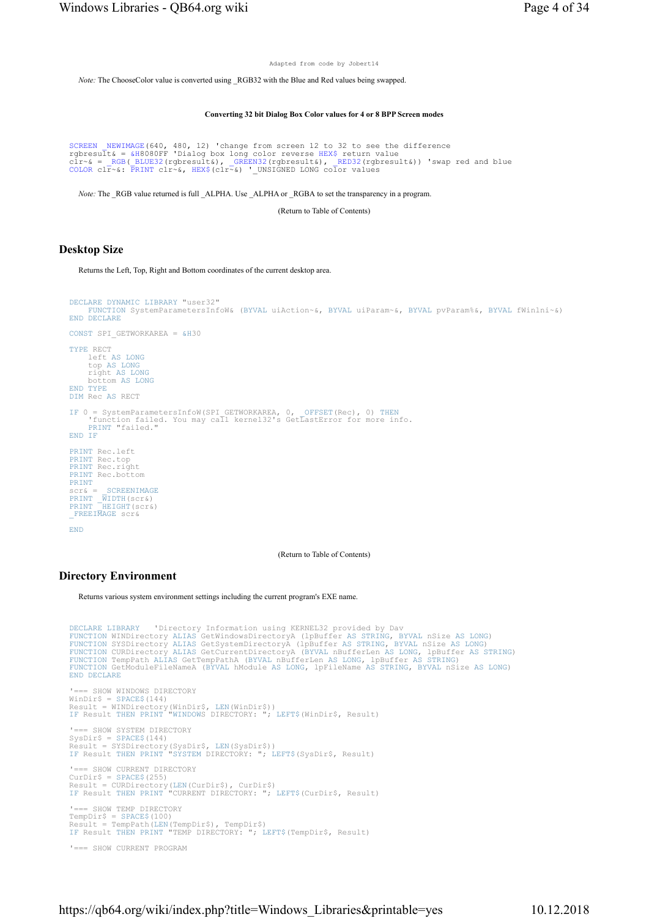```
Adapted from code by Jobert14
```

*Note:* The ChooseColor value is converted using _RGB32 with the Blue and Red values being swapped.

**Converting 32 bit Dialog Box Color values for 4 or 8 BPP Screen modes**

```
SCREEN _NEWIMAGE(640, 480, 12) 'change from screen 12 to 32 to see the difference
rgbresult& = &H8080FF 'Dialog box long color reverse HEX$ return value
clr~& = _RGB(_BLUE32(rgbresult&), _GREEN32(rgbresult&), _RED32(rgbresult&)) 'swap red and blue
COLOR clr~&: PRINT clr~&, HEX$(clr~&) '_UNSIGNED LONG color values
```

*Note:* The _RGB value returned is full _ALPHA. Use _ALPHA or _RGBA to set the transparency in a program.

(Return to Table of Contents)

## Desktop Size

Returns the Left, Top, Right and Bottom coordinates of the current desktop area.

```
DECLARE DYNAMIC LIBRARY "user32"
    FUNCTION SystemParametersInfoW& (BYVAL uiAction~&, BYVAL uiParam~&, BYVAL pvParam%&, BYVAL fWinIni~&)
END DECLARE

CONST SPI_GETWORKAREA = &H30

TYPE RECT
    left AS LONG
    top AS LONG
    right AS LONG
    bottom AS LONG
END TYPE
DIM Rec AS RECT

IF 0 = SystemParametersInfoW(SPI_GETWORKAREA, 0, _OFFSET(Rec), 0) THEN
    'function failed. You may call kernel32's GetLastError for more info.
    PRINT "failed."
END IF

PRINT Rec.left
PRINT Rec.top
PRINT Rec.right
PRINT Rec.bottom
PRINT
scr& = _SCREENIMAGE
PRINT _WIDTH(scr&)
PRINT _HEIGHT(scr&)
_FREEIMAGE scr&

END
```

(Return to Table of Contents)

## Directory Environment

Returns various system environment settings including the current program's EXE name.

```
DECLARE LIBRARY    'Directory Information using KERNEL32 provided by Dav
FUNCTION WINDirectory ALIAS GetWindowsDirectoryA (lpBuffer AS STRING, BYVAL nSize AS LONG)
FUNCTION SYSDirectory ALIAS GetSystemDirectoryA (lpBuffer AS STRING, BYVAL nSize AS LONG)
FUNCTION CURDirectory ALIAS GetCurrentDirectoryA (BYVAL nBufferLen AS LONG, lpBuffer AS STRING)
FUNCTION TempPath ALIAS GetTempPathA (BYVAL nBufferLen AS LONG, lpBuffer AS STRING)
FUNCTION GetModuleFileNameA (BYVAL hModule AS LONG, lpFileName AS STRING, BYVAL nSize AS LONG)
END DECLARE

'=== SHOW WINDOWS DIRECTORY
WinDir$ = SPACE$(144)
Result = WINDirectory(WinDir$, LEN(WinDir$))
IF Result THEN PRINT "WINDOWS DIRECTORY: "; LEFT$(WinDir$, Result)

'=== SHOW SYSTEM DIRECTORY
SysDir$ = SPACE$(144)
Result = SYSDirectory(SysDir$, LEN(SysDir$))
IF Result THEN PRINT "SYSTEM DIRECTORY: "; LEFT$(SysDir$, Result)

'=== SHOW CURRENT DIRECTORY
CurDir$ = SPACE$(255)
Result = CURDirectory(LEN(CurDir$), CurDir$)
IF Result THEN PRINT "CURRENT DIRECTORY: "; LEFT$(CurDir$, Result)

'=== SHOW TEMP DIRECTORY
TempDir$ = SPACE$(100)
Result = TempPath(LEN(TempDir$), TempDir$)
IF Result THEN PRINT "TEMP DIRECTORY: "; LEFT$(TempDir$, Result)

'=== SHOW CURRENT PROGRAM
```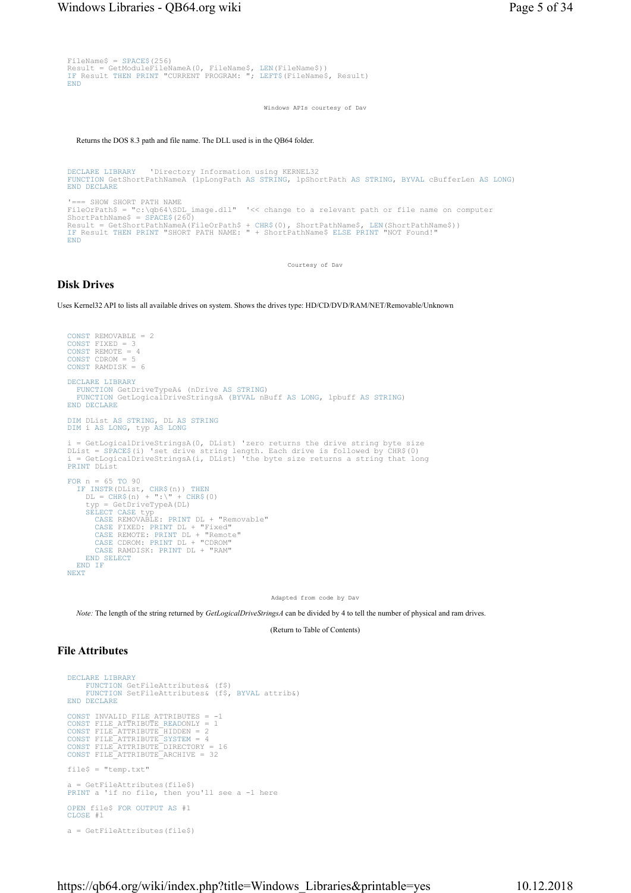```
FileName$ = SPACE$(256)
Result = GetModuleFileNameA(0, FileName$, LEN(FileName$))
IF Result THEN PRINT "CURRENT PROGRAM: "; LEFT$(FileName$, Result)
END
```

Windows APIs courtesy of Dav

Returns the DOS 8.3 path and file name. The DLL used is in the QB64 folder.

```
DECLARE LIBRARY   'Directory Information using KERNEL32
FUNCTION GetShortPathNameA (lpLongPath AS STRING, lpShortPath AS STRING, BYVAL cBufferLen AS LONG)
END DECLARE

'=== SHOW SHORT PATH NAME
FileOrPath$ = "c:\qb64\SDL_image.dll"  '<< change to a relevant path or file name on computer
ShortPathName$ = SPACE$(260)
Result = GetShortPathNameA(FileOrPath$ + CHR$(0), ShortPathName$, LEN(ShortPathName$))
IF Result THEN PRINT "SHORT PATH NAME: " + ShortPathName$ ELSE PRINT "NOT Found!"
END
```

Courtesy of Dav

## Disk Drives

Uses Kernel32 API to lists all available drives on system. Shows the drives type: HD/CD/DVD/RAM/NET/Removable/Unknown

```
CONST REMOVABLE = 2
CONST FIXED = 3
CONST REMOTE = 4
CONST CDROM = 5
CONST RAMDISK = 6

DECLARE LIBRARY
  FUNCTION GetDriveTypeA& (nDrive AS STRING)
  FUNCTION GetLogicalDriveStringsA (BYVAL nBuff AS LONG, lpbuff AS STRING)
END DECLARE

DIM DList AS STRING, DL AS STRING
DIM i AS LONG, typ AS LONG

i = GetLogicalDriveStringsA(0, DList) 'zero returns the drive string byte size
DList = SPACE$(i) 'set drive string length. Each drive is followed by CHR$(0)
i = GetLogicalDriveStringsA(i, DList) 'the byte size returns a string that long
PRINT DList

FOR n = 65 TO 90
  IF INSTR(DList, CHR$(n)) THEN
    DL = CHR$(n) + ":\" + CHR$(0)
    typ = GetDriveTypeA(DL)
    SELECT CASE typ
      CASE REMOVABLE: PRINT DL + "Removable"
      CASE FIXED: PRINT DL + "Fixed"
      CASE REMOTE: PRINT DL + "Remote"
      CASE CDROM: PRINT DL + "CDROM"
      CASE RAMDISK: PRINT DL + "RAM"
    END SELECT
  END IF
NEXT
```

Adapted from code by Dav

*Note:* The length of the string returned by *GetLogicalDriveStringsA* can be divided by 4 to tell the number of physical and ram drives.

(Return to Table of Contents)

## File Attributes

```
DECLARE LIBRARY
    FUNCTION GetFileAttributes& (f$)
    FUNCTION SetFileAttributes& (f$, BYVAL attrib&)
END DECLARE

CONST INVALID_FILE_ATTRIBUTES = -1
CONST FILE_ATTRIBUTE_READONLY = 1
CONST FILE_ATTRIBUTE_HIDDEN = 2
CONST FILE_ATTRIBUTE_SYSTEM = 4
CONST FILE_ATTRIBUTE_DIRECTORY = 16
CONST FILE_ATTRIBUTE_ARCHIVE = 32

file$ = "temp.txt"

a = GetFileAttributes(file$)
PRINT a 'if no file, then you'll see a -1 here

OPEN file$ FOR OUTPUT AS #1
CLOSE #1

a = GetFileAttributes(file$)
```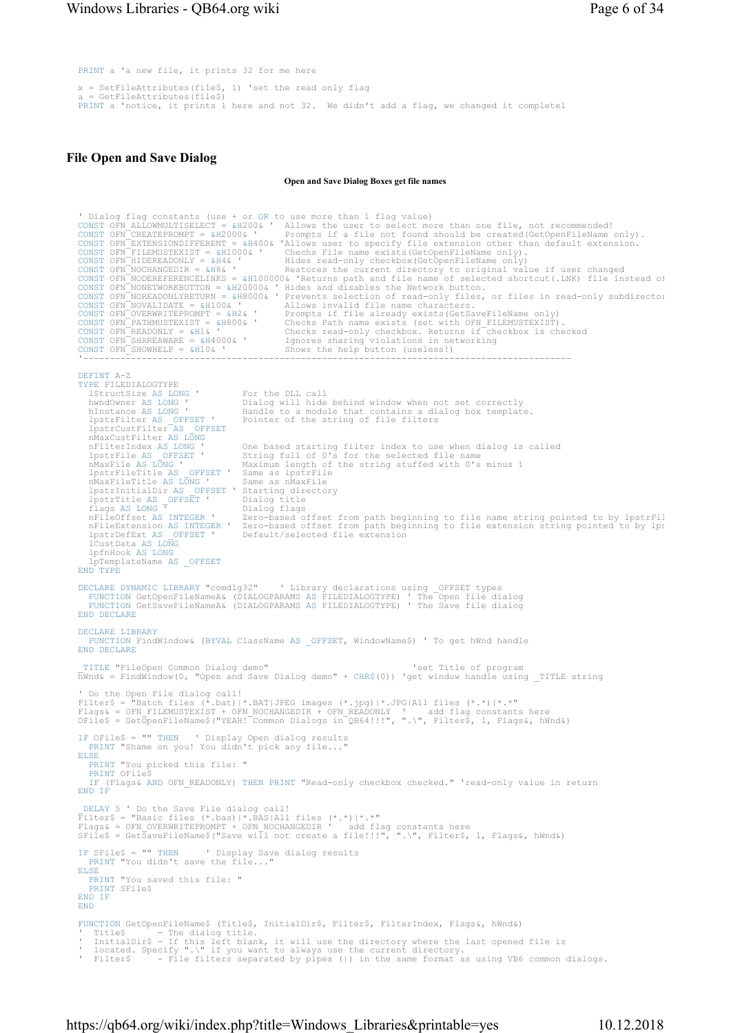```
PRINT a 'a new file, it prints 32 for me here

x = SetFileAttributes(file$, 1) 'set the read only flag
a = GetFileAttributes(file$)
PRINT a 'notice, it prints 1 here and not 32.  We didn't add a flag, we changed it completel
```

## File Open and Save Dialog

**Open and Save Dialog Boxes get file names**

```
' Dialog flag constants (use + or OR to use more than 1 flag value)
CONST OFN_ALLOWMULTISELECT = &H200& '  Allows the user to select more than one file, not recommended!
CONST OFN_CREATEPROMPT = &H2000& '     Prompts if a file not found should be created(GetOpenFileName only).
CONST OFN_EXTENSIONDIFFERENT = &H400& 'Allows user to specify file extension other than default extension.
CONST OFN_FILEMUSTEXIST = &H1000& '    Chechs File name exists(GetOpenFileName only).
CONST OFN_HIDEREADONLY = &H4& '        Hides read-only checkbox(GetOpenFileName only)
CONST OFN_NOCHANGEDIR = &H8& '         Restores the current directory to original value if user changed
CONST OFN_NODEREFERENCELINKS = &H100000& 'Returns path and file name of selected shortcut(.LNK) file instead of
CONST OFN_NONETWORKBUTTON = &H20000& ' Hides and disables the Network button.
CONST OFN_NOREADONLYRETURN = &H8000& ' Prevents selection of read-only files, or files in read-only subdirecto
CONST OFN_NOVALIDATE = &H100& '        Allows invalid file name characters.
CONST OFN_OVERWRITEPROMPT = &H2& '     Prompts if file already exists(GetSaveFileName only)
CONST OFN_PATHMUSTEXIST = &H800& '     Checks Path name exists (set with OFN_FILEMUSTEXIST).
CONST OFN_READONLY = &H1& '            Checks read-only checkbox. Returns if checkbox is checked
CONST OFN_SHAREAWARE = &H4000& '       Ignores sharing violations in networking
CONST OFN_SHOWHELP = &H10& '           Shows the help button (useless!)
'--------------------------------------------------------------------------------------------

DEFINT A-Z
TYPE FILEDIALOGTYPE
  lStructSize AS LONG '        For the DLL call
  hwndOwner AS LONG '          Dialog will hide behind window when not set correctly
  hInstance AS LONG '          Handle to a module that contains a dialog box template.
  lpstrFilter AS _OFFSET '     Pointer of the string of file filters
  lpstrCustFilter AS _OFFSET
  nMaxCustFilter AS LONG
  nFilterIndex AS LONG '       One based starting filter index to use when dialog is called
  lpstrFile AS _OFFSET '       String full of 0's for the selected file name
  nMaxFile AS LONG '           Maximum length of the string stuffed with 0's minus 1
  lpstrFileTitle AS _OFFSET '  Same as lpstrFile
  nMaxFileTitle AS LONG '      Same as nMaxFile
  lpstrInitialDir AS _OFFSET ' Starting directory
  lpstrTitle AS _OFFSET '      Dialog title
  flags AS LONG '              Dialog flags
  nFileOffset AS INTEGER '     Zero-based offset from path beginning to file name string pointed to by lpstrFil
  nFileExtension AS INTEGER '  Zero-based offset from path beginning to file extension string pointed to by lps
  lpstrDefExt AS _OFFSET '     Default/selected file extension
  lCustData AS LONG
  lpfnHook AS LONG
  lpTemplateName AS _OFFSET
END TYPE

DECLARE DYNAMIC LIBRARY "comdlg32"    ' Library declarations using _OFFSET types
  FUNCTION GetOpenFileNameA& (DIALOGPARAMS AS FILEDIALOGTYPE) ' The Open file dialog
  FUNCTION GetSaveFileNameA& (DIALOGPARAMS AS FILEDIALOGTYPE) ' The Save file dialog
END DECLARE

DECLARE LIBRARY
  FUNCTION FindWindow& (BYVAL ClassName AS _OFFSET, WindowName$) ' To get hWnd handle
END DECLARE

_TITLE "FileOpen Common Dialog demo"                           'set Title of program
hWnd& = FindWindow(0, "Open and Save Dialog demo" + CHR$(0)) 'get window handle using _TITLE string

' Do the Open File dialog call!
Filter$ = "Batch files (*.bat)|*.BAT|JPEG images (*.jpg)|*.JPG|All files (*.*)|*.*"
Flags& = OFN_FILEMUSTEXIST + OFN_NOCHANGEDIR + OFN_READONLY '    add flag constants here
OFile$ = GetOpenFileName$("YEAH! Common Dialogs in QB64!!!", ".\", Filter$, 1, Flags&, hWnd&)

IF OFile$ = "" THEN     ' Display Open dialog results
  PRINT "Shame on you! You didn't pick any file..."
ELSE
  PRINT "You picked this file: "
  PRINT OFile$
  IF (Flags& AND OFN_READONLY) THEN PRINT "Read-only checkbox checked." 'read-only value in return
END IF

_DELAY 5 ' Do the Save File dialog call!
Filter$ = "Basic files (*.bas)|*.BAS|All files (*.*)|*.*"
Flags& = OFN_OVERWRITEPROMPT + OFN_NOCHANGEDIR '   add flag constants here
SFile$ = GetSaveFileName$("Save will not create a file!!!", ".\", Filter$, 1, Flags&, hWnd&)

IF SFile$ = "" THEN     ' Display Save dialog results
  PRINT "You didn't save the file..."
ELSE
  PRINT "You saved this file: "
  PRINT SFile$
END IF
END

FUNCTION GetOpenFileName$ (Title$, InitialDir$, Filter$, FilterIndex, Flags&, hWnd&)
'  Title$      - The dialog title.
'  InitialDir$ - If this left blank, it will use the directory where the last opened file is
'  located. Specify ".\" if you want to always use the current directory.
'  Filter$     - File filters separated by pipes (|) in the same format as using VB6 common dialogs.
```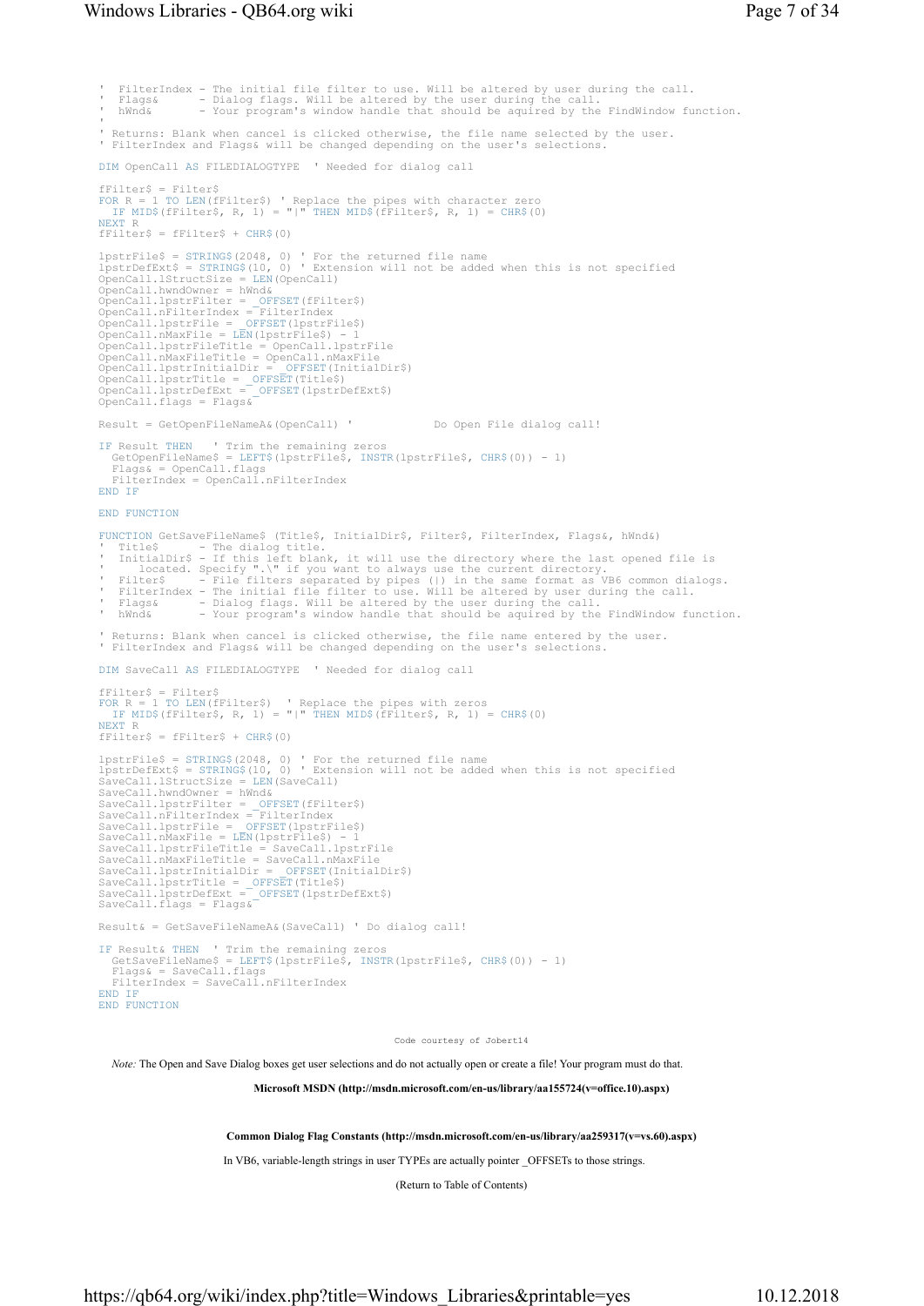```
'  FilterIndex - The initial file filter to use. Will be altered by user during the call.
'  Flags&      - Dialog flags. Will be altered by the user during the call.
'  hWnd&       - Your program's window handle that should be aquired by the FindWindow function.
'
' Returns: Blank when cancel is clicked otherwise, the file name selected by the user.
' FilterIndex and Flags& will be changed depending on the user's selections.

DIM OpenCall AS FILEDIALOGTYPE  ' Needed for dialog call

fFilter$ = Filter$
FOR R = 1 TO LEN(fFilter$) ' Replace the pipes with character zero
  IF MID$(fFilter$, R, 1) = "|" THEN MID$(fFilter$, R, 1) = CHR$(0)
NEXT R
fFilter$ = fFilter$ + CHR$(0)

lpstrFile$ = STRING$(2048, 0) ' For the returned file name
lpstrDefExt$ = STRING$(10, 0) ' Extension will not be added when this is not specified
OpenCall.lStructSize = LEN(OpenCall)
OpenCall.hwndOwner = hWnd&
OpenCall.lpstrFilter = _OFFSET(fFilter$)
OpenCall.nFilterIndex = FilterIndex
OpenCall.lpstrFile = _OFFSET(lpstrFile$)
OpenCall.nMaxFile = LEN(lpstrFile$) - 1
OpenCall.lpstrFileTitle = OpenCall.lpstrFile
OpenCall.nMaxFileTitle = OpenCall.nMaxFile
OpenCall.lpstrInitialDir = _OFFSET(InitialDir$)
OpenCall.lpstrTitle = _OFFSET(Title$)
OpenCall.lpstrDefExt = _OFFSET(lpstrDefExt$)
OpenCall.flags = Flags&

Result = GetOpenFileNameA&(OpenCall) '            Do Open File dialog call!

IF Result THEN   ' Trim the remaining zeros
  GetOpenFileName$ = LEFT$(lpstrFile$, INSTR(lpstrFile$, CHR$(0)) - 1)
  Flags& = OpenCall.flags
  FilterIndex = OpenCall.nFilterIndex
END IF

END FUNCTION

FUNCTION GetSaveFileName$ (Title$, InitialDir$, Filter$, FilterIndex, Flags&, hWnd&)
'  Title$      - The dialog title.
'  InitialDir$ - If this left blank, it will use the directory where the last opened file is
'     located. Specify ".\" if you want to always use the current directory.
'  Filter$     - File filters separated by pipes (|) in the same format as VB6 common dialogs.
'  FilterIndex - The initial file filter to use. Will be altered by user during the call.
'  Flags&      - Dialog flags. Will be altered by the user during the call.
'  hWnd&       - Your program's window handle that should be aquired by the FindWindow function.

' Returns: Blank when cancel is clicked otherwise, the file name entered by the user.
' FilterIndex and Flags& will be changed depending on the user's selections.

DIM SaveCall AS FILEDIALOGTYPE  ' Needed for dialog call

fFilter$ = Filter$
FOR R = 1 TO LEN(fFilter$)  ' Replace the pipes with zeros
  IF MID$(fFilter$, R, 1) = "|" THEN MID$(fFilter$, R, 1) = CHR$(0)
NEXT R
fFilter$ = fFilter$ + CHR$(0)

lpstrFile$ = STRING$(2048, 0) ' For the returned file name
lpstrDefExt$ = STRING$(10, 0) ' Extension will not be added when this is not specified
SaveCall.lStructSize = LEN(SaveCall)
SaveCall.hwndOwner = hWnd&
SaveCall.lpstrFilter = _OFFSET(fFilter$)
SaveCall.nFilterIndex = FilterIndex
SaveCall.lpstrFile = _OFFSET(lpstrFile$)
SaveCall.nMaxFile = LEN(lpstrFile$) - 1
SaveCall.lpstrFileTitle = SaveCall.lpstrFile
SaveCall.nMaxFileTitle = SaveCall.nMaxFile
SaveCall.lpstrInitialDir = _OFFSET(InitialDir$)
SaveCall.lpstrTitle = _OFFSET(Title$)
SaveCall.lpstrDefExt = _OFFSET(lpstrDefExt$)
SaveCall.flags = Flags&

Result& = GetSaveFileNameA&(SaveCall) ' Do dialog call!

IF Result& THEN  ' Trim the remaining zeros
  GetSaveFileName$ = LEFT$(lpstrFile$, INSTR(lpstrFile$, CHR$(0)) - 1)
  Flags& = SaveCall.flags
  FilterIndex = SaveCall.nFilterIndex
END IF
END FUNCTION
```

Code courtesy of Jobert14

*Note:* The Open and Save Dialog boxes get user selections and do not actually open or create a file! Your program must do that.

**Microsoft MSDN (http://msdn.microsoft.com/en-us/library/aa155724(v=office.10).aspx)**

**Common Dialog Flag Constants (http://msdn.microsoft.com/en-us/library/aa259317(v=vs.60).aspx)**

In VB6, variable-length strings in user TYPEs are actually pointer _OFFSETs to those strings.

(Return to Table of Contents)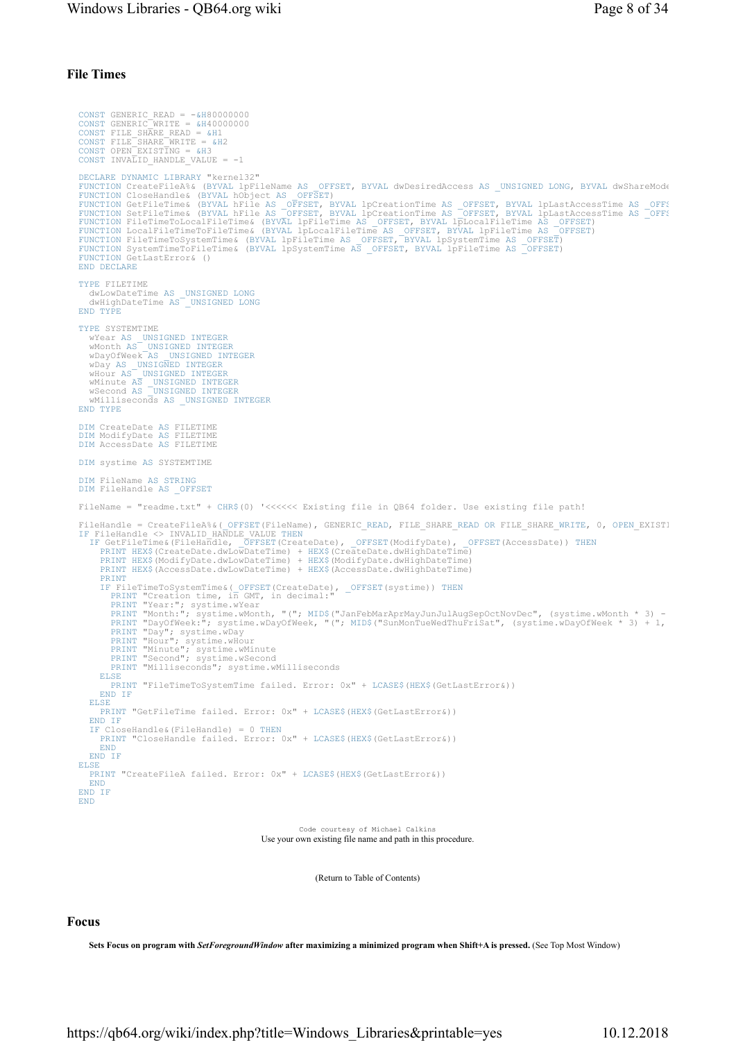## File Times

```
CONST GENERIC_READ = -&H80000000
CONST GENERIC_WRITE = &H40000000
CONST FILE_SHARE_READ = &H1
CONST FILE_SHARE_WRITE = &H2
CONST OPEN_EXISTING = &H3
CONST INVALID_HANDLE_VALUE = -1

DECLARE DYNAMIC LIBRARY "kernel32"
FUNCTION CreateFileA%& (BYVAL lpFileName AS _OFFSET, BYVAL dwDesiredAccess AS _UNSIGNED LONG, BYVAL dwShareMode
FUNCTION CloseHandle& (BYVAL hObject AS _OFFSET)
FUNCTION GetFileTime& (BYVAL hFile AS _OFFSET, BYVAL lpCreationTime AS _OFFSET, BYVAL lpLastAccessTime AS _OFFS
FUNCTION SetFileTime& (BYVAL hFile AS _OFFSET, BYVAL lpCreationTime AS _OFFSET, BYVAL lpLastAccessTime AS _OFFS
FUNCTION FileTimeToLocalFileTime& (BYVAL lpFileTime AS _OFFSET, BYVAL lpLocalFileTime AS _OFFSET)
FUNCTION LocalFileTimeToFileTime& (BYVAL lpLocalFileTime AS _OFFSET, BYVAL lpFileTime AS _OFFSET)
FUNCTION FileTimeToSystemTime& (BYVAL lpFileTime AS _OFFSET, BYVAL lpSystemTime AS _OFFSET)
FUNCTION SystemTimeToFileTime& (BYVAL lpSystemTime AS _OFFSET, BYVAL lpFileTime AS _OFFSET)
FUNCTION GetLastError& ()
END DECLARE

TYPE FILETIME
  dwLowDateTime AS _UNSIGNED LONG
  dwHighDateTime AS _UNSIGNED LONG
END TYPE

TYPE SYSTEMTIME
  wYear AS _UNSIGNED INTEGER
  wMonth AS _UNSIGNED INTEGER
  wDayOfWeek AS _UNSIGNED INTEGER
  wDay AS _UNSIGNED INTEGER
  wHour AS _UNSIGNED INTEGER
  wMinute AS _UNSIGNED INTEGER
  wSecond AS _UNSIGNED INTEGER
  wMilliseconds AS _UNSIGNED INTEGER
END TYPE

DIM CreateDate AS FILETIME
DIM ModifyDate AS FILETIME
DIM AccessDate AS FILETIME

DIM systime AS SYSTEMTIME

DIM FileName AS STRING
DIM FileHandle AS _OFFSET

FileName = "readme.txt" + CHR$(0) '<<<<<< Existing file in QB64 folder. Use existing file path!

FileHandle = CreateFileA%&(_OFFSET(FileName), GENERIC_READ, FILE_SHARE_READ OR FILE_SHARE_WRITE, 0, OPEN_EXISTI
IF FileHandle <> INVALID_HANDLE_VALUE THEN
  IF GetFileTime&(FileHandle, _OFFSET(CreateDate), _OFFSET(ModifyDate), _OFFSET(AccessDate)) THEN
    PRINT HEX$(CreateDate.dwLowDateTime) + HEX$(CreateDate.dwHighDateTime)
    PRINT HEX$(ModifyDate.dwLowDateTime) + HEX$(ModifyDate.dwHighDateTime)
    PRINT HEX$(AccessDate.dwLowDateTime) + HEX$(AccessDate.dwHighDateTime)
    PRINT
    IF FileTimeToSystemTime&(_OFFSET(CreateDate), _OFFSET(systime)) THEN
      PRINT "Creation time, in GMT, in decimal:"
      PRINT "Year:"; systime.wYear
      PRINT "Month:"; systime.wMonth, "("; MID$("JanFebMarAprMayJunJulAugSepOctNovDec", (systime.wMonth * 3) -
      PRINT "DayOfWeek:"; systime.wDayOfWeek, "("; MID$("SunMonTueWedThuFriSat", (systime.wDayOfWeek * 3) + 1,
      PRINT "Day"; systime.wDay
      PRINT "Hour"; systime.wHour
      PRINT "Minute"; systime.wMinute
      PRINT "Second"; systime.wSecond
      PRINT "Milliseconds"; systime.wMilliseconds
    ELSE
      PRINT "FileTimeToSystemTime failed. Error: 0x" + LCASE$(HEX$(GetLastError&))
    END IF
  ELSE
    PRINT "GetFileTime failed. Error: 0x" + LCASE$(HEX$(GetLastError&))
  END IF
  IF CloseHandle&(FileHandle) = 0 THEN
    PRINT "CloseHandle failed. Error: 0x" + LCASE$(HEX$(GetLastError&))
    END
  END IF
ELSE
  PRINT "CreateFileA failed. Error: 0x" + LCASE$(HEX$(GetLastError&))
  END
END IF
END
```

Code courtesy of Michael Calkins
Use your own existing file name and path in this procedure.

(Return to Table of Contents)

## Focus

**Sets Focus on program with *SetForegroundWindow* after maximizing a minimized program when Shift+A is pressed.** (See Top Most Window)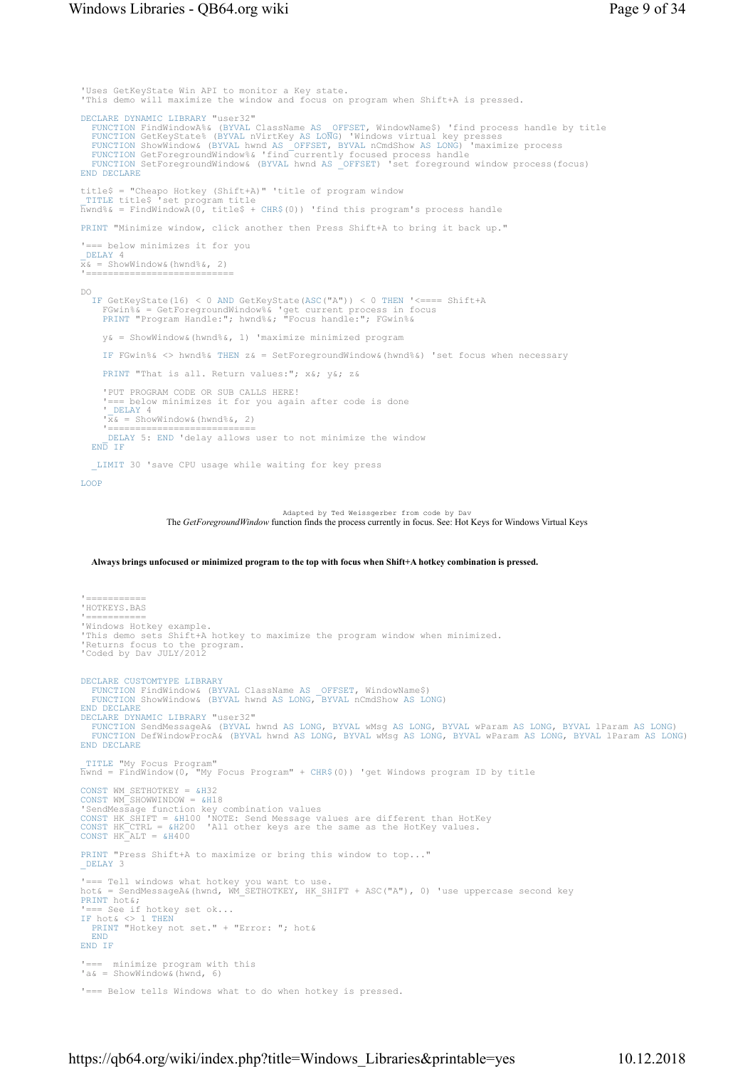```
'Uses GetKeyState Win API to monitor a Key state.
'This demo will maximize the window and focus on program when Shift+A is pressed.

DECLARE DYNAMIC LIBRARY "user32"
  FUNCTION FindWindowA%& (BYVAL ClassName AS _OFFSET, WindowName$) 'find process handle by title
  FUNCTION GetKeyState% (BYVAL nVirtKey AS LONG) 'Windows virtual key presses
  FUNCTION ShowWindow& (BYVAL hwnd AS _OFFSET, BYVAL nCmdShow AS LONG) 'maximize process
  FUNCTION GetForegroundWindow%& 'find currently focused process handle
  FUNCTION SetForegroundWindow& (BYVAL hwnd AS _OFFSET) 'set foreground window process(focus)
END DECLARE

title$ = "Cheapo Hotkey (Shift+A)" 'title of program window
_TITLE title$ 'set program title
hwnd%& = FindWindowA(0, title$ + CHR$(0)) 'find this program's process handle

PRINT "Minimize window, click another then Press Shift+A to bring it back up."

'=== below minimizes it for you
_DELAY 4
x& = ShowWindow&(hwnd%&, 2)
'===========================

DO
  IF GetKeyState(16) < 0 AND GetKeyState(ASC("A")) < 0 THEN '<==== Shift+A
    FGwin%& = GetForegroundWindow%& 'get current process in focus
    PRINT "Program Handle:"; hwnd%&; "Focus handle:"; FGwin%&

    y& = ShowWindow&(hwnd%&, 1) 'maximize minimized program

    IF FGwin%& <> hwnd%& THEN z& = SetForegroundWindow&(hwnd%&) 'set focus when necessary

    PRINT "That is all. Return values:"; x&; y&; z&

    'PUT PROGRAM CODE OR SUB CALLS HERE!
    '=== below minimizes it for you again after code is done
    '_DELAY 4
    'x& = ShowWindow&(hwnd%&, 2)
    '===========================
    _DELAY 5: END 'delay allows user to not minimize the window
  END IF

  _LIMIT 30 'save CPU usage while waiting for key press

LOOP
```

Adapted by Ted Weissgerber from code by Dav

The *GetForegroundWindow* function finds the process currently in focus. See: Hot Keys for Windows Virtual Keys

**Always brings unfocused or minimized program to the top with focus when Shift+A hotkey combination is pressed.**

```
'===========
'HOTKEYS.BAS
'===========
'Windows Hotkey example.
'This demo sets Shift+A hotkey to maximize the program window when minimized.
'Returns focus to the program.
'Coded by Dav JULY/2012


DECLARE CUSTOMTYPE LIBRARY
  FUNCTION FindWindow& (BYVAL ClassName AS _OFFSET, WindowName$)
  FUNCTION ShowWindow& (BYVAL hwnd AS LONG, BYVAL nCmdShow AS LONG)
END DECLARE
DECLARE DYNAMIC LIBRARY "user32"
  FUNCTION SendMessageA& (BYVAL hwnd AS LONG, BYVAL wMsg AS LONG, BYVAL wParam AS LONG, BYVAL lParam AS LONG)
  FUNCTION DefWindowProcA& (BYVAL hwnd AS LONG, BYVAL wMsg AS LONG, BYVAL wParam AS LONG, BYVAL lParam AS LONG)
END DECLARE

_TITLE "My Focus Program"
hwnd = FindWindow(0, "My Focus Program" + CHR$(0)) 'get Windows program ID by title

CONST WM_SETHOTKEY = &H32
CONST WM_SHOWWINDOW = &H18
'SendMessage function key combination values
CONST HK_SHIFT = &H100 'NOTE: Send Message values are different than HotKey
CONST HK_CTRL = &H200  'All other keys are the same as the HotKey values.
CONST HK_ALT = &H400

PRINT "Press Shift+A to maximize or bring this window to top..."
_DELAY 3

'=== Tell windows what hotkey you want to use.
hot& = SendMessageA&(hwnd, WM_SETHOTKEY, HK_SHIFT + ASC("A"), 0) 'use uppercase second key
PRINT hot&;
'=== See if hotkey set ok...
IF hot& <> 1 THEN
  PRINT "Hotkey not set." + "Error: "; hot&
  END
END IF

'===  minimize program with this
'a& = ShowWindow&(hwnd, 6)

'=== Below tells Windows what to do when hotkey is pressed.
```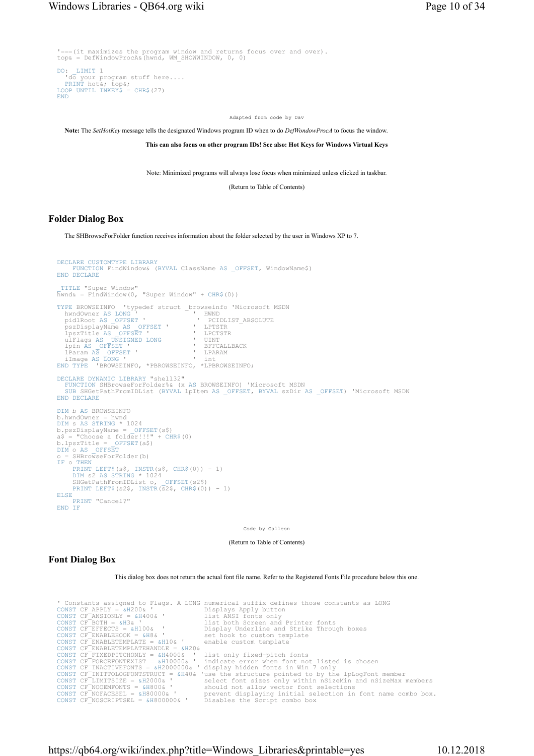```
'===(it maximizes the program window and returns focus over and over).
top& = DefWindowProcA&(hwnd, WM_SHOWWINDOW, 0, 0)

DO: _LIMIT 1
  'do your program stuff here....
  PRINT hot&; top&;
LOOP UNTIL INKEY$ = CHR$(27)
END
```

Adapted from code by Dav

**Note:** The *SetHotKey* message tells the designated Windows program ID when to do *DefWondowProcA* to focus the window.

**This can also focus on other program IDs! See also: Hot Keys for Windows Virtual Keys**

Note: Minimized programs will always lose focus when minimized unless clicked in taskbar.

(Return to Table of Contents)

## Folder Dialog Box

The SHBrowseForFolder function receives information about the folder selected by the user in Windows XP to 7.

```
DECLARE CUSTOMTYPE LIBRARY
    FUNCTION FindWindow& (BYVAL ClassName AS _OFFSET, WindowName$)
END DECLARE

_TITLE "Super Window"
hwnd& = FindWindow(0, "Super Window" + CHR$(0))

TYPE BROWSEINFO  'typedef struct _browseinfo 'Microsoft MSDN
  hwndOwner AS LONG '              '  HWND
  pidlRoot AS _OFFSET '             '  PCIDLIST_ABSOLUTE
  pszDisplayName AS _OFFSET '      '  LPTSTR
  lpszTitle AS _OFFSET '           '  LPCTSTR
  ulFlags AS _UNSIGNED LONG        '  UINT
  lpfn AS _OFFSET '                '  BFFCALLBACK
  lParam AS _OFFSET '              '  LPARAM
  iImage AS LONG '                 '  int
END TYPE  'BROWSEINFO, *PBROWSEINFO, *LPBROWSEINFO;

DECLARE DYNAMIC LIBRARY "shell32"
  FUNCTION SHBrowseForFolder%& (x AS BROWSEINFO) 'Microsoft MSDN
  SUB SHGetPathFromIDList (BYVAL lpItem AS _OFFSET, BYVAL szDir AS _OFFSET) 'Microsoft MSDN
END DECLARE

DIM b AS BROWSEINFO
b.hwndOwner = hwnd
DIM s AS STRING * 1024
b.pszDisplayName = _OFFSET(s$)
a$ = "Choose a folder!!!" + CHR$(0)
b.lpszTitle = _OFFSET(a$)
DIM o AS _OFFSET
o = SHBrowseForFolder(b)
IF o THEN
    PRINT LEFT$(s$, INSTR(s$, CHR$(0)) - 1)
    DIM s2 AS STRING * 1024
    SHGetPathFromIDList o, _OFFSET(s2$)
    PRINT LEFT$(s2$, INSTR(s2$, CHR$(0)) - 1)
ELSE
    PRINT "Cancel?"
END IF
```

Code by Galleon

(Return to Table of Contents)

## Font Dialog Box

This dialog box does not return the actual font file name. Refer to the Registered Fonts File procedure below this one.

```
' Constants assigned to Flags. A LONG numerical suffix defines those constants as LONG
CONST CF_APPLY = &H200& '              Displays Apply button
CONST CF_ANSIONLY = &H400& '           list ANSI fonts only
CONST CF_BOTH = &H3& '                 list both Screen and Printer fonts
CONST CF_EFFECTS = &H100& '            Display Underline and Strike Through boxes
CONST CF_ENABLEHOOK = &H8& '           set hook to custom template
CONST CF_ENABLETEMPLATE = &H10& '      enable custom template
CONST CF_ENABLETEMPLATEHANDLE = &H20&
CONST CF_FIXEDPITCHONLY = &H4000& '    list only fixed-pitch fonts
CONST CF_FORCEFONTEXIST = &H10000& '   indicate error when font not listed is chosen
CONST CF_INACTIVEFONTS = &H2000000& '  display hidden fonts in Win 7 only
CONST CF_INITTOLOGFONTSTRUCT = &H40& 'use the structure pointed to by the lpLogFont member
CONST CF_LIMITSIZE = &H2000& '         select font sizes only within nSizeMin and nSizeMax members
CONST CF_NOOEMFONTS = &H800& '         should not allow vector font selections
CONST CF_NOFACESEL = &H80000& '        prevent displaying initial selection in font name combo box.
CONST CF_NOSCRIPTSEL = &H800000& '     Disables the Script combo box
```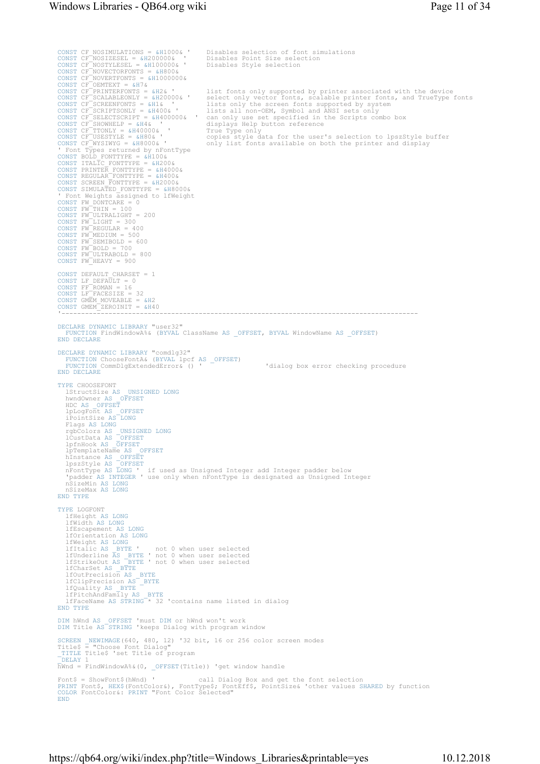```
CONST CF_NOSIMULATIONS = &H1000& '    Disables selection of font simulations
CONST CF_NOSIZESEL = &H200000&  '     Disables Point Size selection
CONST CF_NOSTYLESEL = &H100000& '     Disables Style selection
CONST CF_NOVECTORFONTS = &H800&
CONST CF_NOVERTFONTS = &H1000000&
CONST CF_OEMTEXT = &H7&
CONST CF_PRINTERFONTS = &H2& '        list fonts only supported by printer associated with the device
CONST CF_SCALABLEONLY = &H20000& '    select only vector fonts, scalable printer fonts, and TrueType fonts
CONST CF_SCREENFONTS = &H1&  '        lists only the screen fonts supported by system
CONST CF_SCRIPTSONLY = &H400& '       lists all non-OEM, Symbol and ANSI sets only
CONST CF_SELECTSCRIPT = &H400000&  '  can only use set specified in the Scripts combo box
CONST CF_SHOWHELP = &H4&  '           displays Help button reference
CONST CF_TTONLY = &H40000&  '         True Type only
CONST CF_USESTYLE = &H80& '           copies style data for the user's selection to lpszStyle buffer
CONST CF_WYSIWYG = &H8000& '          only list fonts available on both the printer and display
' Font Types returned by nFontType
CONST BOLD_FONTTYPE = &H100&
CONST ITALIC_FONTTYPE = &H200&
CONST PRINTER_FONTTYPE = &H4000&
CONST REGULAR_FONTTYPE = &H400&
CONST SCREEN_FONTTYPE = &H2000&
CONST SIMULATED_FONTTYPE = &H8000&
' Font Weights assigned to lfWeight
CONST FW_DONTCARE = 0
CONST FW_THIN = 100
CONST FW_ULTRALIGHT = 200
CONST FW_LIGHT = 300
CONST FW_REGULAR = 400
CONST FW_MEDIUM = 500
CONST FW_SEMIBOLD = 600
CONST FW_BOLD = 700
CONST FW_ULTRABOLD = 800
CONST FW_HEAVY = 900

CONST DEFAULT_CHARSET = 1
CONST LF_DEFAULT = 0
CONST FF_ROMAN = 16
CONST LF_FACESIZE = 32
CONST GMEM_MOVEABLE = &H2
CONST GMEM_ZEROINIT = &H40
'-----------------------------------------------------------------------------------------

DECLARE DYNAMIC LIBRARY "user32"
  FUNCTION FindWindowA%& (BYVAL ClassName AS _OFFSET, BYVAL WindowName AS _OFFSET)
END DECLARE

DECLARE DYNAMIC LIBRARY "comdlg32"
  FUNCTION ChooseFontA& (BYVAL lpcf AS _OFFSET)
  FUNCTION CommDlgExtendedError& () '               'dialog box error checking procedure
END DECLARE

TYPE CHOOSEFONT
  lStructSize AS _UNSIGNED LONG
  hwndOwner AS _OFFSET
  HDC AS _OFFSET
  lpLogFont AS _OFFSET
  iPointSize AS LONG
  Flags AS LONG
  rgbColors AS _UNSIGNED LONG
  lCustData AS _OFFSET
  lpfnHook AS _OFFSET
  lpTemplateName AS _OFFSET
  hInstance AS _OFFSET
  lpszStyle AS _OFFSET
  nFontType AS LONG ' ' if used as Unsigned Integer add Integer padder below
  'padder AS INTEGER ' use only when nFontType is designated as Unsigned Integer
  nSizeMin AS LONG
  nSizeMax AS LONG
END TYPE

TYPE LOGFONT
  lfHeight AS LONG
  lfWidth AS LONG
  lfEscapement AS LONG
  lfOrientation AS LONG
  lfWeight AS LONG
  lfItalic AS _BYTE '    not 0 when user selected
  lfUnderline AS _BYTE ' not 0 when user selected
  lfStrikeOut AS _BYTE ' not 0 when user selected
  lfCharSet AS _BYTE
  lfOutPrecision AS _BYTE
  lfClipPrecision AS _BYTE
  lfQuality AS _BYTE
  lfPitchAndFamily AS _BYTE
  lfFaceName AS STRING * 32 'contains name listed in dialog
END TYPE

DIM hWnd AS _OFFSET 'must DIM or hWnd won't work
DIM Title AS STRING 'keeps Dialog with program window

SCREEN _NEWIMAGE(640, 480, 12) '32 bit, 16 or 256 color screen modes
Title$ = "Choose Font Dialog"
_TITLE Title$ 'set Title of program
_DELAY 1
hWnd = FindWindowA%&(0, _OFFSET(Title)) 'get window handle

Font$ = ShowFont$(hWnd) '            call Dialog Box and get the font selection
PRINT Font$, HEX$(FontColor&), FontType$; FontEff$, PointSize& 'other values SHARED by function
COLOR FontColor&: PRINT "Font Color Selected"
END
```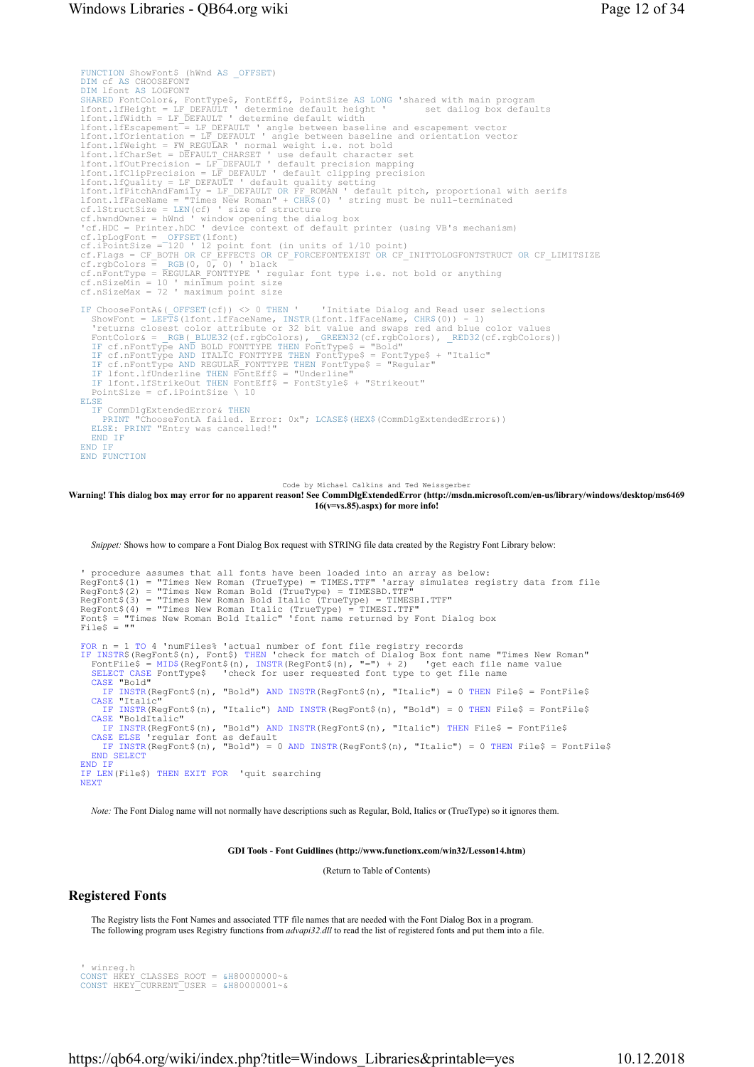```
FUNCTION ShowFont$ (hWnd AS _OFFSET)
DIM cf AS CHOOSEFONT
DIM lfont AS LOGFONT
SHARED FontColor&, FontType$, FontEff$, PointSize AS LONG 'shared with main program
lfont.lfHeight = LF_DEFAULT ' determine default height '       set dailog box defaults
lfont.lfWidth = LF_DEFAULT ' determine default width
lfont.lfEscapement = LF_DEFAULT ' angle between baseline and escapement vector
lfont.lfOrientation = LF_DEFAULT ' angle between baseline and orientation vector
lfont.lfWeight = FW_REGULAR ' normal weight i.e. not bold
lfont.lfCharSet = DEFAULT_CHARSET ' use default character set
lfont.lfOutPrecision = LF_DEFAULT ' default precision mapping
lfont.lfClipPrecision = LF_DEFAULT ' default clipping precision
lfont.lfQuality = LF_DEFAULT ' default quality setting
lfont.lfPitchAndFamily = LF_DEFAULT OR FF_ROMAN ' default pitch, proportional with serifs
lfont.lfFaceName = "Times New Roman" + CHR$(0) ' string must be null-terminated
cf.lStructSize = LEN(cf) ' size of structure
cf.hwndOwner = hWnd ' window opening the dialog box
'cf.HDC = Printer.hDC ' device context of default printer (using VB's mechanism)
cf.lpLogFont = _OFFSET(lfont)
cf.iPointSize = 120 ' 12 point font (in units of 1/10 point)
cf.Flags = CF_BOTH OR CF_EFFECTS OR CF_FORCEFONTEXIST OR CF_INITTOLOGFONTSTRUCT OR CF_LIMITSIZE
cf.rgbColors = _RGB(0, 0, 0) ' black
cf.nFontType = REGULAR_FONTTYPE ' regular font type i.e. not bold or anything
cf.nSizeMin = 10 ' minimum point size
cf.nSizeMax = 72 ' maximum point size

IF ChooseFontA&(_OFFSET(cf)) <> 0 THEN '    'Initiate Dialog and Read user selections
  ShowFont = LEFT$(lfont.lfFaceName, INSTR(lfont.lfFaceName, CHR$(0)) - 1)
  'returns closest color attribute or 32 bit value and swaps red and blue color values
  FontColor& = _RGB(_BLUE32(cf.rgbColors), _GREEN32(cf.rgbColors), _RED32(cf.rgbColors))
  IF cf.nFontType AND BOLD_FONTTYPE THEN FontType$ = "Bold"
  IF cf.nFontType AND ITALIC_FONTTYPE THEN FontType$ = FontType$ + "Italic"
  IF cf.nFontType AND REGULAR_FONTTYPE THEN FontType$ = "Regular"
  IF lfont.lfUnderline THEN FontEff$ = "Underline"
  IF lfont.lfStrikeOut THEN FontEff$ = FontStyle$ + "Strikeout"
  PointSize = cf.iPointSize \ 10
ELSE
  IF CommDlgExtendedError& THEN
    PRINT "ChooseFontA failed. Error: 0x"; LCASE$(HEX$(CommDlgExtendedError&))
  ELSE: PRINT "Entry was cancelled!"
  END IF
END IF
END FUNCTION
```

Code by Michael Calkins and Ted Weissgerber

**Warning! This dialog box may error for no apparent reason! See CommDlgExtendedError (http://msdn.microsoft.com/en-us/library/windows/desktop/ms646916(v=vs.85).aspx) for more info!**

*Snippet:* Shows how to compare a Font Dialog Box request with STRING file data created by the Registry Font Library below:

```
' procedure assumes that all fonts have been loaded into an array as below:
RegFont$(1) = "Times New Roman (TrueType) = TIMES.TTF" 'array simulates registry data from file
RegFont$(2) = "Times New Roman Bold (TrueType) = TIMESBD.TTF"
RegFont$(3) = "Times New Roman Bold Italic (TrueType) = TIMESBI.TTF"
RegFont$(4) = "Times New Roman Italic (TrueType) = TIMESI.TTF"
Font$ = "Times New Roman Bold Italic" 'font name returned by Font Dialog box
File$ = ""

FOR n = 1 TO 4 'numFiles% 'actual number of font file registry records
IF INSTR$(RegFont$(n), Font$) THEN 'check for match of Dialog Box font name "Times New Roman"
  FontFile$ = MID$(RegFont$(n), INSTR(RegFont$(n), "=") + 2)   'get each file name value
  SELECT CASE FontType$   'check for user requested font type to get file name
  CASE "Bold"
    IF INSTR(RegFont$(n), "Bold") AND INSTR(RegFont$(n), "Italic") = 0 THEN File$ = FontFile$
  CASE "Italic"
    IF INSTR(RegFont$(n), "Italic") AND INSTR(RegFont$(n), "Bold") = 0 THEN File$ = FontFile$
  CASE "BoldItalic"
    IF INSTR(RegFont$(n), "Bold") AND INSTR(RegFont$(n), "Italic") THEN File$ = FontFile$
  CASE ELSE 'regular font as default
    IF INSTR(RegFont$(n), "Bold") = 0 AND INSTR(RegFont$(n), "Italic") = 0 THEN File$ = FontFile$
  END SELECT
END IF
IF LEN(File$) THEN EXIT FOR  'quit searching
NEXT
```

*Note:* The Font Dialog name will not normally have descriptions such as Regular, Bold, Italics or (TrueType) so it ignores them.

**GDI Tools - Font Guidlines (http://www.functionx.com/win32/Lesson14.htm)**

(Return to Table of Contents)

## Registered Fonts

The Registry lists the Font Names and associated TTF file names that are needed with the Font Dialog Box in a program.
The following program uses Registry functions from *advapi32.dll* to read the list of registered fonts and put them into a file.

```
' winreg.h
CONST HKEY_CLASSES_ROOT = &H80000000~&
CONST HKEY_CURRENT_USER = &H80000001~&
```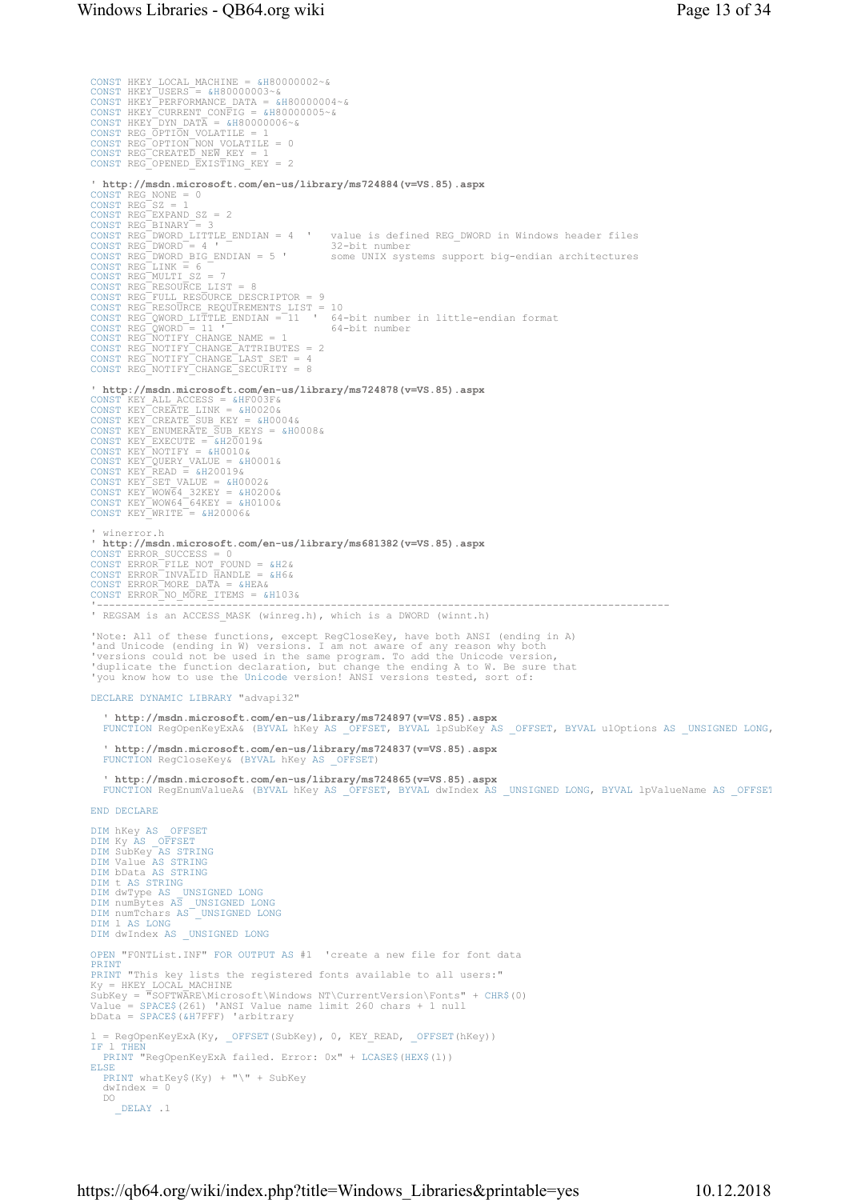```
CONST HKEY_LOCAL_MACHINE = &H80000002~&
CONST HKEY_USERS = &H80000003~&
CONST HKEY_PERFORMANCE_DATA = &H80000004~&
CONST HKEY_CURRENT_CONFIG = &H80000005~&
CONST HKEY_DYN_DATA = &H80000006~&
CONST REG_OPTION_VOLATILE = 1
CONST REG_OPTION_NON_VOLATILE = 0
CONST REG_CREATED_NEW_KEY = 1
CONST REG_OPENED_EXISTING_KEY = 2

' http://msdn.microsoft.com/en-us/library/ms724884(v=VS.85).aspx
CONST REG_NONE = 0
CONST REG_SZ = 1
CONST REG_EXPAND_SZ = 2
CONST REG_BINARY = 3
CONST REG_DWORD_LITTLE_ENDIAN = 4  '   value is defined REG_DWORD in Windows header files
CONST REG_DWORD = 4 '                  32-bit number
CONST REG_DWORD_BIG_ENDIAN = 5 '       some UNIX systems support big-endian architectures
CONST REG_LINK = 6
CONST REG_MULTI_SZ = 7
CONST REG_RESOURCE_LIST = 8
CONST REG_FULL_RESOURCE_DESCRIPTOR = 9
CONST REG_RESOURCE_REQUIREMENTS_LIST = 10
CONST REG_QWORD_LITTLE_ENDIAN = 11  '  64-bit number in little-endian format
CONST REG_QWORD = 11 '                 64-bit number
CONST REG_NOTIFY_CHANGE_NAME = 1
CONST REG_NOTIFY_CHANGE_ATTRIBUTES = 2
CONST REG_NOTIFY_CHANGE_LAST_SET = 4
CONST REG_NOTIFY_CHANGE_SECURITY = 8

' http://msdn.microsoft.com/en-us/library/ms724878(v=VS.85).aspx
CONST KEY_ALL_ACCESS = &HF003F&
CONST KEY_CREATE_LINK = &H0020&
CONST KEY_CREATE_SUB_KEY = &H0004&
CONST KEY_ENUMERATE_SUB_KEYS = &H0008&
CONST KEY_EXECUTE = &H20019&
CONST KEY_NOTIFY = &H0010&
CONST KEY_QUERY_VALUE = &H0001&
CONST KEY_READ = &H20019&
CONST KEY_SET_VALUE = &H0002&
CONST KEY_WOW64_32KEY = &H0200&
CONST KEY_WOW64_64KEY = &H0100&
CONST KEY_WRITE = &H20006&

' winerror.h
' http://msdn.microsoft.com/en-us/library/ms681382(v=VS.85).aspx
CONST ERROR_SUCCESS = 0
CONST ERROR_FILE_NOT_FOUND = &H2&
CONST ERROR_INVALID_HANDLE = &H6&
CONST ERROR_MORE_DATA = &HEA&
CONST ERROR_NO_MORE_ITEMS = &H103&
'-----------------------------------------------------------------------------------------
' REGSAM is an ACCESS_MASK (winreg.h), which is a DWORD (winnt.h)

'Note: All of these functions, except RegCloseKey, have both ANSI (ending in A)
'and Unicode (ending in W) versions. I am not aware of any reason why both
'versions could not be used in the same program. To add the Unicode version,
'duplicate the function declaration, but change the ending A to W. Be sure that
'you know how to use the Unicode version! ANSI versions tested, sort of:

DECLARE DYNAMIC LIBRARY "advapi32"

  ' http://msdn.microsoft.com/en-us/library/ms724897(v=VS.85).aspx
  FUNCTION RegOpenKeyExA& (BYVAL hKey AS _OFFSET, BYVAL lpSubKey AS _OFFSET, BYVAL ulOptions AS _UNSIGNED LONG,

  ' http://msdn.microsoft.com/en-us/library/ms724837(v=VS.85).aspx
  FUNCTION RegCloseKey& (BYVAL hKey AS _OFFSET)

  ' http://msdn.microsoft.com/en-us/library/ms724865(v=VS.85).aspx
  FUNCTION RegEnumValueA& (BYVAL hKey AS _OFFSET, BYVAL dwIndex AS _UNSIGNED LONG, BYVAL lpValueName AS _OFFSET

END DECLARE

DIM hKey AS _OFFSET
DIM Ky AS _OFFSET
DIM SubKey AS STRING
DIM Value AS STRING
DIM bData AS STRING
DIM t AS STRING
DIM dwType AS _UNSIGNED LONG
DIM numBytes AS _UNSIGNED LONG
DIM numTchars AS _UNSIGNED LONG
DIM l AS LONG
DIM dwIndex AS _UNSIGNED LONG

OPEN "FONTList.INF" FOR OUTPUT AS #1  'create a new file for font data
PRINT
PRINT "This key lists the registered fonts available to all users:"
Ky = HKEY_LOCAL_MACHINE
SubKey = "SOFTWARE\Microsoft\Windows NT\CurrentVersion\Fonts" + CHR$(0)
Value = SPACE$(261) 'ANSI Value name limit 260 chars + 1 null
bData = SPACE$(&H7FFF) 'arbitrary

l = RegOpenKeyExA(Ky, _OFFSET(SubKey), 0, KEY_READ, _OFFSET(hKey))
IF l THEN
  PRINT "RegOpenKeyExA failed. Error: 0x" + LCASE$(HEX$(l))
ELSE
  PRINT whatKey$(Ky) + "\" + SubKey
  dwIndex = 0
  DO
    _DELAY .1
```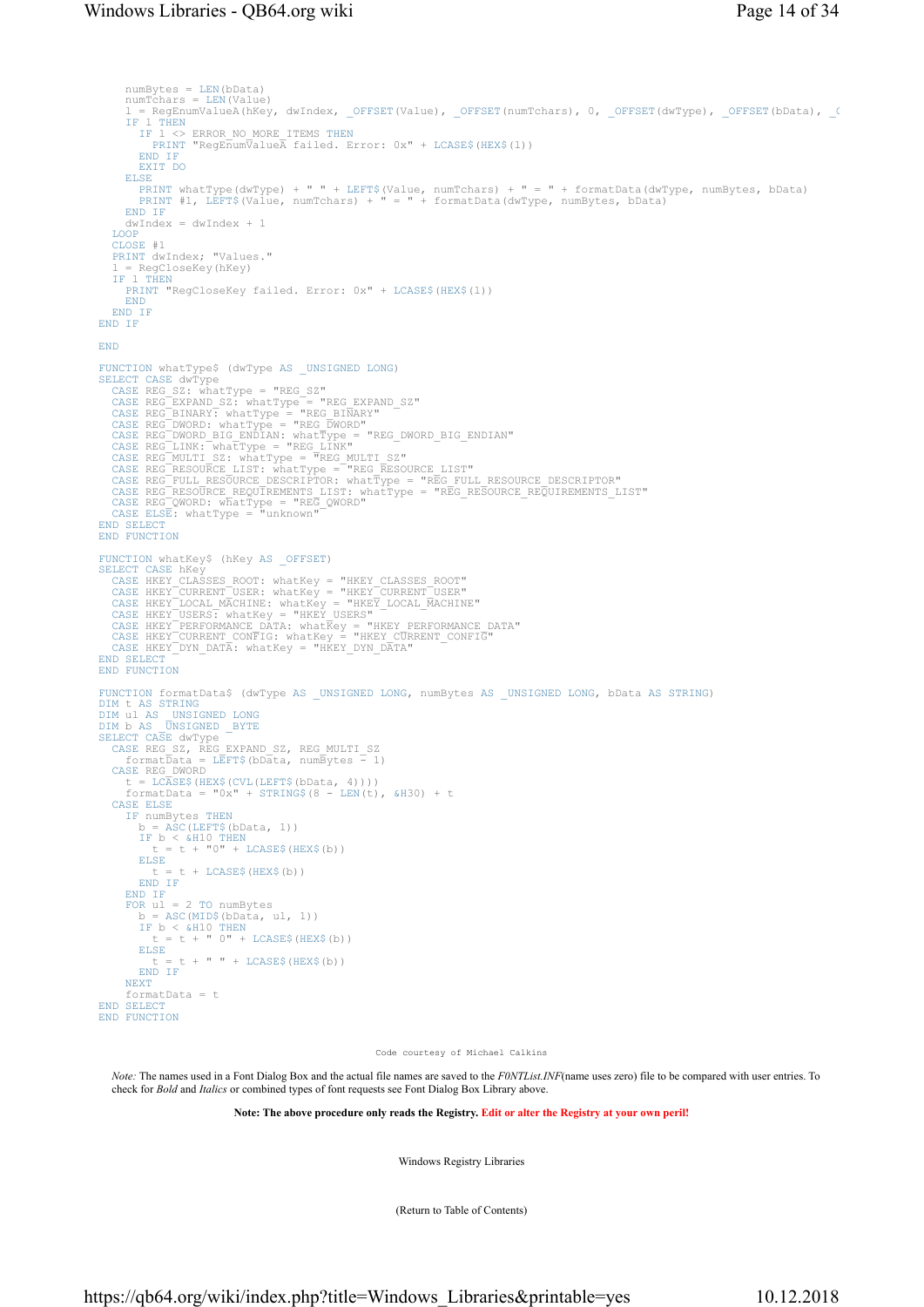```
    numBytes = LEN(bData)
    numTchars = LEN(Value)
    l = RegEnumValueA(hKey, dwIndex, _OFFSET(Value), _OFFSET(numTchars), 0, _OFFSET(dwType), _OFFSET(bData), _(
    IF l THEN
      IF l <> ERROR_NO_MORE_ITEMS THEN
        PRINT "RegEnumValueA failed. Error: 0x" + LCASE$(HEX$(l))
      END IF
      EXIT DO
    ELSE
      PRINT whatType(dwType) + " " + LEFT$(Value, numTchars) + " = " + formatData(dwType, numBytes, bData)
      PRINT #1, LEFT$(Value, numTchars) + " = " + formatData(dwType, numBytes, bData)
    END IF
    dwIndex = dwIndex + 1
  LOOP
  CLOSE #1
  PRINT dwIndex; "Values."
  l = RegCloseKey(hKey)
  IF l THEN
    PRINT "RegCloseKey failed. Error: 0x" + LCASE$(HEX$(l))
    END
  END IF
END IF

END

FUNCTION whatType$ (dwType AS _UNSIGNED LONG)
SELECT CASE dwType
  CASE REG_SZ: whatType = "REG_SZ"
  CASE REG_EXPAND_SZ: whatType = "REG_EXPAND_SZ"
  CASE REG_BINARY: whatType = "REG_BINARY"
  CASE REG_DWORD: whatType = "REG_DWORD"
  CASE REG_DWORD_BIG_ENDIAN: whatType = "REG_DWORD_BIG_ENDIAN"
  CASE REG_LINK: whatType = "REG_LINK"
  CASE REG_MULTI_SZ: whatType = "REG_MULTI_SZ"
  CASE REG_RESOURCE_LIST: whatType = "REG_RESOURCE_LIST"
  CASE REG_FULL_RESOURCE_DESCRIPTOR: whatType = "REG_FULL_RESOURCE_DESCRIPTOR"
  CASE REG_RESOURCE_REQUIREMENTS_LIST: whatType = "REG_RESOURCE_REQUIREMENTS_LIST"
  CASE REG_QWORD: whatType = "REG_QWORD"
  CASE ELSE: whatType = "unknown"
END SELECT
END FUNCTION

FUNCTION whatKey$ (hKey AS _OFFSET)
SELECT CASE hKey
  CASE HKEY_CLASSES_ROOT: whatKey = "HKEY_CLASSES_ROOT"
  CASE HKEY_CURRENT_USER: whatKey = "HKEY_CURRENT_USER"
  CASE HKEY_LOCAL_MACHINE: whatKey = "HKEY_LOCAL_MACHINE"
  CASE HKEY_USERS: whatKey = "HKEY_USERS"
  CASE HKEY_PERFORMANCE_DATA: whatKey = "HKEY_PERFORMANCE_DATA"
  CASE HKEY_CURRENT_CONFIG: whatKey = "HKEY_CURRENT_CONFIG"
  CASE HKEY_DYN_DATA: whatKey = "HKEY_DYN_DATA"
END SELECT
END FUNCTION

FUNCTION formatData$ (dwType AS _UNSIGNED LONG, numBytes AS _UNSIGNED LONG, bData AS STRING)
DIM t AS STRING
DIM ul AS _UNSIGNED LONG
DIM b AS _UNSIGNED _BYTE
SELECT CASE dwType
  CASE REG_SZ, REG_EXPAND_SZ, REG_MULTI_SZ
    formatData = LEFT$(bData, numBytes - 1)
  CASE REG_DWORD
    t = LCASE$(HEX$(CVL(LEFT$(bData, 4))))
    formatData = "0x" + STRING$(8 - LEN(t), &H30) + t
  CASE ELSE
    IF numBytes THEN
      b = ASC(LEFT$(bData, 1))
      IF b < &H10 THEN
        t = t + "0" + LCASE$(HEX$(b))
      ELSE
        t = t + LCASE$(HEX$(b))
      END IF
    END IF
    FOR ul = 2 TO numBytes
      b = ASC(MID$(bData, ul, 1))
      IF b < &H10 THEN
        t = t + " 0" + LCASE$(HEX$(b))
      ELSE
        t = t + " " + LCASE$(HEX$(b))
      END IF
    NEXT
    formatData = t
END SELECT
END FUNCTION
```

Code courtesy of Michael Calkins

*Note:* The names used in a Font Dialog Box and the actual file names are saved to the *F0NTList.INF*(name uses zero) file to be compared with user entries. To check for *Bold* and *Italics* or combined types of font requests see Font Dialog Box Library above.

**Note: The above procedure only reads the Registry. Edit or alter the Registry at your own peril!**

Windows Registry Libraries

(Return to Table of Contents)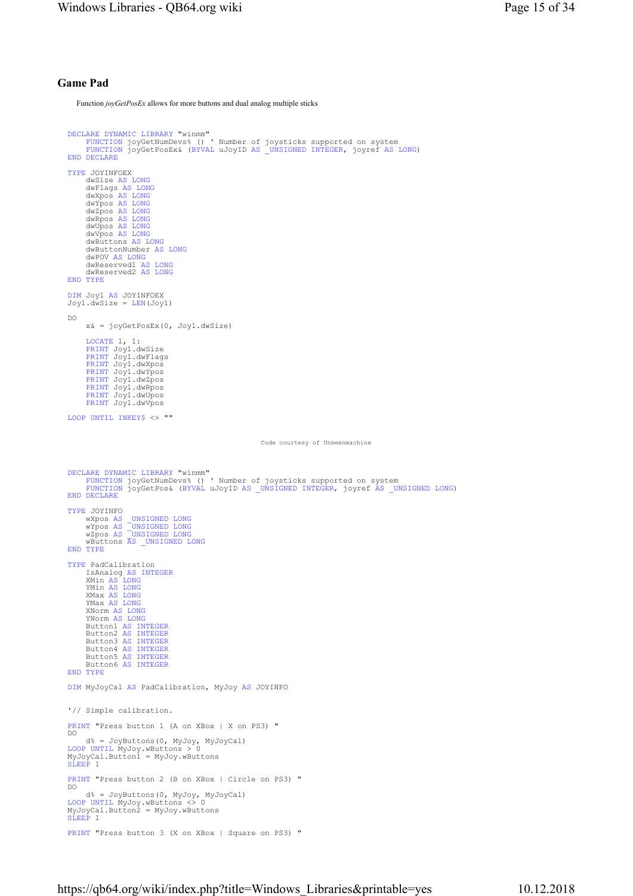## Game Pad

Function *joyGetPosEx* allows for more buttons and dual analog multiple sticks

```
DECLARE DYNAMIC LIBRARY "winmm"
    FUNCTION joyGetNumDevs% () ' Number of joysticks supported on system
    FUNCTION joyGetPosEx& (BYVAL uJoyID AS _UNSIGNED INTEGER, joyref AS LONG)
END DECLARE

TYPE JOYINFOEX
    dwSize AS LONG
    dwFlags AS LONG
    dwXpos AS LONG
    dwYpos AS LONG
    dwZpos AS LONG
    dwRpos AS LONG
    dwUpos AS LONG
    dwVpos AS LONG
    dwButtons AS LONG
    dwButtonNumber AS LONG
    dwPOV AS LONG
    dwReserved1 AS LONG
    dwReserved2 AS LONG
END TYPE

DIM Joy1 AS JOYINFOEX
Joy1.dwSize = LEN(Joy1)

DO
    x& = joyGetPosEx(0, Joy1.dwSize)

    LOCATE 1, 1:
    PRINT Joy1.dwSize
    PRINT Joy1.dwFlags
    PRINT Joy1.dwXpos
    PRINT Joy1.dwYpos
    PRINT Joy1.dwZpos
    PRINT Joy1.dwRpos
    PRINT Joy1.dwUpos
    PRINT Joy1.dwVpos

LOOP UNTIL INKEY$ <> ""
```

Code courtesy of Unseenmachine

```
DECLARE DYNAMIC LIBRARY "winmm"
    FUNCTION joyGetNumDevs% () ' Number of joysticks supported on system
    FUNCTION joyGetPos& (BYVAL uJoyID AS _UNSIGNED INTEGER, joyref AS _UNSIGNED LONG)
END DECLARE

TYPE JOYINFO
    wXpos AS _UNSIGNED LONG
    wYpos AS _UNSIGNED LONG
    wZpos AS _UNSIGNED LONG
    wButtons AS _UNSIGNED LONG
END TYPE

TYPE PadCalibration
    IsAnalog AS INTEGER
    XMin AS LONG
    YMin AS LONG
    XMax AS LONG
    YMax AS LONG
    XNorm AS LONG
    YNorm AS LONG
    Button1 AS INTEGER
    Button2 AS INTEGER
    Button3 AS INTEGER
    Button4 AS INTEGER
    Button5 AS INTEGER
    Button6 AS INTEGER
END TYPE

DIM MyJoyCal AS PadCalibration, MyJoy AS JOYINFO


'// Simple calibration.

PRINT "Press button 1 (A on XBox | X on PS3) "
DO
    d% = JoyButtons(0, MyJoy, MyJoyCal)
LOOP UNTIL MyJoy.wButtons > 0
MyJoyCal.Button1 = MyJoy.wButtons
SLEEP 1

PRINT "Press button 2 (B on XBox | Circle on PS3) "
DO
    d% = JoyButtons(0, MyJoy, MyJoyCal)
LOOP UNTIL MyJoy.wButtons <> 0
MyJoyCal.Button2 = MyJoy.wButtons
SLEEP 1

PRINT "Press button 3 (X on XBox | Square on PS3) "
```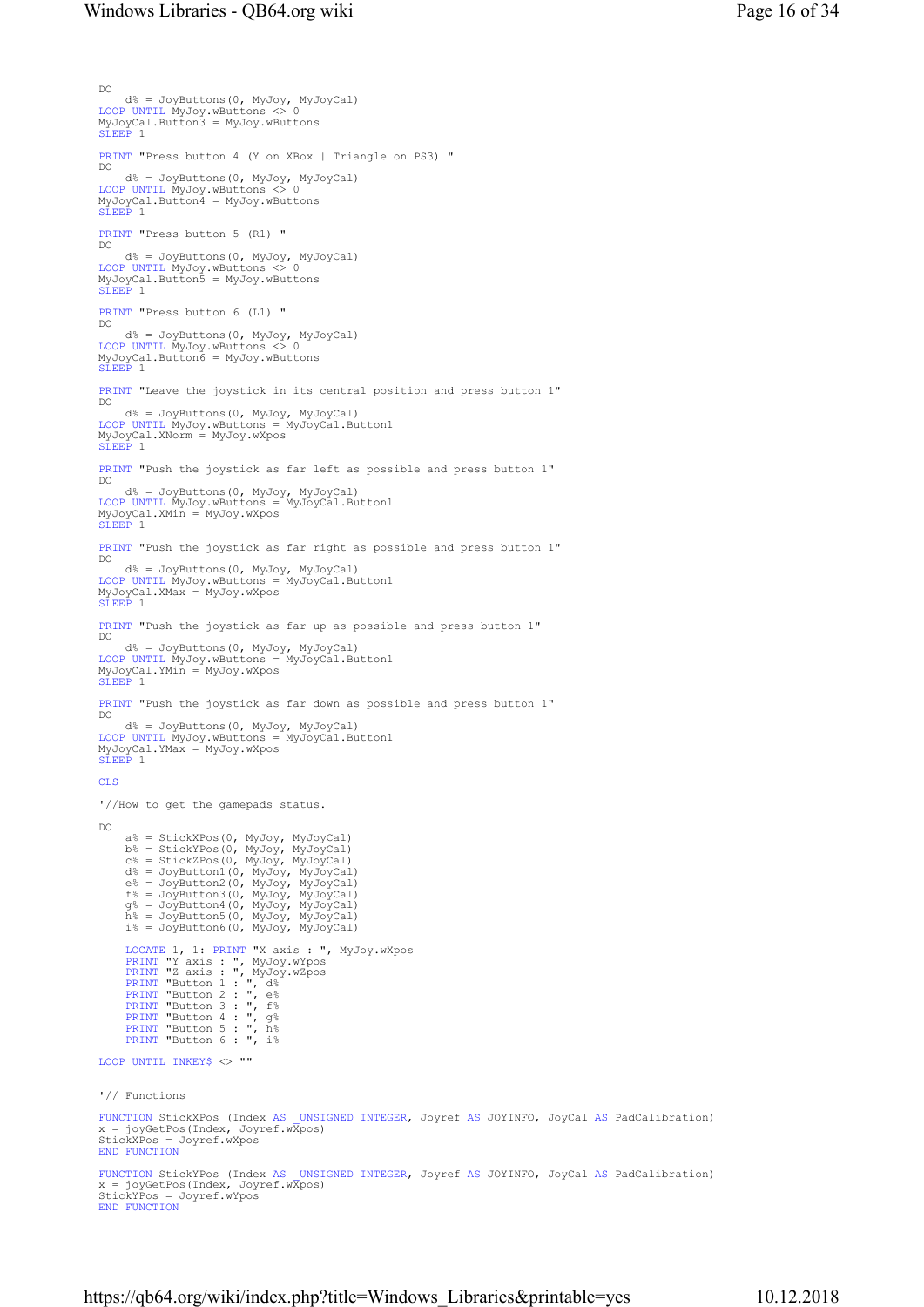```
DO
    d% = JoyButtons(0, MyJoy, MyJoyCal)
LOOP UNTIL MyJoy.wButtons <> 0
MyJoyCal.Button3 = MyJoy.wButtons
SLEEP 1

PRINT "Press button 4 (Y on XBox | Triangle on PS3) "
DO
    d% = JoyButtons(0, MyJoy, MyJoyCal)
LOOP UNTIL MyJoy.wButtons <> 0
MyJoyCal.Button4 = MyJoy.wButtons
SLEEP 1

PRINT "Press button 5 (R1) "
DO
    d% = JoyButtons(0, MyJoy, MyJoyCal)
LOOP UNTIL MyJoy.wButtons <> 0
MyJoyCal.Button5 = MyJoy.wButtons
SLEEP 1

PRINT "Press button 6 (L1) "
DO
    d% = JoyButtons(0, MyJoy, MyJoyCal)
LOOP UNTIL MyJoy.wButtons <> 0
MyJoyCal.Button6 = MyJoy.wButtons
SLEEP 1

PRINT "Leave the joystick in its central position and press button 1"
DO
    d% = JoyButtons(0, MyJoy, MyJoyCal)
LOOP UNTIL MyJoy.wButtons = MyJoyCal.Button1
MyJoyCal.XNorm = MyJoy.wXpos
SLEEP 1

PRINT "Push the joystick as far left as possible and press button 1"
DO
    d% = JoyButtons(0, MyJoy, MyJoyCal)
LOOP UNTIL MyJoy.wButtons = MyJoyCal.Button1
MyJoyCal.XMin = MyJoy.wXpos
SLEEP 1

PRINT "Push the joystick as far right as possible and press button 1"
DO
    d% = JoyButtons(0, MyJoy, MyJoyCal)
LOOP UNTIL MyJoy.wButtons = MyJoyCal.Button1
MyJoyCal.XMax = MyJoy.wXpos
SLEEP 1

PRINT "Push the joystick as far up as possible and press button 1"
DO
    d% = JoyButtons(0, MyJoy, MyJoyCal)
LOOP UNTIL MyJoy.wButtons = MyJoyCal.Button1
MyJoyCal.YMin = MyJoy.wXpos
SLEEP 1

PRINT "Push the joystick as far down as possible and press button 1"
DO
    d% = JoyButtons(0, MyJoy, MyJoyCal)
LOOP UNTIL MyJoy.wButtons = MyJoyCal.Button1
MyJoyCal.YMax = MyJoy.wXpos
SLEEP 1

CLS

'//How to get the gamepads status.

DO
    a% = StickXPos(0, MyJoy, MyJoyCal)
    b% = StickYPos(0, MyJoy, MyJoyCal)
    c% = StickZPos(0, MyJoy, MyJoyCal)
    d% = JoyButton1(0, MyJoy, MyJoyCal)
    e% = JoyButton2(0, MyJoy, MyJoyCal)
    f% = JoyButton3(0, MyJoy, MyJoyCal)
    g% = JoyButton4(0, MyJoy, MyJoyCal)
    h% = JoyButton5(0, MyJoy, MyJoyCal)
    i% = JoyButton6(0, MyJoy, MyJoyCal)

    LOCATE 1, 1: PRINT "X axis : ", MyJoy.wXpos
    PRINT "Y axis : ", MyJoy.wYpos
    PRINT "Z axis : ", MyJoy.wZpos
    PRINT "Button 1 : ", d%
    PRINT "Button 2 : ", e%
    PRINT "Button 3 : ", f%
    PRINT "Button 4 : ", g%
    PRINT "Button 5 : ", h%
    PRINT "Button 6 : ", i%

LOOP UNTIL INKEY$ <> ""


'// Functions

FUNCTION StickXPos (Index AS _UNSIGNED INTEGER, Joyref AS JOYINFO, JoyCal AS PadCalibration)
x = joyGetPos(Index, Joyref.wXpos)
StickXPos = Joyref.wXpos
END FUNCTION

FUNCTION StickYPos (Index AS _UNSIGNED INTEGER, Joyref AS JOYINFO, JoyCal AS PadCalibration)
x = joyGetPos(Index, Joyref.wXpos)
StickYPos = Joyref.wYpos
END FUNCTION
```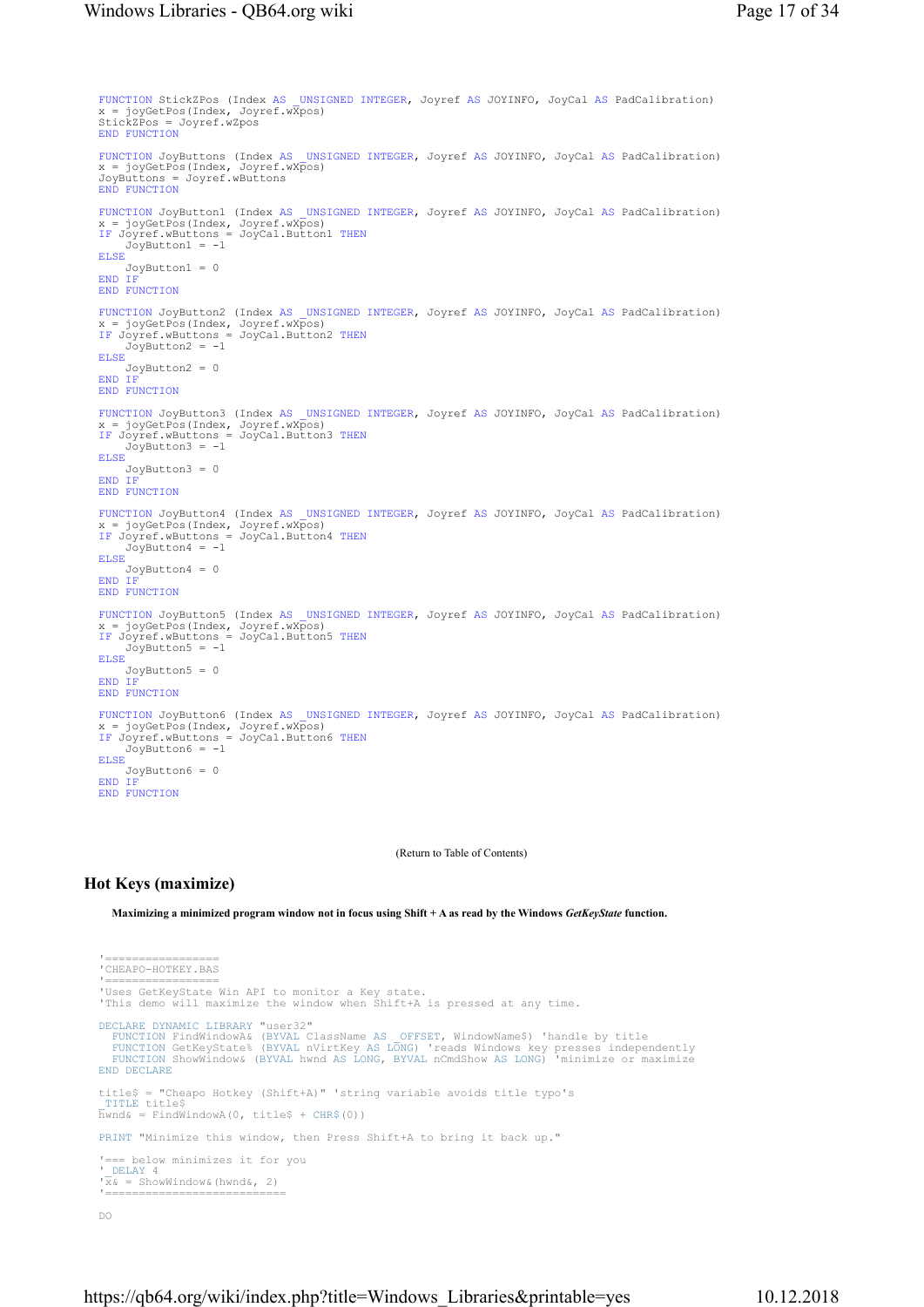```
FUNCTION StickZPos (Index AS _UNSIGNED INTEGER, Joyref AS JOYINFO, JoyCal AS PadCalibration)
x = joyGetPos(Index, Joyref.wXpos)
StickZPos = Joyref.wZpos
END FUNCTION

FUNCTION JoyButtons (Index AS _UNSIGNED INTEGER, Joyref AS JOYINFO, JoyCal AS PadCalibration)
x = joyGetPos(Index, Joyref.wXpos)
JoyButtons = Joyref.wButtons
END FUNCTION

FUNCTION JoyButton1 (Index AS _UNSIGNED INTEGER, Joyref AS JOYINFO, JoyCal AS PadCalibration)
x = joyGetPos(Index, Joyref.wXpos)
IF Joyref.wButtons = JoyCal.Button1 THEN
    JoyButton1 = -1
ELSE
    JoyButton1 = 0
END IF
END FUNCTION

FUNCTION JoyButton2 (Index AS _UNSIGNED INTEGER, Joyref AS JOYINFO, JoyCal AS PadCalibration)
x = joyGetPos(Index, Joyref.wXpos)
IF Joyref.wButtons = JoyCal.Button2 THEN
    JoyButton2 = -1
ELSE
    JoyButton2 = 0
END IF
END FUNCTION

FUNCTION JoyButton3 (Index AS _UNSIGNED INTEGER, Joyref AS JOYINFO, JoyCal AS PadCalibration)
x = joyGetPos(Index, Joyref.wXpos)
IF Joyref.wButtons = JoyCal.Button3 THEN
    JoyButton3 = -1
ELSE
    JoyButton3 = 0
END IF
END FUNCTION

FUNCTION JoyButton4 (Index AS _UNSIGNED INTEGER, Joyref AS JOYINFO, JoyCal AS PadCalibration)
x = joyGetPos(Index, Joyref.wXpos)
IF Joyref.wButtons = JoyCal.Button4 THEN
    JoyButton4 = -1
ELSE
    JoyButton4 = 0
END IF
END FUNCTION

FUNCTION JoyButton5 (Index AS _UNSIGNED INTEGER, Joyref AS JOYINFO, JoyCal AS PadCalibration)
x = joyGetPos(Index, Joyref.wXpos)
IF Joyref.wButtons = JoyCal.Button5 THEN
    JoyButton5 = -1
ELSE
    JoyButton5 = 0
END IF
END FUNCTION

FUNCTION JoyButton6 (Index AS _UNSIGNED INTEGER, Joyref AS JOYINFO, JoyCal AS PadCalibration)
x = joyGetPos(Index, Joyref.wXpos)
IF Joyref.wButtons = JoyCal.Button6 THEN
    JoyButton6 = -1
ELSE
    JoyButton6 = 0
END IF
END FUNCTION
```

(Return to Table of Contents)

## Hot Keys (maximize)

**Maximizing a minimized program window not in focus using Shift + A as read by the Windows *GetKeyState* function.**

```
'=================
'CHEAPO-HOTKEY.BAS
'=================
'Uses GetKeyState Win API to monitor a Key state.
'This demo will maximize the window when Shift+A is pressed at any time.

DECLARE DYNAMIC LIBRARY "user32"
  FUNCTION FindWindowA& (BYVAL ClassName AS _OFFSET, WindowName$) 'handle by title
  FUNCTION GetKeyState% (BYVAL nVirtKey AS LONG) 'reads Windows key presses independently
  FUNCTION ShowWindow& (BYVAL hwnd AS LONG, BYVAL nCmdShow AS LONG) 'minimize or maximize
END DECLARE

title$ = "Cheapo Hotkey (Shift+A)" 'string variable avoids title typo's
_TITLE title$
hwnd& = FindWindowA(0, title$ + CHR$(0))

PRINT "Minimize this window, then Press Shift+A to bring it back up."

'=== below minimizes it for you
'_DELAY 4
'x& = ShowWindow&(hwnd&, 2)
'==========================

DO
```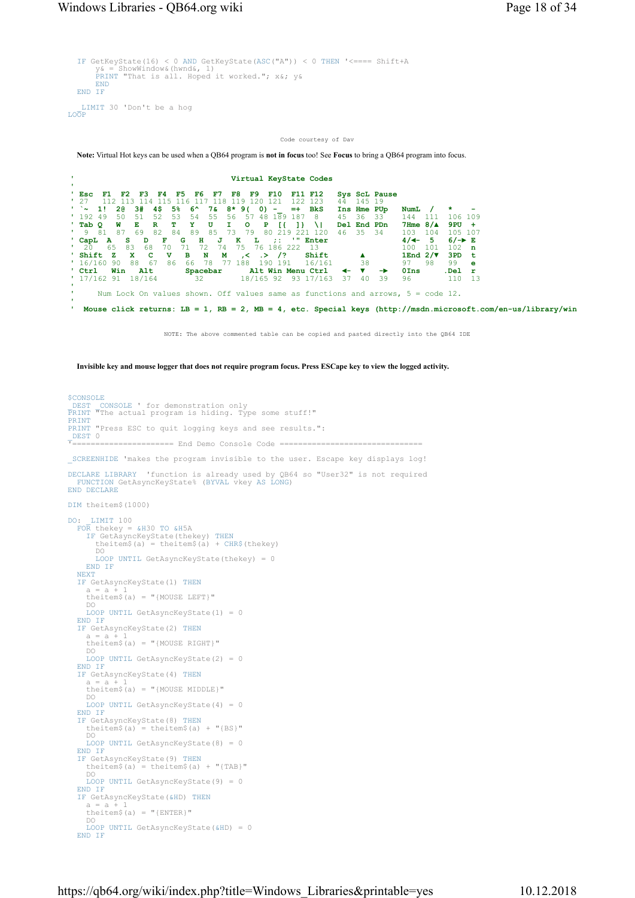```
    IF GetKeyState(16) < 0 AND GetKeyState(ASC("A")) < 0 THEN '<==== Shift+A
        y& = ShowWindow&(hwnd&, 1)
        PRINT "That is all. Hoped it worked."; x&; y&
        END
    END IF

    _LIMIT 30 'Don't be a hog
LOOP
```

Code courtesy of Dav

**Note:** Virtual Hot keys can be used when a QB64 program is **not in focus** too! See **Focus** to bring a QB64 program into focus.

```
'                                Virtual KeyState Codes
'
' Esc  F1  F2  F3  F4  F5  F6  F7  F8  F9  F10  F11 F12   Sys  ScL  Pause
' 27   112 113 114 115 116 117 118 119 120 121  122 123   44   145  19
' `~  1!  2@  3#  4$  5%  6^  7&  8* 9(  0)  -_  =+  BkS   Ins Hme PUp   NumL  /    *    -
' 192 49  50  51  52  53  54  55  56  57 48 189 187  8     45  36  33    144   111  106  109
' Tab Q   W   E   R   T   Y   U   I   O   P  [{  ]}  \|    Del End PDn   7Hme 8/▲  9PU  +
'  9  81  87  69  82  84  89  85  73  79  80 219 221 120   46  35  34    103  104  105  107
' CapL  A   S   D   F   G   H   J   K   L   ;:  '" Enter                 4/◄-  5    6/-► E
'  20   65  83  68  70  71  72  74  75  76 186 222  13                   100  101  102  n
' Shift  Z   X   C   V   B   N   M   ,<  .>  /?    Shift         ▲       1End 2/▼  3PD  t
' 16/160 90  88  67  86  66  78  77 188  190 191   16/161        38      97   98   99   e
' Ctrl   Win  Alt       Spacebar      Alt Win Menu Ctrl    ◄-  ▼  -►    0Ins      .Del  r
' 17/162 91  18/164        32        18/165 92  93 17/163   37  40  39    96        110  13
'
'     Num Lock On values shown. Off values same as functions and arrows, 5 = code 12.
'
'  Mouse click returns: LB = 1, RB = 2, MB = 4, etc. Special keys (http://msdn.microsoft.com/en-us/library/win
```

NOTE: The above commented table can be copied and pasted directly into the QB64 IDE

**Invisible key and mouse logger that does not require program focus. Press ESCape key to view the logged activity.**

```
$CONSOLE
_DEST _CONSOLE ' for demonstration only
PRINT "The actual program is hiding. Type some stuff!"
PRINT
PRINT "Press ESC to quit logging keys and see results.":
_DEST 0
'====================== End Demo Console Code ===============================

_SCREENHIDE 'makes the program invisible to the user. Escape key displays log!

DECLARE LIBRARY  'function is already used by QB64 so "User32" is not required
  FUNCTION GetAsyncKeyState% (BYVAL vkey AS LONG)
END DECLARE

DIM theitem$(1000)

DO: _LIMIT 100
  FOR thekey = &H30 TO &H5A
    IF GetAsyncKeyState(thekey) THEN
      theitem$(a) = theitem$(a) + CHR$(thekey)
      DO
      LOOP UNTIL GetAsyncKeyState(thekey) = 0
    END IF
  NEXT
  IF GetAsyncKeyState(1) THEN
    a = a + 1
    theitem$(a) = "{MOUSE LEFT}"
    DO
    LOOP UNTIL GetAsyncKeyState(1) = 0
  END IF
  IF GetAsyncKeyState(2) THEN
    a = a + 1
    theitem$(a) = "{MOUSE RIGHT}"
    DO
    LOOP UNTIL GetAsyncKeyState(2) = 0
  END IF
  IF GetAsyncKeyState(4) THEN
    a = a + 1
    theitem$(a) = "{MOUSE MIDDLE}"
    DO
    LOOP UNTIL GetAsyncKeyState(4) = 0
  END IF
  IF GetAsyncKeyState(8) THEN
    theitem$(a) = theitem$(a) + "{BS}"
    DO
    LOOP UNTIL GetAsyncKeyState(8) = 0
  END IF
  IF GetAsyncKeyState(9) THEN
    theitem$(a) = theitem$(a) + "{TAB}"
    DO
    LOOP UNTIL GetAsyncKeyState(9) = 0
  END IF
  IF GetAsyncKeyState(&HD) THEN
    a = a + 1
    theitem$(a) = "{ENTER}"
    DO
    LOOP UNTIL GetAsyncKeyState(&HD) = 0
  END IF
```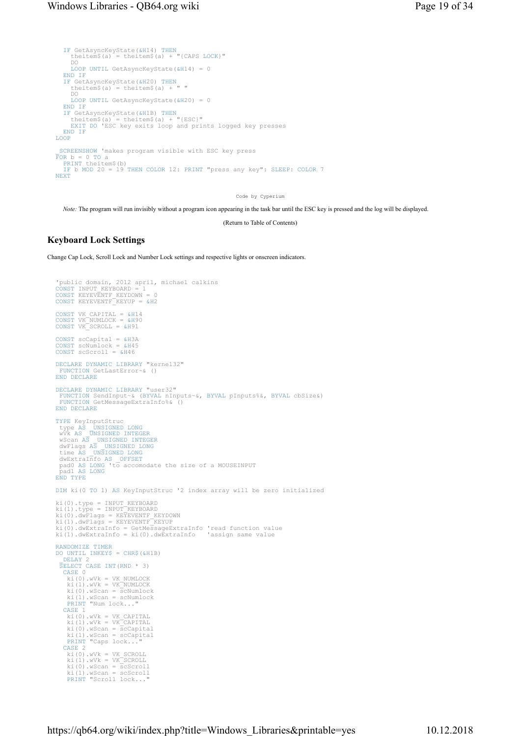```
    IF GetAsyncKeyState(&H14) THEN
      theitem$(a) = theitem$(a) + "{CAPS LOCK}"
      DO
      LOOP UNTIL GetAsyncKeyState(&H14) = 0
    END IF
    IF GetAsyncKeyState(&H20) THEN
      theitem$(a) = theitem$(a) + " "
      DO
      LOOP UNTIL GetAsyncKeyState(&H20) = 0
    END IF
    IF GetAsyncKeyState(&H1B) THEN
      theitem$(a) = theitem$(a) + "{ESC}"
      EXIT DO 'ESC key exits loop and prints logged key presses
    END IF
LOOP

_SCREENSHOW 'makes program visible with ESC key press
FOR b = 0 TO a
  PRINT theitem$(b)
  IF b MOD 20 = 19 THEN COLOR 12: PRINT "press any key": SLEEP: COLOR 7
NEXT
```

Code by Cyperium

*Note:* The program will run invisibly without a program icon appearing in the task bar until the ESC key is pressed and the log will be displayed.

(Return to Table of Contents)

## Keyboard Lock Settings

Change Cap Lock, Scroll Lock and Number Lock settings and respective lights or onscreen indicators.

```
'public domain, 2012 april, michael calkins
CONST INPUT_KEYBOARD = 1
CONST KEYEVENTF_KEYDOWN = 0
CONST KEYEVENTF_KEYUP = &H2

CONST VK_CAPITAL = &H14
CONST VK_NUMLOCK = &H90
CONST VK_SCROLL = &H91

CONST scCapital = &H3A
CONST scNumlock = &H45
CONST scScroll = &H46

DECLARE DYNAMIC LIBRARY "kernel32"
 FUNCTION GetLastError~& ()
END DECLARE

DECLARE DYNAMIC LIBRARY "user32"
 FUNCTION SendInput~& (BYVAL nInputs~&, BYVAL pInputs%&, BYVAL cbSize&)
 FUNCTION GetMessageExtraInfo%& ()
END DECLARE

TYPE KeyInputStruc
 type AS _UNSIGNED LONG
 wVk AS _UNSIGNED INTEGER
 wScan AS _UNSIGNED INTEGER
 dwFlags AS _UNSIGNED LONG
 time AS _UNSIGNED LONG
 dwExtraInfo AS _OFFSET
 pad0 AS LONG 'to accomodate the size of a MOUSEINPUT
 pad1 AS LONG
END TYPE

DIM ki(0 TO 1) AS KeyInputStruc '2 index array will be zero initialized

ki(0).type = INPUT_KEYBOARD
ki(1).type = INPUT_KEYBOARD
ki(0).dwFlags = KEYEVENTF_KEYDOWN
ki(1).dwFlags = KEYEVENTF_KEYUP
ki(0).dwExtraInfo = GetMessageExtraInfo 'read function value
ki(1).dwExtraInfo = ki(0).dwExtraInfo   'assign same value

RANDOMIZE TIMER
DO UNTIL INKEY$ = CHR$(&H1B)
 _DELAY 2
 SELECT CASE INT(RND * 3)
  CASE 0
   ki(0).wVk = VK_NUMLOCK
   ki(1).wVk = VK_NUMLOCK
   ki(0).wScan = scNumlock
   ki(1).wScan = scNumlock
   PRINT "Num lock..."
  CASE 1
   ki(0).wVk = VK_CAPITAL
   ki(1).wVk = VK_CAPITAL
   ki(0).wScan = scCapital
   ki(1).wScan = scCapital
   PRINT "Caps lock..."
  CASE 2
   ki(0).wVk = VK_SCROLL
   ki(1).wVk = VK_SCROLL
   ki(0).wScan = scScroll
   ki(1).wScan = scScroll
   PRINT "Scroll lock..."
```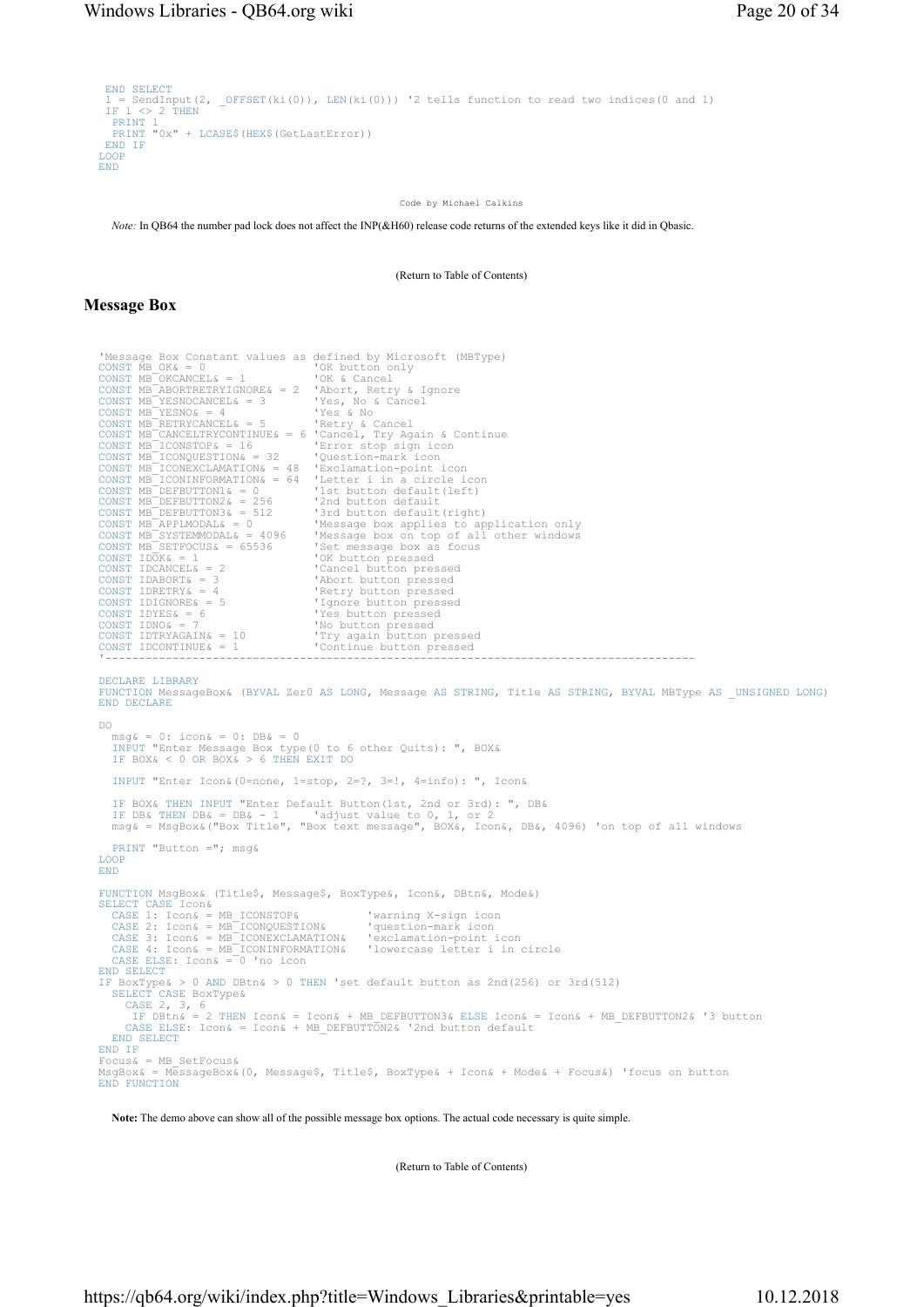```
  END SELECT
  l = SendInput(2, _OFFSET(ki(0)), LEN(ki(0))) '2 tells function to read two indices(0 and 1)
  IF l <> 2 THEN
   PRINT l
   PRINT "0x" + LCASE$(HEX$(GetLastError))
  END IF
LOOP
END
```

Code by Michael Calkins

*Note:* In QB64 the number pad lock does not affect the INP(&H60) release code returns of the extended keys like it did in Qbasic.

(Return to Table of Contents)

## Message Box

```
'Message Box Constant values as defined by Microsoft (MBType)
CONST MB_OK& = 0                  'OK button only
CONST MB_OKCANCEL& = 1            'OK & Cancel
CONST MB_ABORTRETRYIGNORE& = 2    'Abort, Retry & Ignore
CONST MB_YESNOCANCEL& = 3         'Yes, No & Cancel
CONST MB_YESNO& = 4               'Yes & No
CONST MB_RETRYCANCEL& = 5         'Retry & Cancel
CONST MB_CANCELTRYCONTINUE& = 6   'Cancel, Try Again & Continue
CONST MB_ICONSTOP& = 16           'Error stop sign icon
CONST MB_ICONQUESTION& = 32       'Question-mark icon
CONST MB_ICONEXCLAMATION& = 48    'Exclamation-point icon
CONST MB_ICONINFORMATION& = 64    'Letter i in a circle icon
CONST MB_DEFBUTTON1& = 0          '1st button default(left)
CONST MB_DEFBUTTON2& = 256        '2nd button default
CONST MB_DEFBUTTON3& = 512        '3rd button default(right)
CONST MB_APPLMODAL& = 0           'Message box applies to application only
CONST MB_SYSTEMMODAL& = 4096      'Message box on top of all other windows
CONST MB_SETFOCUS& = 65536        'Set message box as focus
CONST IDOK& = 1                   'OK button pressed
CONST IDCANCEL& = 2               'Cancel button pressed
CONST IDABORT& = 3                'Abort button pressed
CONST IDRETRY& = 4                'Retry button pressed
CONST IDIGNORE& = 5               'Ignore button pressed
CONST IDYES& = 6                  'Yes button pressed
CONST IDNO& = 7                   'No button pressed
CONST IDTRYAGAIN& = 10            'Try again button pressed
CONST IDCONTINUE& = 1             'Continue button pressed
'----------------------------------------------------------------------------------------

DECLARE LIBRARY
FUNCTION MessageBox& (BYVAL Zer0 AS LONG, Message AS STRING, Title AS STRING, BYVAL MBType AS _UNSIGNED LONG)
END DECLARE

DO
  msg& = 0: icon& = 0: DB& = 0
  INPUT "Enter Message Box type(0 to 6 other Quits): ", BOX&
  IF BOX& < 0 OR BOX& > 6 THEN EXIT DO

  INPUT "Enter Icon&(0=none, 1=stop, 2=?, 3=!, 4=info): ", Icon&

  IF BOX& THEN INPUT "Enter Default Button(1st, 2nd or 3rd): ", DB&
  IF DB& THEN DB& = DB& - 1      'adjust value to 0, 1, or 2
  msg& = MsgBox&("Box Title", "Box text message", BOX&, Icon&, DB&, 4096) 'on top of all windows

  PRINT "Button ="; msg&
LOOP
END

FUNCTION MsgBox& (Title$, Message$, BoxType&, Icon&, DBtn&, Mode&)
SELECT CASE Icon&
  CASE 1: Icon& = MB_ICONSTOP&          'warning X-sign icon
  CASE 2: Icon& = MB_ICONQUESTION&      'question-mark icon
  CASE 3: Icon& = MB_ICONEXCLAMATION&   'exclamation-point icon
  CASE 4: Icon& = MB_ICONINFORMATION&   'lowercase letter i in circle
  CASE ELSE: Icon& = 0 'no icon
END SELECT
IF BoxType& > 0 AND DBtn& > 0 THEN 'set default button as 2nd(256) or 3rd(512)
  SELECT CASE BoxType&
    CASE 2, 3, 6
     IF DBtn& = 2 THEN Icon& = Icon& + MB_DEFBUTTON3& ELSE Icon& = Icon& + MB_DEFBUTTON2& '3 button
    CASE ELSE: Icon& = Icon& + MB_DEFBUTTON2& '2nd button default
  END SELECT
END IF
Focus& = MB_SetFocus&
MsgBox& = MessageBox&(0, Message$, Title$, BoxType& + Icon& + Mode& + Focus&) 'focus on button
END FUNCTION
```

**Note:** The demo above can show all of the possible message box options. The actual code necessary is quite simple.

(Return to Table of Contents)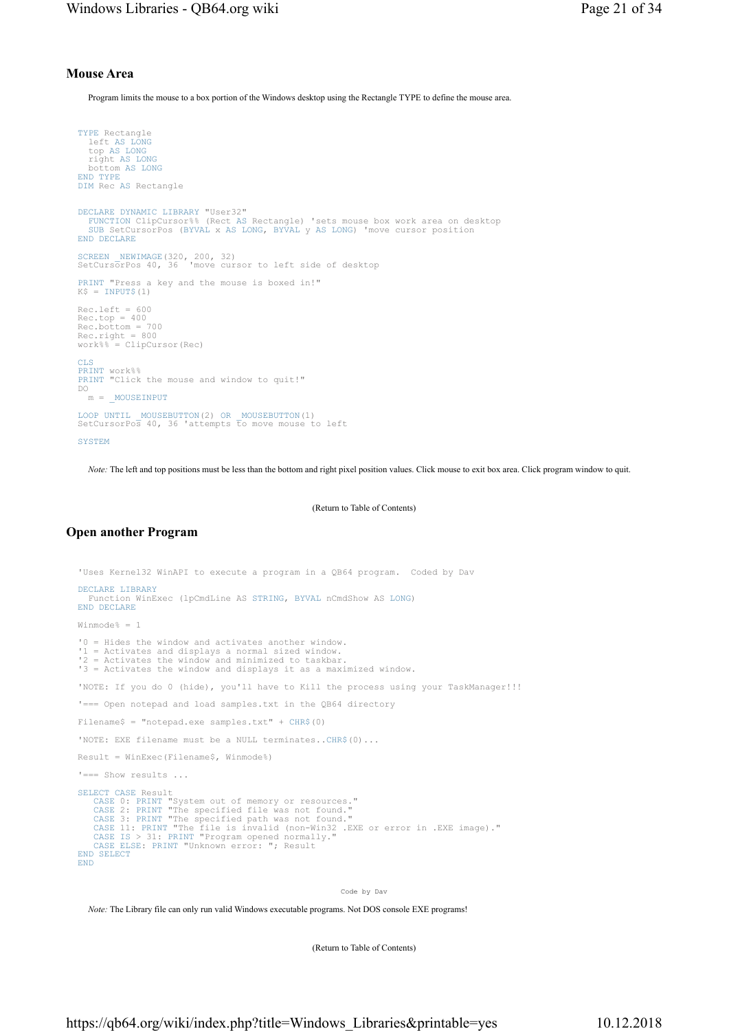## Mouse Area

Program limits the mouse to a box portion of the Windows desktop using the Rectangle TYPE to define the mouse area.

```
TYPE Rectangle
  left AS LONG
  top AS LONG
  right AS LONG
  bottom AS LONG
END TYPE
DIM Rec AS Rectangle

DECLARE DYNAMIC LIBRARY "User32"
  FUNCTION ClipCursor%% (Rect AS Rectangle) 'sets mouse box work area on desktop
  SUB SetCursorPos (BYVAL x AS LONG, BYVAL y AS LONG) 'move cursor position
END DECLARE

SCREEN _NEWIMAGE(320, 200, 32)
SetCursorPos 40, 36  'move cursor to left side of desktop

PRINT "Press a key and the mouse is boxed in!"
K$ = INPUT$(1)

Rec.left = 600
Rec.top = 400
Rec.bottom = 700
Rec.right = 800
work%% = ClipCursor(Rec)

CLS
PRINT work%%
PRINT "Click the mouse and window to quit!"
DO
  m = _MOUSEINPUT

LOOP UNTIL _MOUSEBUTTON(2) OR _MOUSEBUTTON(1)
SetCursorPos 40, 36 'attempts to move mouse to left

SYSTEM
```

*Note:* The left and top positions must be less than the bottom and right pixel position values. Click mouse to exit box area. Click program window to quit.

(Return to Table of Contents)

## Open another Program

```
'Uses Kernel32 WinAPI to execute a program in a QB64 program.  Coded by Dav

DECLARE LIBRARY
  Function WinExec (lpCmdLine AS STRING, BYVAL nCmdShow AS LONG)
END DECLARE

Winmode% = 1

'0 = Hides the window and activates another window.
'1 = Activates and displays a normal sized window.
'2 = Activates the window and minimized to taskbar.
'3 = Activates the window and displays it as a maximized window.

'NOTE: If you do 0 (hide), you'll have to Kill the process using your TaskManager!!!

'=== Open notepad and load samples.txt in the QB64 directory

Filename$ = "notepad.exe samples.txt" + CHR$(0)

'NOTE: EXE filename must be a NULL terminates..CHR$(0)...

Result = WinExec(Filename$, Winmode%)

'=== Show results ...

SELECT CASE Result
   CASE 0: PRINT "System out of memory or resources."
   CASE 2: PRINT "The specified file was not found."
   CASE 3: PRINT "The specified path was not found."
   CASE 11: PRINT "The file is invalid (non-Win32 .EXE or error in .EXE image)."
   CASE IS > 31: PRINT "Program opened normally."
   CASE ELSE: PRINT "Unknown error: "; Result
END SELECT
END
```

Code by Dav

*Note:* The Library file can only run valid Windows executable programs. Not DOS console EXE programs!

(Return to Table of Contents)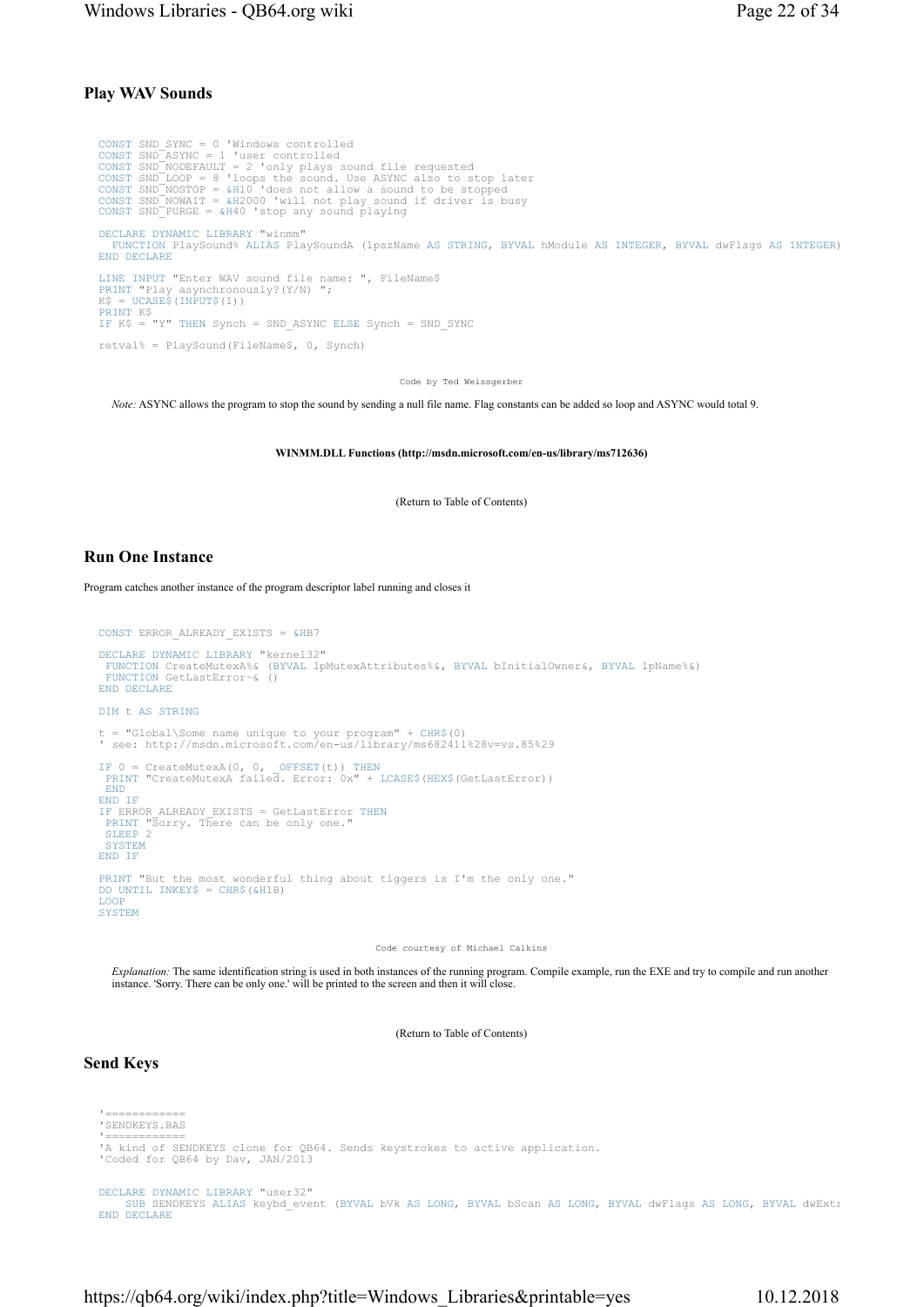## Play WAV Sounds

```
CONST SND_SYNC = 0 'Windows controlled
CONST SND_ASYNC = 1 'user controlled
CONST SND_NODEFAULT = 2 'only plays sound file requested
CONST SND_LOOP = 8 'loops the sound. Use ASYNC also to stop later
CONST SND_NOSTOP = &H10 'does not allow a sound to be stopped
CONST SND_NOWAIT = &H2000 'will not play sound if driver is busy
CONST SND_PURGE = &H40 'stop any sound playing

DECLARE DYNAMIC LIBRARY "winmm"
  FUNCTION PlaySound% ALIAS PlaySoundA (lpszName AS STRING, BYVAL hModule AS INTEGER, BYVAL dwFlags AS INTEGER)
END DECLARE

LINE INPUT "Enter WAV sound file name: ", FileName$
PRINT "Play asynchronously?(Y/N) ";
K$ = UCASE$(INPUT$(1))
PRINT K$
IF K$ = "Y" THEN Synch = SND_ASYNC ELSE Synch = SND_SYNC

retval% = PlaySound(FileName$, 0, Synch)
```

Code by Ted Weissgerber

*Note:* ASYNC allows the program to stop the sound by sending a null file name. Flag constants can be added so loop and ASYNC would total 9.

**WINMM.DLL Functions (http://msdn.microsoft.com/en-us/library/ms712636)**

(Return to Table of Contents)

## Run One Instance

Program catches another instance of the program descriptor label running and closes it

```
CONST ERROR_ALREADY_EXISTS = &HB7

DECLARE DYNAMIC LIBRARY "kernel32"
 FUNCTION CreateMutexA%& (BYVAL lpMutexAttributes%&, BYVAL bInitialOwner&, BYVAL lpName%&)
 FUNCTION GetLastError~& ()
END DECLARE

DIM t AS STRING

t = "Global\Some name unique to your program" + CHR$(0)
' see: http://msdn.microsoft.com/en-us/library/ms682411%28v=vs.85%29

IF 0 = CreateMutexA(0, 0, _OFFSET(t)) THEN
 PRINT "CreateMutexA failed. Error: 0x" + LCASE$(HEX$(GetLastError))
 END
END IF
IF ERROR_ALREADY_EXISTS = GetLastError THEN
 PRINT "Sorry. There can be only one."
 SLEEP 2
 SYSTEM
END IF

PRINT "But the most wonderful thing about tiggers is I'm the only one."
DO UNTIL INKEY$ = CHR$(&H1B)
LOOP
SYSTEM
```

Code courtesy of Michael Calkins

*Explanation:* The same identification string is used in both instances of the running program. Compile example, run the EXE and try to compile and run another instance. 'Sorry. There can be only one.' will be printed to the screen and then it will close.

(Return to Table of Contents)

## Send Keys

```
'============
'SENDKEYS.BAS
'============
'A kind of SENDKEYS clone for QB64. Sends keystrokes to active application.
'Coded for QB64 by Dav, JAN/2013


DECLARE DYNAMIC LIBRARY "user32"
    SUB SENDKEYS ALIAS keybd_event (BYVAL bVk AS LONG, BYVAL bScan AS LONG, BYVAL dwFlags AS LONG, BYVAL dwExt:
END DECLARE
```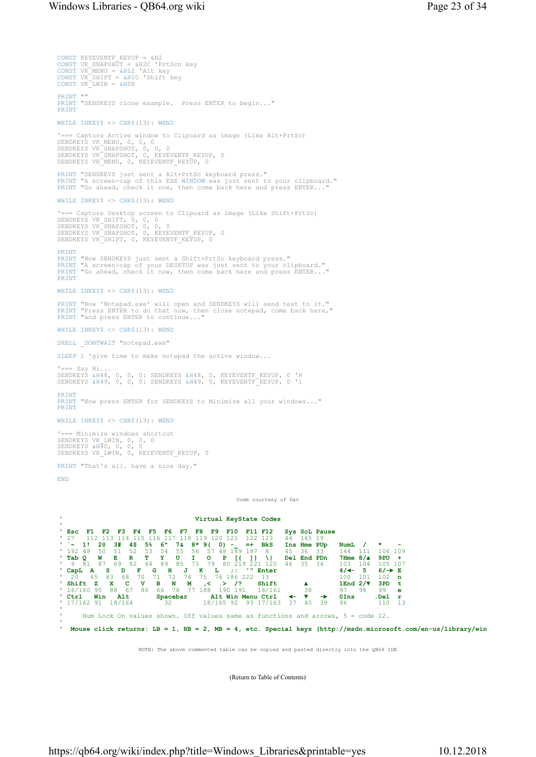```
CONST KEYEVENTF_KEYUP = &H2
CONST VK_SNAPSHOT = &H2C 'PrtScn key
CONST VK_MENU = &H12 'Alt key
CONST VK_SHIFT = &H10 'Shift key
CONST VK_LWIN = &H5B

PRINT ""
PRINT "SENDKEYS clone example.  Press ENTER to begin..."
PRINT

WHILE INKEY$ <> CHR$(13): WEND

'=== Capture Active window to Clipoard as image (Like Alt+PrtSc)
SENDKEYS VK_MENU, 0, 0, 0
SENDKEYS VK_SNAPSHOT, 0, 0, 0
SENDKEYS VK_SNAPSHOT, 0, KEYEVENTF_KEYUP, 0
SENDKEYS VK_MENU, 0, KEYEVENTF_KEYUP, 0

PRINT "SENDKEYS just sent a Alt+PrtSc keyboard press."
PRINT "A screen-cap of this EXE WINDOW was just sent to your clipboard."
PRINT "Go ahead, check it now, then come back here and press ENTER..."

WHILE INKEY$ <> CHR$(13): WEND

'=== Capture Desktop screen to Clipoard as image (Like Shift+PrtSc)
SENDKEYS VK_SHIFT, 0, 0, 0
SENDKEYS VK_SNAPSHOT, 0, 0, 0
SENDKEYS VK_SNAPSHOT, 0, KEYEVENTF_KEYUP, 0
SENDKEYS VK_SHIFT, 0, KEYEVENTF_KEYUP, 0

PRINT
PRINT "Now SENDKEYS just sent a Shift+PrtSc keyboard press."
PRINT "A screen-cap of your DESKTOP was just sent to your clipboard."
PRINT "Go ahead, check it now, then come back here and press ENTER..."
PRINT

WHILE INKEY$ <> CHR$(13): WEND

PRINT "Now 'Notepad.exe' will open and SENDKEYS will send text to it."
PRINT "Press ENTER to do that now, then close notepad, come back here,"
PRINT "and press ENTER to continue..."

WHILE INKEY$ <> CHR$(13): WEND

SHELL _DONTWAIT "notepad.exe"

SLEEP 1 'give time to make notepad the active window...

'=== Say Hi...
SENDKEYS &H48, 0, 0, 0: SENDKEYS &H48, 0, KEYEVENTF_KEYUP, 0 'H
SENDKEYS &H49, 0, 0, 0: SENDKEYS &H49, 0, KEYEVENTF_KEYUP, 0 'i

PRINT
PRINT "Now press ENTER for SENDKEYS to Minimize all your windows..."
PRINT

WHILE INKEY$ <> CHR$(13): WEND

'=== Minimize windows shortcut
SENDKEYS VK_LWIN, 0, 0, 0
SENDKEYS &H4D, 0, 0, 0
SENDKEYS VK_LWIN, 0, KEYEVENTF_KEYUP, 0

PRINT "That's all. have a nice day."

END
```

Code courtesy of Dav

```
'                              Virtual KeyState Codes
'
' Esc  F1  F2  F3  F4  F5  F6  F7  F8  F9  F10  F11 F12   Sys ScL Pause
' 27   112 113 114 115 116 117 118 119 120 121  122 123   44  145 19
' `~  1!  2@  3#  4$  5%  6^  7&  8* 9(  0) -_  =+  BkS   Ins Hme PUp   NumL  /    *    -
' 192 49  50  51  52  53  54  55  56  57 48 189 187  8    45  36  33    144  111  106 109
' Tab Q   W   E   R   T   Y   U   I   O   P  [{  ]}  \|   Del End PDn   7Hme 8/▲  9PU  +
'  9  81  87  69  82  84  89  85  73  79  80 219 221 120  46  35  34    103  104  105 107
' CapL  A   S   D   F   G   H   J   K   L   ;:  '" Enter                4/◄-  5    6/-► E
'  20   65  83  68  70  71  72  74  75  76 186 222  13                  100  101  102  n
' Shift  Z   X   C   V   B   N   M   ,<  .>  /?    Shift       ▲        1End 2/▼  3PD  t
' 16/160 90  88  67  86  66  78  77 188  190 191   16/161      38       97   98   99   e
' Ctrl   Win   Alt       Spacebar       Alt Win Menu Ctrl   ◄-  ▼   -►  0Ins      .Del  r
' 17/162 91  18/164        32        18/165 92  93 17/163  37  40  39   96        110  13
'
'     Num Lock On values shown. Off values same as functions and arrows, 5 = code 12.
'
'  Mouse click returns: LB = 1, RB = 2, MB = 4, etc. Special keys (http://msdn.microsoft.com/en-us/library/win
```

NOTE: The above commented table can be copied and pasted directly into the QB64 IDE

(Return to Table of Contents)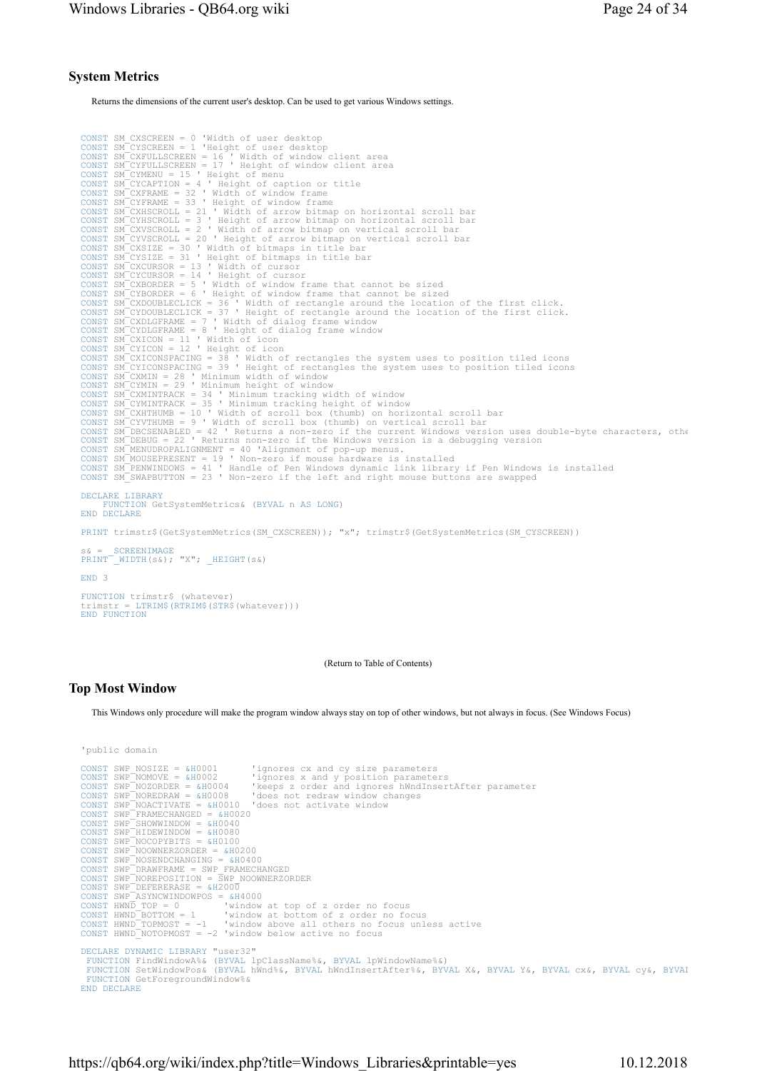## System Metrics

Returns the dimensions of the current user's desktop. Can be used to get various Windows settings.

```
CONST SM_CXSCREEN = 0 'Width of user desktop
CONST SM_CYSCREEN = 1 'Height of user desktop
CONST SM_CXFULLSCREEN = 16 ' Width of window client area
CONST SM_CYFULLSCREEN = 17 ' Height of window client area
CONST SM_CYMENU = 15 ' Height of menu
CONST SM_CYCAPTION = 4 ' Height of caption or title
CONST SM_CXFRAME = 32 ' Width of window frame
CONST SM_CYFRAME = 33 ' Height of window frame
CONST SM_CXHSCROLL = 21 ' Width of arrow bitmap on horizontal scroll bar
CONST SM_CYHSCROLL = 3 ' Height of arrow bitmap on horizontal scroll bar
CONST SM_CXVSCROLL = 2 ' Width of arrow bitmap on vertical scroll bar
CONST SM_CYVSCROLL = 20 ' Height of arrow bitmap on vertical scroll bar
CONST SM_CXSIZE = 30 ' Width of bitmaps in title bar
CONST SM_CYSIZE = 31 ' Height of bitmaps in title bar
CONST SM_CXCURSOR = 13 ' Width of cursor
CONST SM_CYCURSOR = 14 ' Height of cursor
CONST SM_CXBORDER = 5 ' Width of window frame that cannot be sized
CONST SM_CYBORDER = 6 ' Height of window frame that cannot be sized
CONST SM_CXDOUBLECLICK = 36 ' Width of rectangle around the location of the first click.
CONST SM_CYDOUBLECLICK = 37 ' Height of rectangle around the location of the first click.
CONST SM_CXDLGFRAME = 7 ' Width of dialog frame window
CONST SM_CYDLGFRAME = 8 ' Height of dialog frame window
CONST SM_CXICON = 11 ' Width of icon
CONST SM_CYICON = 12 ' Height of icon
CONST SM_CXICONSPACING = 38 ' Width of rectangles the system uses to position tiled icons
CONST SM_CYICONSPACING = 39 ' Height of rectangles the system uses to position tiled icons
CONST SM_CXMIN = 28 ' Minimum width of window
CONST SM_CYMIN = 29 ' Minimum height of window
CONST SM_CXMINTRACK = 34 ' Minimum tracking width of window
CONST SM_CYMINTRACK = 35 ' Minimum tracking height of window
CONST SM_CXHTHUMB = 10 ' Width of scroll box (thumb) on horizontal scroll bar
CONST SM_CYVTHUMB = 9 ' Width of scroll box (thumb) on vertical scroll bar
CONST SM_DBCSENABLED = 42 ' Returns a non-zero if the current Windows version uses double-byte characters, othe
CONST SM_DEBUG = 22 ' Returns non-zero if the Windows version is a debugging version
CONST SM_MENUDROPALIGNMENT = 40 'Alignment of pop-up menus.
CONST SM_MOUSEPRESENT = 19 ' Non-zero if mouse hardware is installed
CONST SM_PENWINDOWS = 41 ' Handle of Pen Windows dynamic link library if Pen Windows is installed
CONST SM_SWAPBUTTON = 23 ' Non-zero if the left and right mouse buttons are swapped

DECLARE LIBRARY
    FUNCTION GetSystemMetrics& (BYVAL n AS LONG)
END DECLARE

PRINT trimstr$(GetSystemMetrics(SM_CXSCREEN)); "x"; trimstr$(GetSystemMetrics(SM_CYSCREEN))

s& = _SCREENIMAGE
PRINT _WIDTH(s&); "X"; _HEIGHT(s&)

END 3

FUNCTION trimstr$ (whatever)
trimstr = LTRIM$(RTRIM$(STR$(whatever)))
END FUNCTION
```

(Return to Table of Contents)

## Top Most Window

This Windows only procedure will make the program window always stay on top of other windows, but not always in focus. (See Windows Focus)

```
'public domain

CONST SWP_NOSIZE = &H0001      'ignores cx and cy size parameters
CONST SWP_NOMOVE = &H0002      'ignores x and y position parameters
CONST SWP_NOZORDER = &H0004    'keeps z order and ignores hWndInsertAfter parameter
CONST SWP_NOREDRAW = &H0008    'does not redraw window changes
CONST SWP_NOACTIVATE = &H0010  'does not activate window
CONST SWP_FRAMECHANGED = &H0020
CONST SWP_SHOWWINDOW = &H0040
CONST SWP_HIDEWINDOW = &H0080
CONST SWP_NOCOPYBITS = &H0100
CONST SWP_NOOWNERZORDER = &H0200
CONST SWP_NOSENDCHANGING = &H0400
CONST SWP_DRAWFRAME = SWP_FRAMECHANGED
CONST SWP_NOREPOSITION = SWP_NOOWNERZORDER
CONST SWP_DEFERERASE = &H2000
CONST SWP_ASYNCWINDOWPOS = &H4000
CONST HWND_TOP = 0         'window at top of z order no focus
CONST HWND_BOTTOM = 1      'window at bottom of z order no focus
CONST HWND_TOPMOST = -1    'window above all others no focus unless active
CONST HWND_NOTOPMOST = -2  'window below active no focus

DECLARE DYNAMIC LIBRARY "user32"
 FUNCTION FindWindowA%& (BYVAL lpClassName%&, BYVAL lpWindowName%&)
 FUNCTION SetWindowPos& (BYVAL hWnd%&, BYVAL hWndInsertAfter%&, BYVAL X&, BYVAL Y&, BYVAL cx&, BYVAL cy&, BYVAI
 FUNCTION GetForegroundWindow%&
END DECLARE
```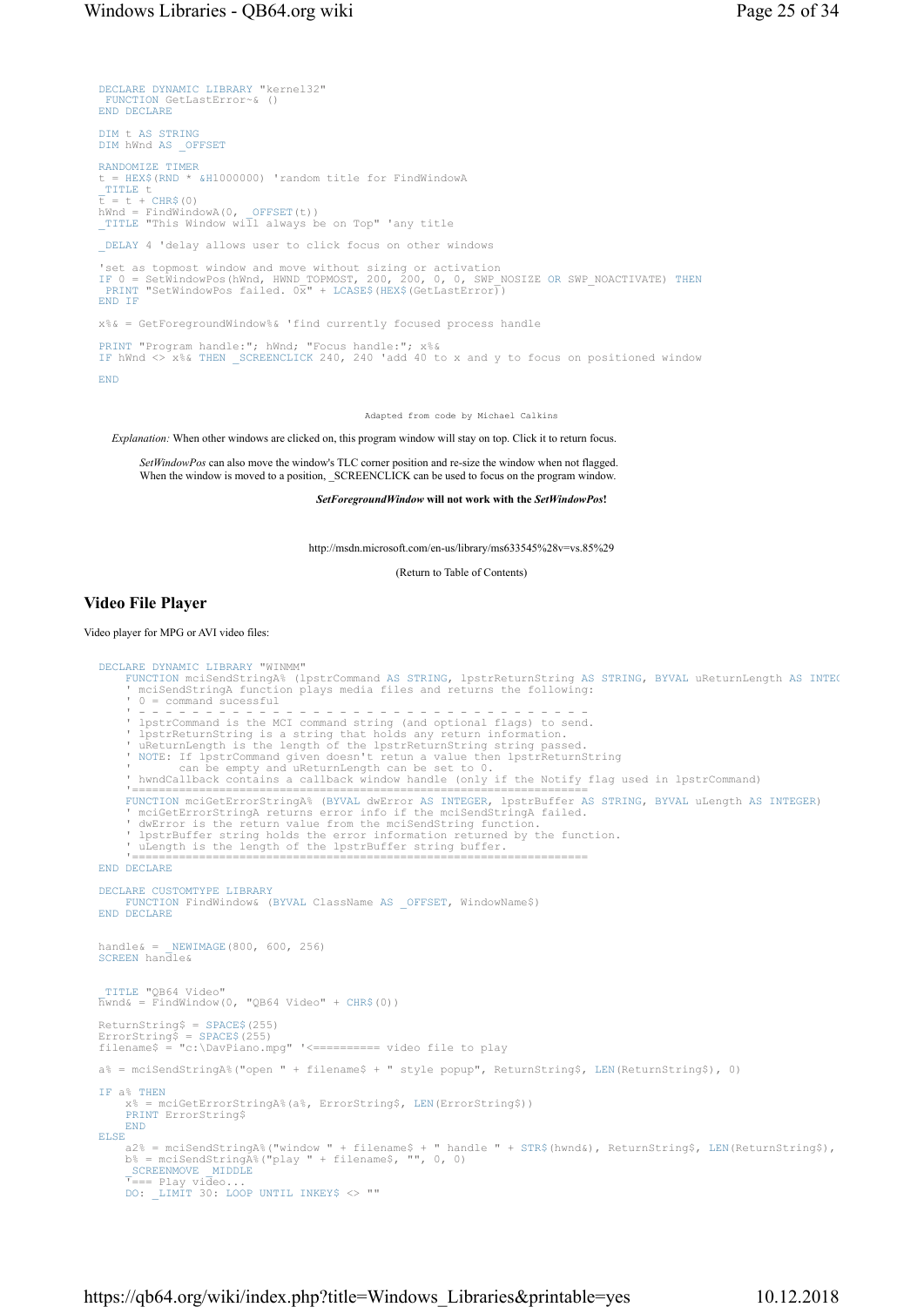```
DECLARE DYNAMIC LIBRARY "kernel32"
 FUNCTION GetLastError~& ()
END DECLARE

DIM t AS STRING
DIM hWnd AS _OFFSET

RANDOMIZE TIMER
t = HEX$(RND * &H1000000) 'random title for FindWindowA
_TITLE t
t = t + CHR$(0)
hWnd = FindWindowA(0, _OFFSET(t))
_TITLE "This Window will always be on Top" 'any title

_DELAY 4 'delay allows user to click focus on other windows

'set as topmost window and move without sizing or activation
IF 0 = SetWindowPos(hWnd, HWND_TOPMOST, 200, 200, 0, 0, SWP_NOSIZE OR SWP_NOACTIVATE) THEN
 PRINT "SetWindowPos failed. 0x" + LCASE$(HEX$(GetLastError))
END IF

x%& = GetForegroundWindow%& 'find currently focused process handle

PRINT "Program handle:"; hWnd; "Focus handle:"; x%&
IF hWnd <> x%& THEN _SCREENCLICK 240, 240 'add 40 to x and y to focus on positioned window

END
```

Adapted from code by Michael Calkins

*Explanation:* When other windows are clicked on, this program window will stay on top. Click it to return focus.

> *SetWindowPos* can also move the window's TLC corner position and re-size the window when not flagged.
> When the window is moved to a position, _SCREENCLICK can be used to focus on the program window.

***SetForegroundWindow* will not work with the *SetWindowPos*!**

http://msdn.microsoft.com/en-us/library/ms633545%28v=vs.85%29

(Return to Table of Contents)

## Video File Player

Video player for MPG or AVI video files:

```
DECLARE DYNAMIC LIBRARY "WINMM"
    FUNCTION mciSendStringA% (lpstrCommand AS STRING, lpstrReturnString AS STRING, BYVAL uReturnLength AS INTE(
    ' mciSendStringA function plays media files and returns the following:
    ' 0 = command sucessful
    ' - - - - - - - - - - - - - - - - - - - - - - - - - - - - - - - - - -
    ' lpstrCommand is the MCI command string (and optional flags) to send.
    ' lpstrReturnString is a string that holds any return information.
    ' uReturnLength is the length of the lpstrReturnString string passed.
    ' NOTE: If lpstrCommand given doesn't retun a value then lpstrReturnString
    '       can be empty and uReturnLength can be set to 0.
    ' hwndCallback contains a callback window handle (only if the Notify flag used in lpstrCommand)
    '====================================================================
    FUNCTION mciGetErrorStringA% (BYVAL dwError AS INTEGER, lpstrBuffer AS STRING, BYVAL uLength AS INTEGER)
    ' mciGetErrorStringA returns error info if the mciSendStringA failed.
    ' dwError is the return value from the mciSendString function.
    ' lpstrBuffer string holds the error information returned by the function.
    ' uLength is the length of the lpstrBuffer string buffer.
    '====================================================================
END DECLARE

DECLARE CUSTOMTYPE LIBRARY
    FUNCTION FindWindow& (BYVAL ClassName AS _OFFSET, WindowName$)
END DECLARE


handle& = _NEWIMAGE(800, 600, 256)
SCREEN handle&


_TITLE "QB64 Video"
hwnd& = FindWindow(0, "QB64 Video" + CHR$(0))

ReturnString$ = SPACE$(255)
ErrorString$ = SPACE$(255)
filename$ = "c:\DavPiano.mpg" '<========== video file to play

a% = mciSendStringA%("open " + filename$ + " style popup", ReturnString$, LEN(ReturnString$), 0)

IF a% THEN
    x% = mciGetErrorStringA%(a%, ErrorString$, LEN(ErrorString$))
    PRINT ErrorString$
    END
ELSE
    a2% = mciSendStringA%("window " + filename$ + " handle " + STR$(hwnd&), ReturnString$, LEN(ReturnString$),
    b% = mciSendStringA%("play " + filename$, "", 0, 0)
    _SCREENMOVE _MIDDLE
    '=== Play video...
    DO: _LIMIT 30: LOOP UNTIL INKEY$ <> ""
```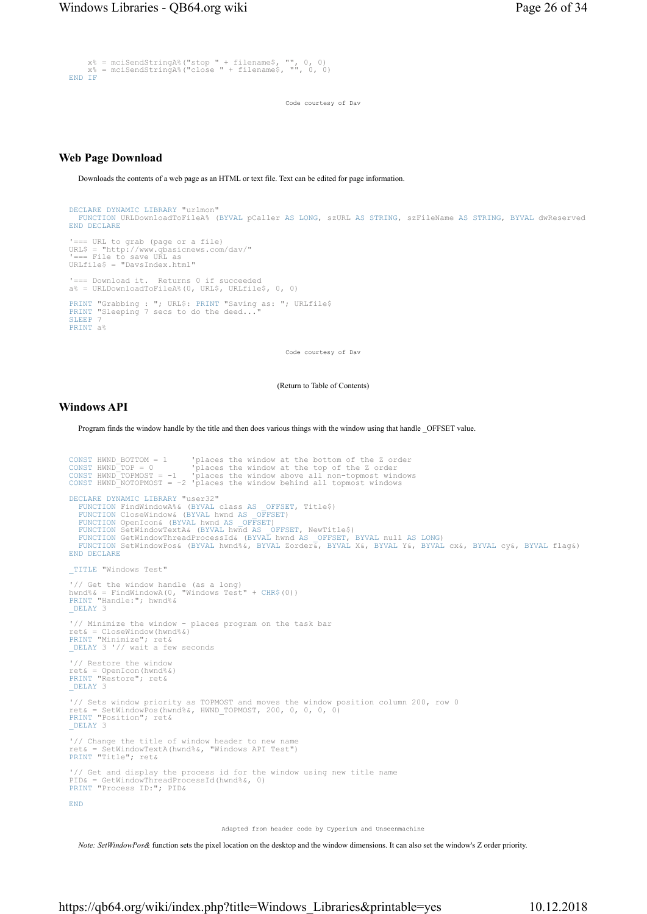```
    x% = mciSendStringA%("stop " + filename$, "", 0, 0)
    x% = mciSendStringA%("close " + filename$, "", 0, 0)
END IF
```

Code courtesy of Dav

## Web Page Download

Downloads the contents of a web page as an HTML or text file. Text can be edited for page information.

```
DECLARE DYNAMIC LIBRARY "urlmon"
  FUNCTION URLDownloadToFileA% (BYVAL pCaller AS LONG, szURL AS STRING, szFileName AS STRING, BYVAL dwReserved
END DECLARE

'=== URL to grab (page or a file)
URL$ = "http://www.qbasicnews.com/dav/"
'=== File to save URL as
URLfile$ = "DavsIndex.html"

'=== Download it.  Returns 0 if succeeded
a% = URLDownloadToFileA%(0, URL$, URLfile$, 0, 0)

PRINT "Grabbing : "; URL$: PRINT "Saving as: "; URLfile$
PRINT "Sleeping 7 secs to do the deed..."
SLEEP 7
PRINT a%
```

Code courtesy of Dav

(Return to Table of Contents)

## Windows API

Program finds the window handle by the title and then does various things with the window using that handle _OFFSET value.

```
CONST HWND_BOTTOM = 1      'places the window at the bottom of the Z order
CONST HWND_TOP = 0         'places the window at the top of the Z order
CONST HWND_TOPMOST = -1    'places the window above all non-topmost windows
CONST HWND_NOTOPMOST = -2  'places the window behind all topmost windows

DECLARE DYNAMIC LIBRARY "user32"
  FUNCTION FindWindowA%& (BYVAL class AS _OFFSET, Title$)
  FUNCTION CloseWindow& (BYVAL hwnd AS _OFFSET)
  FUNCTION OpenIcon& (BYVAL hwnd AS _OFFSET)
  FUNCTION SetWindowTextA& (BYVAL hwnd AS _OFFSET, NewTitle$)
  FUNCTION GetWindowThreadProcessId& (BYVAL hwnd AS _OFFSET, BYVAL null AS LONG)
  FUNCTION SetWindowPos& (BYVAL hwnd%&, BYVAL Zorder&, BYVAL X&, BYVAL Y&, BYVAL cx&, BYVAL cy&, BYVAL flag&)
END DECLARE

_TITLE "Windows Test"

'// Get the window handle (as a long)
hwnd%& = FindWindowA(0, "Windows Test" + CHR$(0))
PRINT "Handle:"; hwnd%&
_DELAY 3

'// Minimize the window - places program on the task bar
ret& = CloseWindow(hwnd%&)
PRINT "Minimize"; ret&
_DELAY 3 '// wait a few seconds

'// Restore the window
ret& = OpenIcon(hwnd%&)
PRINT "Restore"; ret&
_DELAY 3

'// Sets window priority as TOPMOST and moves the window position column 200, row 0
ret& = SetWindowPos(hwnd%&, HWND_TOPMOST, 200, 0, 0, 0, 0)
PRINT "Position"; ret&
_DELAY 3

'// Change the title of window header to new name
ret& = SetWindowTextA(hwnd%&, "Windows API Test")
PRINT "Title"; ret&

'// Get and display the process id for the window using new title name
PID& = GetWindowThreadProcessId(hwnd%&, 0)
PRINT "Process ID:"; PID&

END
```

Adapted from header code by Cyperium and Unseenmachine

*Note: SetWindowPos&* function sets the pixel location on the desktop and the window dimensions. It can also set the window's Z order priority.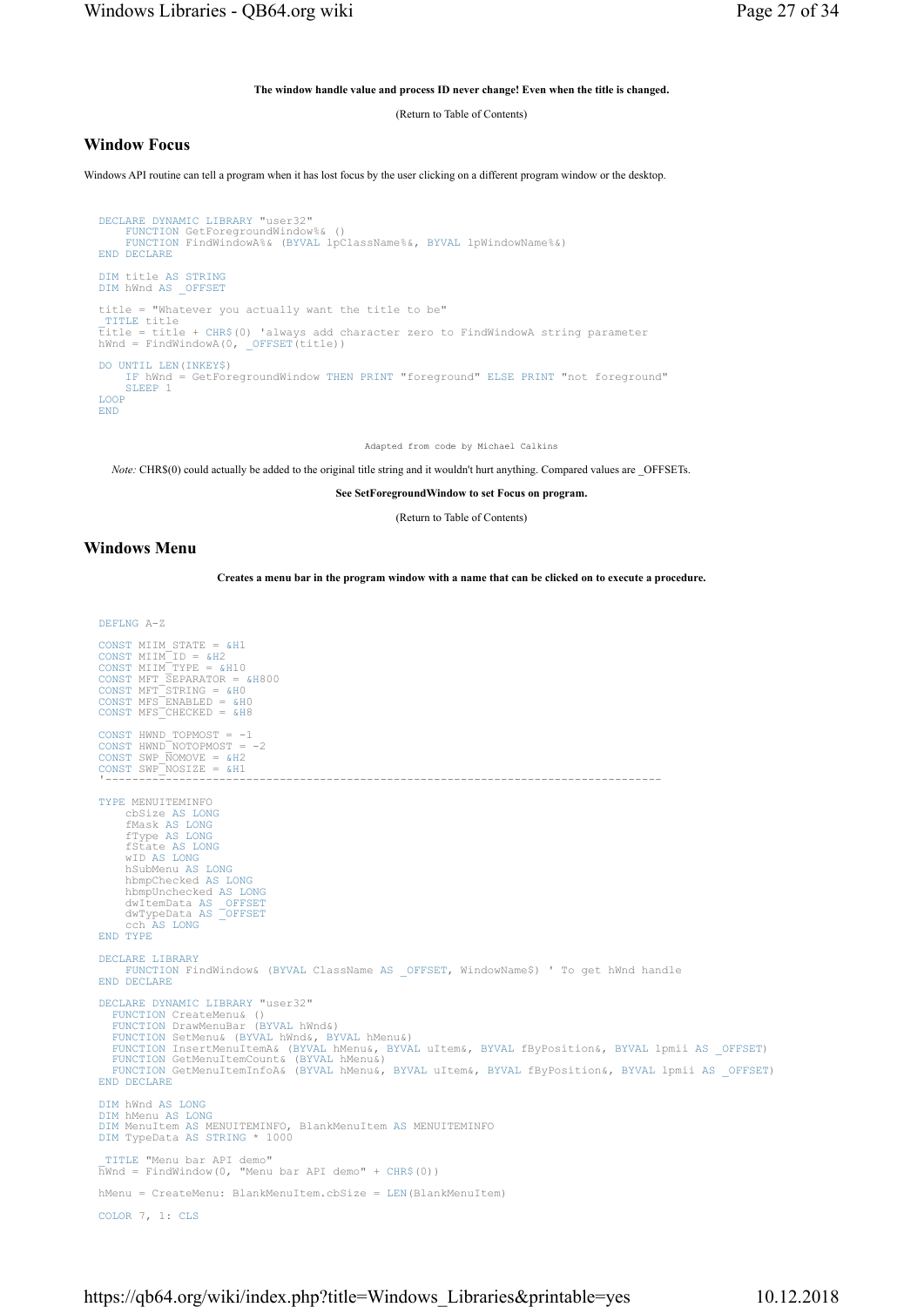**The window handle value and process ID never change! Even when the title is changed.**

(Return to Table of Contents)

## Window Focus

Windows API routine can tell a program when it has lost focus by the user clicking on a different program window or the desktop.

```
DECLARE DYNAMIC LIBRARY "user32"
    FUNCTION GetForegroundWindow%& ()
    FUNCTION FindWindowA%& (BYVAL lpClassName%&, BYVAL lpWindowName%&)
END DECLARE

DIM title AS STRING
DIM hWnd AS _OFFSET

title = "Whatever you actually want the title to be"
_TITLE title
title = title + CHR$(0) 'always add character zero to FindWindowA string parameter
hWnd = FindWindowA(0, _OFFSET(title))

DO UNTIL LEN(INKEY$)
    IF hWnd = GetForegroundWindow THEN PRINT "foreground" ELSE PRINT "not foreground"
    SLEEP 1
LOOP
END
```

Adapted from code by Michael Calkins

*Note:* CHR$(0) could actually be added to the original title string and it wouldn't hurt anything. Compared values are _OFFSETs.

**See SetForegroundWindow to set Focus on program.**

(Return to Table of Contents)

## Windows Menu

**Creates a menu bar in the program window with a name that can be clicked on to execute a procedure.**

```
DEFLNG A-Z

CONST MIIM_STATE = &H1
CONST MIIM_ID = &H2
CONST MIIM_TYPE = &H10
CONST MFT_SEPARATOR = &H800
CONST MFT_STRING = &H0
CONST MFS_ENABLED = &H0
CONST MFS_CHECKED = &H8

CONST HWND_TOPMOST = -1
CONST HWND_NOTOPMOST = -2
CONST SWP_NOMOVE = &H2
CONST SWP_NOSIZE = &H1
'----------------------------------------------------------------------------------

TYPE MENUITEMINFO
    cbSize AS LONG
    fMask AS LONG
    fType AS LONG
    fState AS LONG
    wID AS LONG
    hSubMenu AS LONG
    hbmpChecked AS LONG
    hbmpUnchecked AS LONG
    dwItemData AS _OFFSET
    dwTypeData AS _OFFSET
    cch AS LONG
END TYPE

DECLARE LIBRARY
    FUNCTION FindWindow& (BYVAL ClassName AS _OFFSET, WindowName$) ' To get hWnd handle
END DECLARE

DECLARE DYNAMIC LIBRARY "user32"
  FUNCTION CreateMenu& ()
  FUNCTION DrawMenuBar (BYVAL hWnd&)
  FUNCTION SetMenu& (BYVAL hWnd&, BYVAL hMenu&)
  FUNCTION InsertMenuItemA& (BYVAL hMenu&, BYVAL uItem&, BYVAL fByPosition&, BYVAL lpmii AS _OFFSET)
  FUNCTION GetMenuItemCount& (BYVAL hMenu&)
  FUNCTION GetMenuItemInfoA& (BYVAL hMenu&, BYVAL uItem&, BYVAL fByPosition&, BYVAL lpmii AS _OFFSET)
END DECLARE

DIM hWnd AS LONG
DIM hMenu AS LONG
DIM MenuItem AS MENUITEMINFO, BlankMenuItem AS MENUITEMINFO
DIM TypeData AS STRING * 1000

_TITLE "Menu bar API demo"
hWnd = FindWindow(0, "Menu bar API demo" + CHR$(0))

hMenu = CreateMenu: BlankMenuItem.cbSize = LEN(BlankMenuItem)

COLOR 7, 1: CLS
```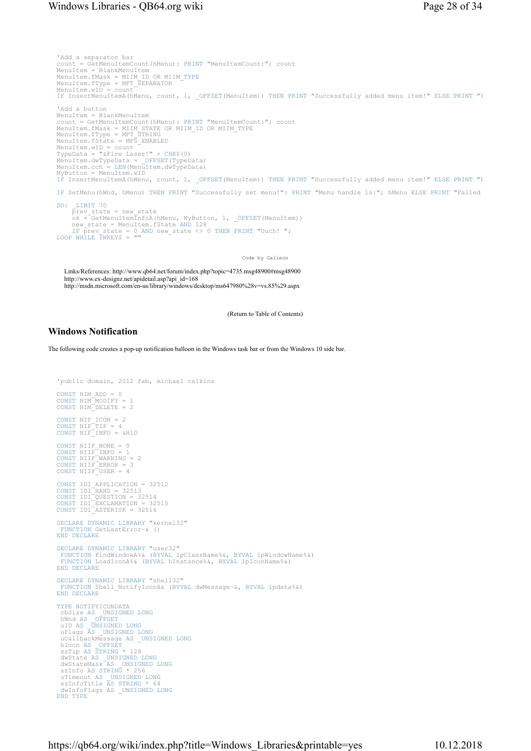```
'Add a separator bar
count = GetMenuItemCount(hMenu): PRINT "MenuItemCount:"; count
MenuItem = BlankMenuItem
MenuItem.fMask = MIIM_ID OR MIIM_TYPE
MenuItem.fType = MFT_SEPARATOR
MenuItem.wID = count
IF InsertMenuItemA(hMenu, count, 1, _OFFSET(MenuItem)) THEN PRINT "Successfully added menu item!" ELSE PRINT "F

'Add a button
MenuItem = BlankMenuItem
count = GetMenuItemCount(hMenu): PRINT "MenuItemCount:"; count
MenuItem.fMask = MIIM_STATE OR MIIM_ID OR MIIM_TYPE
MenuItem.fType = MFT_STRING
MenuItem.fState = MFS_ENABLED
MenuItem.wID = count
TypeData = "&Fire Laser!" + CHR$(0)
MenuItem.dwTypeData = _OFFSET(TypeData)
MenuItem.cch = LEN(MenuItem.dwTypeData)
MyButton = MenuItem.wID
IF InsertMenuItemA(hMenu, count, 1, _OFFSET(MenuItem)) THEN PRINT "Successfully added menu item!" ELSE PRINT "F

IF SetMenu(hWnd, hMenu) THEN PRINT "Successfully set menu!": PRINT "Menu handle is:"; hMenu ELSE PRINT "Failed

DO: _LIMIT 70
    prev_state = new_state
    ok = GetMenuItemInfoA(hMenu, MyButton, 1, _OFFSET(MenuItem))
    new_state = MenuItem.fState AND 128
    IF prev_state = 0 AND new_state <> 0 THEN PRINT "Ouch! ";
LOOP WHILE INKEY$ = ""
```

Code by Galleon

Links/References: http://www.qb64.net/forum/index.php?topic=4735.msg48900#msg48900
http://www.ex-designz.net/apidetail.asp?api_id=168
http://msdn.microsoft.com/en-us/library/windows/desktop/ms647980%28v=vs.85%29.aspx

(Return to Table of Contents)

## Windows Notification

The following code creates a pop-up notification balloon in the Windows task bar or from the Windows 10 side bar.

```
'public domain, 2012 feb, michael calkins

CONST NIM_ADD = 0
CONST NIM_MODIFY = 1
CONST NIM_DELETE = 2

CONST NIF_ICON = 2
CONST NIF_TIP = 4
CONST NIF_INFO = &H10

CONST NIIF_NONE = 0
CONST NIIF_INFO = 1
CONST NIIF_WARNING = 2
CONST NIIF_ERROR = 3
CONST NIIF_USER = 4

CONST IDI_APPLICATION = 32512
CONST IDI_HAND = 32513
CONST IDI_QUESTION = 32514
CONST IDI_EXCLAMATION = 32515
CONST IDI_ASTERISK = 32516

DECLARE DYNAMIC LIBRARY "kernel32"
 FUNCTION GetLastError~& ()
END DECLARE

DECLARE DYNAMIC LIBRARY "user32"
 FUNCTION FindWindowA%& (BYVAL lpClassName%&, BYVAL lpWindowName%&)
 FUNCTION LoadIconA%& (BYVAL hInstance%&, BYVAL lpIconName%&)
END DECLARE

DECLARE DYNAMIC LIBRARY "shell32"
 FUNCTION Shell_NotifyIconA& (BYVAL dwMessage~&, BYVAL lpdata%&)
END DECLARE

TYPE NOTIFYICONDATA
 cbSize AS _UNSIGNED LONG
 hWnd AS _OFFSET
 uID AS _UNSIGNED LONG
 uFlags AS _UNSIGNED LONG
 uCallbackMessage AS _UNSIGNED LONG
 hIcon AS _OFFSET
 szTip AS STRING * 128
 dwState AS _UNSIGNED LONG
 dwStateMask AS _UNSIGNED LONG
 szInfo AS STRING * 256
 uTimeout AS _UNSIGNED LONG
 szInfoTitle AS STRING * 64
 dwInfoFlags AS _UNSIGNED LONG
END TYPE
```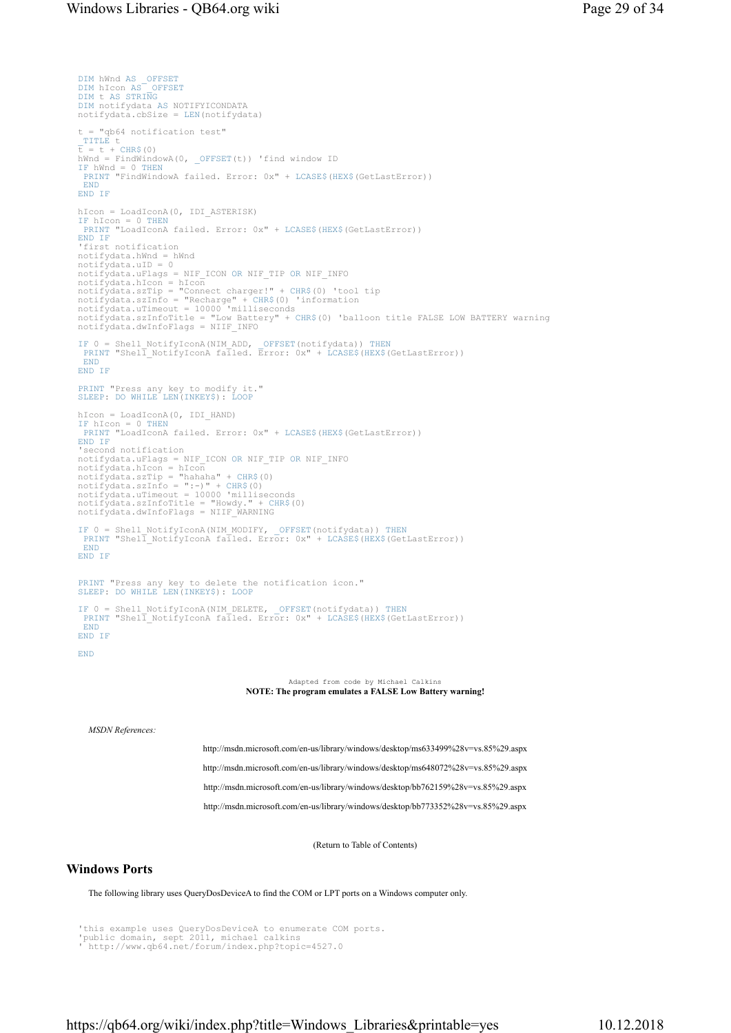```
DIM hWnd AS _OFFSET
DIM hIcon AS _OFFSET
DIM t AS STRING
DIM notifydata AS NOTIFYICONDATA
notifydata.cbSize = LEN(notifydata)

t = "qb64 notification test"
_TITLE t
t = t + CHR$(0)
hWnd = FindWindowA(0, _OFFSET(t)) 'find window ID
IF hWnd = 0 THEN
 PRINT "FindWindowA failed. Error: 0x" + LCASE$(HEX$(GetLastError))
 END
END IF

hIcon = LoadIconA(0, IDI_ASTERISK)
IF hIcon = 0 THEN
 PRINT "LoadIconA failed. Error: 0x" + LCASE$(HEX$(GetLastError))
END IF
'first notification
notifydata.hWnd = hWnd
notifydata.uID = 0
notifydata.uFlags = NIF_ICON OR NIF_TIP OR NIF_INFO
notifydata.hIcon = hIcon
notifydata.szTip = "Connect charger!" + CHR$(0) 'tool tip
notifydata.szInfo = "Recharge" + CHR$(0) 'information
notifydata.uTimeout = 10000 'milliseconds
notifydata.szInfoTitle = "Low Battery" + CHR$(0) 'balloon title FALSE LOW BATTERY warning
notifydata.dwInfoFlags = NIIF_INFO

IF 0 = Shell_NotifyIconA(NIM_ADD, _OFFSET(notifydata)) THEN
 PRINT "Shell_NotifyIconA failed. Error: 0x" + LCASE$(HEX$(GetLastError))
 END
END IF

PRINT "Press any key to modify it."
SLEEP: DO WHILE LEN(INKEY$): LOOP

hIcon = LoadIconA(0, IDI_HAND)
IF hIcon = 0 THEN
 PRINT "LoadIconA failed. Error: 0x" + LCASE$(HEX$(GetLastError))
END IF
'second notification
notifydata.uFlags = NIF_ICON OR NIF_TIP OR NIF_INFO
notifydata.hIcon = hIcon
notifydata.szTip = "hahaha" + CHR$(0)
notifydata.szInfo = ":-)" + CHR$(0)
notifydata.uTimeout = 10000 'milliseconds
notifydata.szInfoTitle = "Howdy." + CHR$(0)
notifydata.dwInfoFlags = NIIF_WARNING

IF 0 = Shell_NotifyIconA(NIM_MODIFY, _OFFSET(notifydata)) THEN
 PRINT "Shell_NotifyIconA failed. Error: 0x" + LCASE$(HEX$(GetLastError))
 END
END IF


PRINT "Press any key to delete the notification icon."
SLEEP: DO WHILE LEN(INKEY$): LOOP

IF 0 = Shell_NotifyIconA(NIM_DELETE, _OFFSET(notifydata)) THEN
 PRINT "Shell_NotifyIconA failed. Error: 0x" + LCASE$(HEX$(GetLastError))
 END
END IF

END
```

Adapted from code by Michael Calkins

**NOTE: The program emulates a FALSE Low Battery warning!**

*MSDN References:*

http://msdn.microsoft.com/en-us/library/windows/desktop/ms633499%28v=vs.85%29.aspx

http://msdn.microsoft.com/en-us/library/windows/desktop/ms648072%28v=vs.85%29.aspx

http://msdn.microsoft.com/en-us/library/windows/desktop/bb762159%28v=vs.85%29.aspx

http://msdn.microsoft.com/en-us/library/windows/desktop/bb773352%28v=vs.85%29.aspx

(Return to Table of Contents)

## Windows Ports

The following library uses QueryDosDeviceA to find the COM or LPT ports on a Windows computer only.

```
'this example uses QueryDosDeviceA to enumerate COM ports.
'public domain, sept 2011, michael calkins
' http://www.qb64.net/forum/index.php?topic=4527.0
```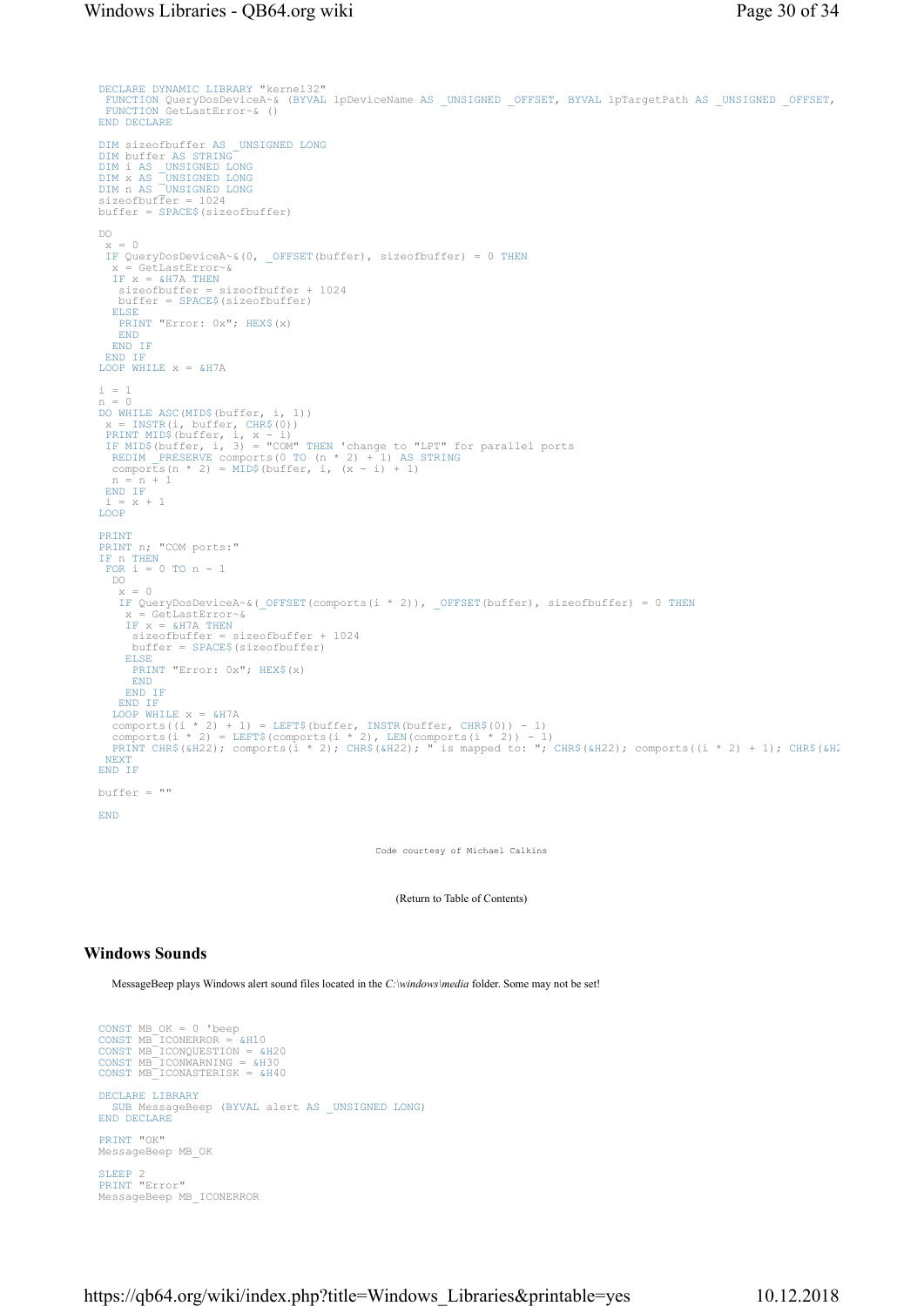```
DECLARE DYNAMIC LIBRARY "kernel32"
 FUNCTION QueryDosDeviceA~& (BYVAL lpDeviceName AS _UNSIGNED _OFFSET, BYVAL lpTargetPath AS _UNSIGNED _OFFSET,
 FUNCTION GetLastError~& ()
END DECLARE

DIM sizeofbuffer AS _UNSIGNED LONG
DIM buffer AS STRING
DIM i AS _UNSIGNED LONG
DIM x AS _UNSIGNED LONG
DIM n AS _UNSIGNED LONG
sizeofbuffer = 1024
buffer = SPACE$(sizeofbuffer)

DO
 x = 0
 IF QueryDosDeviceA~&(0, _OFFSET(buffer), sizeofbuffer) = 0 THEN
  x = GetLastError~&
  IF x = &H7A THEN
   sizeofbuffer = sizeofbuffer + 1024
   buffer = SPACE$(sizeofbuffer)
  ELSE
   PRINT "Error: 0x"; HEX$(x)
   END
  END IF
 END IF
LOOP WHILE x = &H7A

i = 1
n = 0
DO WHILE ASC(MID$(buffer, i, 1))
 x = INSTR(i, buffer, CHR$(0))
 PRINT MID$(buffer, i, x - i)
 IF MID$(buffer, i, 3) = "COM" THEN 'change to "LPT" for parallel ports
  REDIM _PRESERVE comports(0 TO (n * 2) + 1) AS STRING
  comports(n * 2) = MID$(buffer, i, (x - i) + 1)
  n = n + 1
 END IF
 i = x + 1
LOOP

PRINT
PRINT n; "COM ports:"
IF n THEN
 FOR i = 0 TO n - 1
  DO
   x = 0
   IF QueryDosDeviceA~&(_OFFSET(comports(i * 2)), _OFFSET(buffer), sizeofbuffer) = 0 THEN
    x = GetLastError~&
    IF x = &H7A THEN
     sizeofbuffer = sizeofbuffer + 1024
     buffer = SPACE$(sizeofbuffer)
    ELSE
     PRINT "Error: 0x"; HEX$(x)
     END
    END IF
   END IF
  LOOP WHILE x = &H7A
  comports((i * 2) + 1) = LEFT$(buffer, INSTR(buffer, CHR$(0)) - 1)
  comports(i * 2) = LEFT$(comports(i * 2), LEN(comports(i * 2)) - 1)
  PRINT CHR$(&H22); comports(i * 2); CHR$(&H22); " is mapped to: "; CHR$(&H22); comports((i * 2) + 1); CHR$(&H2
 NEXT
END IF

buffer = ""

END
```

Code courtesy of Michael Calkins

(Return to Table of Contents)

## Windows Sounds

MessageBeep plays Windows alert sound files located in the *C:\windows\media* folder. Some may not be set!

```
CONST MB_OK = 0 'beep
CONST MB_ICONERROR = &H10
CONST MB_ICONQUESTION = &H20
CONST MB_ICONWARNING = &H30
CONST MB_ICONASTERISK = &H40

DECLARE LIBRARY
  SUB MessageBeep (BYVAL alert AS _UNSIGNED LONG)
END DECLARE

PRINT "OK"
MessageBeep MB_OK

SLEEP 2
PRINT "Error"
MessageBeep MB_ICONERROR
```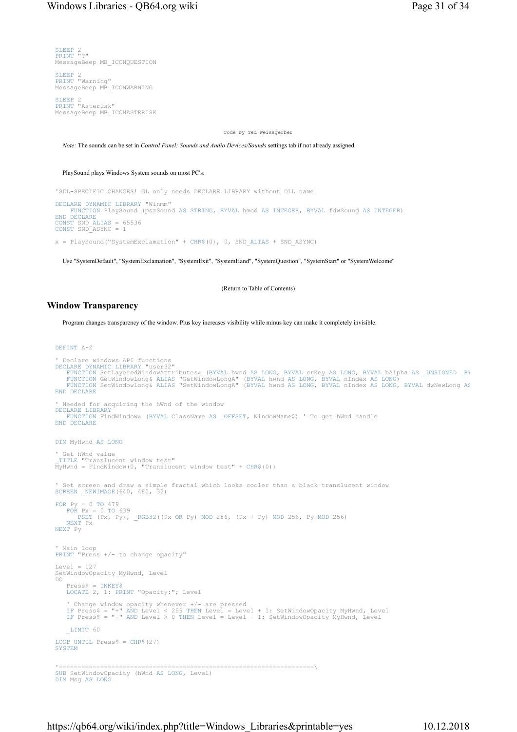```
SLEEP 2
PRINT "?"
MessageBeep MB_ICONQUESTION

SLEEP 2
PRINT "Warning"
MessageBeep MB_ICONWARNING

SLEEP 2
PRINT "Asterisk"
MessageBeep MB_ICONASTERISK
```

Code by Ted Weissgerber

*Note:* The sounds can be set in *Control Panel: Sounds and Audio Devices/Sounds* settings tab if not already assigned.

PlaySound plays Windows System sounds on most PC's:

```
'SDL-SPECIFIC CHANGES! GL only needs DECLARE LIBRARY without DLL name

DECLARE DYNAMIC LIBRARY "Winmm"
   FUNCTION PlaySound (pszSound AS STRING, BYVAL hmod AS INTEGER, BYVAL fdwSound AS INTEGER)
END DECLARE
CONST SND_ALIAS = 65536
CONST SND_ASYNC = 1

x = PlaySound("SystemExclamation" + CHR$(0), 0, SND_ALIAS + SND_ASYNC)
```

Use "SystemDefault", "SystemExclamation", "SystemExit", "SystemHand", "SystemQuestion", "SystemStart" or "SystemWelcome"

(Return to Table of Contents)

## Window Transparency

Program changes transparency of the window. Plus key increases visibility while minus key can make it completely invisible.

```
DEFINT A-Z

' Declare windows API functions
DECLARE DYNAMIC LIBRARY "user32"
   FUNCTION SetLayeredWindowAttributes& (BYVAL hwnd AS LONG, BYVAL crKey AS LONG, BYVAL bAlpha AS _UNSIGNED _BY
   FUNCTION GetWindowLong& ALIAS "GetWindowLongA" (BYVAL hwnd AS LONG, BYVAL nIndex AS LONG)
   FUNCTION SetWindowLong& ALIAS "SetWindowLongA" (BYVAL hwnd AS LONG, BYVAL nIndex AS LONG, BYVAL dwNewLong AS
END DECLARE

' Needed for acquiring the hWnd of the window
DECLARE LIBRARY
   FUNCTION FindWindow& (BYVAL ClassName AS _OFFSET, WindowName$) ' To get hWnd handle
END DECLARE


DIM MyHwnd AS LONG

' Get hWnd value
_TITLE "Translucent window test"
MyHwnd = FindWindow(0, "Translucent window test" + CHR$(0))


' Set screen and draw a simple fractal which looks cooler than a black translucent window
SCREEN _NEWIMAGE(640, 480, 32)

FOR Py = 0 TO 479
   FOR Px = 0 TO 639
      PSET (Px, Py), _RGB32((Px OR Py) MOD 256, (Px + Py) MOD 256, Py MOD 256)
   NEXT Px
NEXT Py


' Main loop
PRINT "Press +/- to change opacity"

Level = 127
SetWindowOpacity MyHwnd, Level
DO
   Press$ = INKEY$
   LOCATE 2, 1: PRINT "Opacity:"; Level

   ' Change window opacity whenever +/- are pressed
   IF Press$ = "+" AND Level < 255 THEN Level = Level + 1: SetWindowOpacity MyHwnd, Level
   IF Press$ = "-" AND Level > 0 THEN Level = Level - 1: SetWindowOpacity MyHwnd, Level

   _LIMIT 60

LOOP UNTIL Press$ = CHR$(27)
SYSTEM


'====================================================================\
SUB SetWindowOpacity (hWnd AS LONG, Level)
DIM Msg AS LONG
```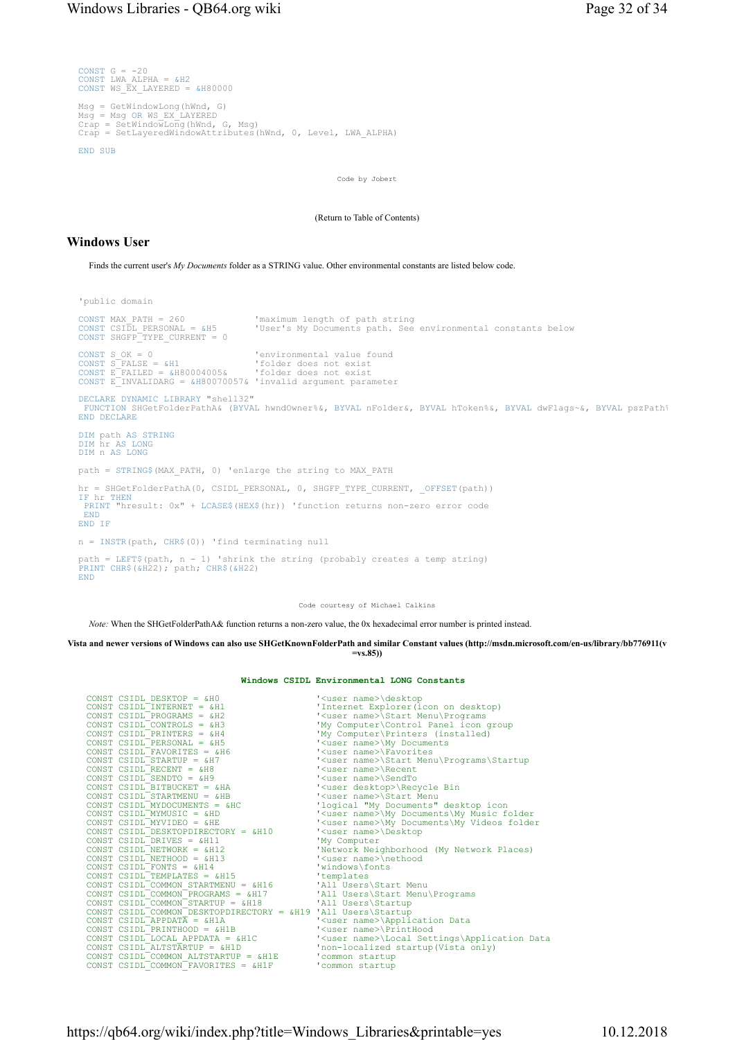```
CONST G = -20
CONST LWA_ALPHA = &H2
CONST WS_EX_LAYERED = &H80000

Msg = GetWindowLong(hWnd, G)
Msg = Msg OR WS_EX_LAYERED
Crap = SetWindowLong(hWnd, G, Msg)
Crap = SetLayeredWindowAttributes(hWnd, 0, Level, LWA_ALPHA)

END SUB
```

Code by Jobert

(Return to Table of Contents)

## Windows User

Finds the current user's *My Documents* folder as a STRING value. Other environmental constants are listed below code.

```
'public domain

CONST MAX_PATH = 260             'maximum length of path string
CONST CSIDL_PERSONAL = &H5       'User's My Documents path. See environmental constants below
CONST SHGFP_TYPE_CURRENT = 0

CONST S_OK = 0                   'environmental value found
CONST S_FALSE = &H1              'folder does not exist
CONST E_FAILED = &H80004005&     'folder does not exist
CONST E_INVALIDARG = &H80070057& 'invalid argument parameter

DECLARE DYNAMIC LIBRARY "shell32"
 FUNCTION SHGetFolderPathA& (BYVAL hwndOwner%&, BYVAL nFolder&, BYVAL hToken%&, BYVAL dwFlags~&, BYVAL pszPath%
END DECLARE

DIM path AS STRING
DIM hr AS LONG
DIM n AS LONG

path = STRING$(MAX_PATH, 0) 'enlarge the string to MAX_PATH

hr = SHGetFolderPathA(0, CSIDL_PERSONAL, 0, SHGFP_TYPE_CURRENT, _OFFSET(path))
IF hr THEN
 PRINT "hresult: 0x" + LCASE$(HEX$(hr)) 'function returns non-zero error code
 END
END IF

n = INSTR(path, CHR$(0)) 'find terminating null

path = LEFT$(path, n - 1) 'shrink the string (probably creates a temp string)
PRINT CHR$(&H22); path; CHR$(&H22)
END
```

Code courtesy of Michael Calkins

*Note:* When the SHGetFolderPathA& function returns a non-zero value, the 0x hexadecimal error number is printed instead.

**Vista and newer versions of Windows can also use SHGetKnownFolderPath and similar Constant values (http://msdn.microsoft.com/en-us/library/bb776911(v=vs.85))**

**Windows CSIDL Environmental LONG Constants**

```
CONST CSIDL_DESKTOP = &H0                     '<user name>\desktop
CONST CSIDL_INTERNET = &H1                    'Internet Explorer(icon on desktop)
CONST CSIDL_PROGRAMS = &H2                    '<user name>\Start Menu\Programs
CONST CSIDL_CONTROLS = &H3                    'My Computer\Control Panel icon group
CONST CSIDL_PRINTERS = &H4                    'My Computer\Printers (installed)
CONST CSIDL_PERSONAL = &H5                    '<user name>\My Documents
CONST CSIDL_FAVORITES = &H6                   '<user name>\Favorites
CONST CSIDL_STARTUP = &H7                     '<user name>\Start Menu\Programs\Startup
CONST CSIDL_RECENT = &H8                      '<user name>\Recent
CONST CSIDL_SENDTO = &H9                      '<user name>\SendTo
CONST CSIDL_BITBUCKET = &HA                   '<user desktop>\Recycle Bin
CONST CSIDL_STARTMENU = &HB                   '<user name>\Start Menu
CONST CSIDL_MYDOCUMENTS = &HC                 'logical "My Documents" desktop icon
CONST CSIDL_MYMUSIC = &HD                     '<user name>\My Documents\My Music folder
CONST CSIDL_MYVIDEO = &HE                     '<user name>\My Documents\My Videos folder
CONST CSIDL_DESKTOPDIRECTORY = &H10           '<user name>\Desktop
CONST CSIDL_DRIVES = &H11                     'My Computer
CONST CSIDL_NETWORK = &H12                    'Network Neighborhood (My Network Places)
CONST CSIDL_NETHOOD = &H13                    '<user name>\nethood
CONST CSIDL_FONTS = &H14                      'windows\fonts
CONST CSIDL_TEMPLATES = &H15                  'templates
CONST CSIDL_COMMON_STARTMENU = &H16           'All Users\Start Menu
CONST CSIDL_COMMON_PROGRAMS = &H17            'All Users\Start Menu\Programs
CONST CSIDL_COMMON_STARTUP = &H18             'All Users\Startup
CONST CSIDL_COMMON_DESKTOPDIRECTORY = &H19    'All Users\Startup
CONST CSIDL_APPDATA = &H1A                    '<user name>\Application Data
CONST CSIDL_PRINTHOOD = &H1B                  '<user name>\PrintHood
CONST CSIDL_LOCAL_APPDATA = &H1C              '<user name>\Local Settings\Application Data
CONST CSIDL_ALTSTARTUP = &H1D                 'non-localized startup(Vista only)
CONST CSIDL_COMMON_ALTSTARTUP = &H1E          'common startup
CONST CSIDL_COMMON_FAVORITES = &H1F           'common startup
```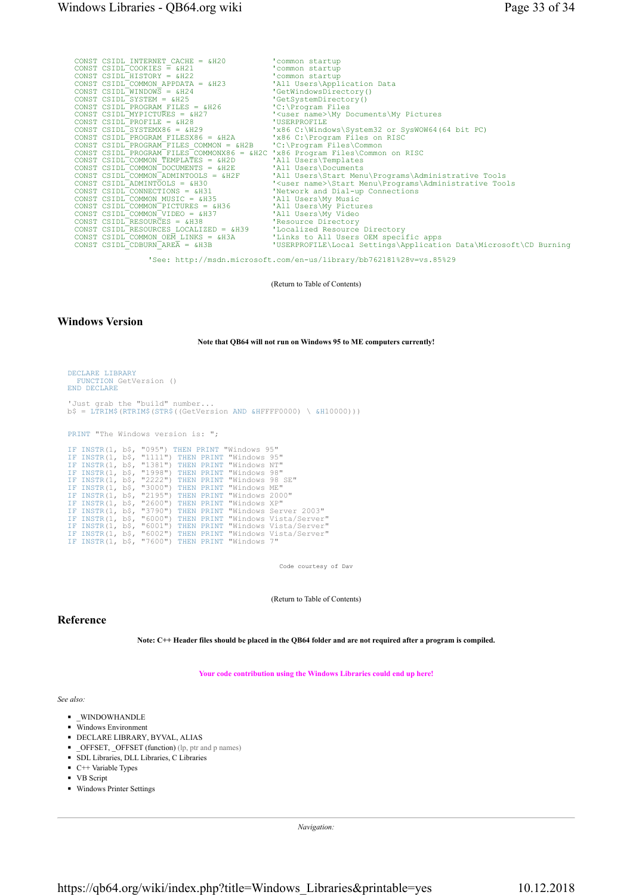```
CONST CSIDL_INTERNET_CACHE = &H20          'common startup
CONST CSIDL_COOKIES = &H21                 'common startup
CONST CSIDL_HISTORY = &H22                 'common startup
CONST CSIDL_COMMON_APPDATA = &H23          'All Users\Application Data
CONST CSIDL_WINDOWS = &H24                 'GetWindowsDirectory()
CONST CSIDL_SYSTEM = &H25                  'GetSystemDirectory()
CONST CSIDL_PROGRAM_FILES = &H26           'C:\Program Files
CONST CSIDL_MYPICTURES = &H27              '<user name>\My Documents\My Pictures
CONST CSIDL_PROFILE = &H28                 'USERPROFILE
CONST CSIDL_SYSTEMX86 = &H29               'x86 C:\Windows\System32 or SysWOW64(64 bit PC)
CONST CSIDL_PROGRAM_FILESX86 = &H2A        'x86 C:\Program Files on RISC
CONST CSIDL_PROGRAM_FILES_COMMON = &H2B    'C:\Program Files\Common
CONST CSIDL_PROGRAM_FILES_COMMONX86 = &H2C 'x86 Program Files\Common on RISC
CONST CSIDL_COMMON_TEMPLATES = &H2D        'All Users\Templates
CONST CSIDL_COMMON_DOCUMENTS = &H2E        'All Users\Documents
CONST CSIDL_COMMON_ADMINTOOLS = &H2F       'All Users\Start Menu\Programs\Administrative Tools
CONST CSIDL_ADMINTOOLS = &H30              '<user name>\Start Menu\Programs\Administrative Tools
CONST CSIDL_CONNECTIONS = &H31             'Network and Dial-up Connections
CONST CSIDL_COMMON_MUSIC = &H35            'All Users\My Music
CONST CSIDL_COMMON_PICTURES = &H36         'All Users\My Pictures
CONST CSIDL_COMMON_VIDEO = &H37            'All Users\My Video
CONST CSIDL_RESOURCES = &H38               'Resource Directory
CONST CSIDL_RESOURCES_LOCALIZED = &H39     'Localized Resource Directory
CONST CSIDL_COMMON_OEM_LINKS = &H3A        'Links to All Users OEM specific apps
CONST CSIDL_CDBURN_AREA = &H3B             'USERPROFILE\Local Settings\Application Data\Microsoft\CD Burning

                'See: http://msdn.microsoft.com/en-us/library/bb762181%28v=vs.85%29
```

(Return to Table of Contents)

## Windows Version

**Note that QB64 will not run on Windows 95 to ME computers currently!**

```
DECLARE LIBRARY
  FUNCTION GetVersion ()
END DECLARE

'Just grab the "build" number...
b$ = LTRIM$(RTRIM$(STR$((GetVersion AND &HFFFF0000) \ &H10000)))

PRINT "The Windows version is: ";

IF INSTR(1, b$, "095") THEN PRINT "Windows 95"
IF INSTR(1, b$, "1111") THEN PRINT "Windows 95"
IF INSTR(1, b$, "1381") THEN PRINT "Windows NT"
IF INSTR(1, b$, "1998") THEN PRINT "Windows 98"
IF INSTR(1, b$, "2222") THEN PRINT "Windows 98 SE"
IF INSTR(1, b$, "3000") THEN PRINT "Windows ME"
IF INSTR(1, b$, "2195") THEN PRINT "Windows 2000"
IF INSTR(1, b$, "2600") THEN PRINT "Windows XP"
IF INSTR(1, b$, "3790") THEN PRINT "Windows Server 2003"
IF INSTR(1, b$, "6000") THEN PRINT "Windows Vista/Server"
IF INSTR(1, b$, "6001") THEN PRINT "Windows Vista/Server"
IF INSTR(1, b$, "6002") THEN PRINT "Windows Vista/Server"
IF INSTR(1, b$, "7600") THEN PRINT "Windows 7"

                    Code courtesy of Dav
```

(Return to Table of Contents)

## Reference

**Note: C++ Header files should be placed in the QB64 folder and are not required after a program is compiled.**

**Your code contribution using the Windows Libraries could end up here!**

*See also:*

- _WINDOWHANDLE
- Windows Environment
- DECLARE LIBRARY, BYVAL, ALIAS
- _OFFSET, _OFFSET (function) (lp, ptr and p names)
- SDL Libraries, DLL Libraries, C Libraries
- C++ Variable Types
- VB Script
- Windows Printer Settings

*Navigation:*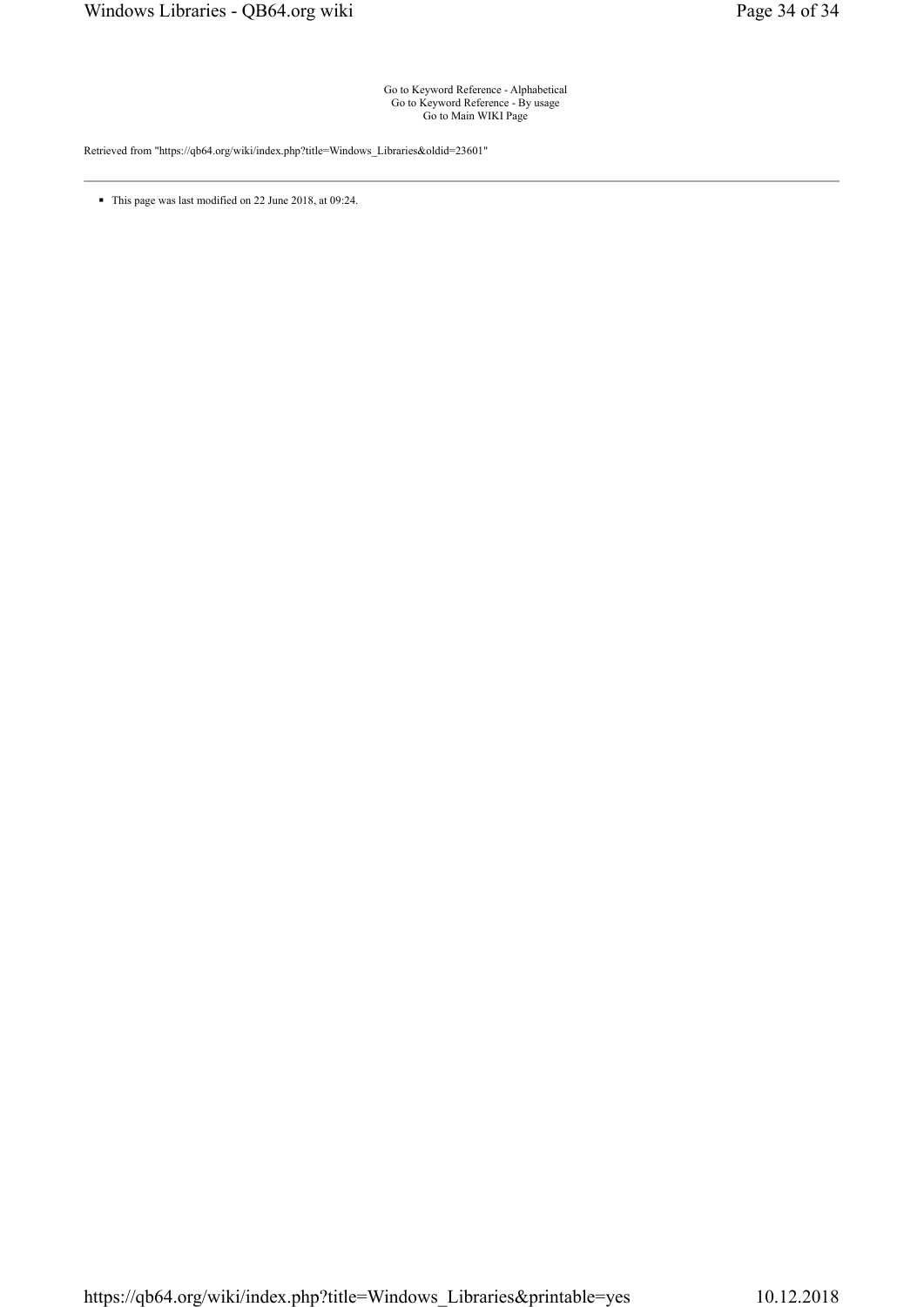Go to Keyword Reference - Alphabetical
Go to Keyword Reference - By usage
Go to Main WIKI Page

Retrieved from "https://qb64.org/wiki/index.php?title=Windows_Libraries&oldid=23601"

---

- This page was last modified on 22 June 2018, at 09:24.